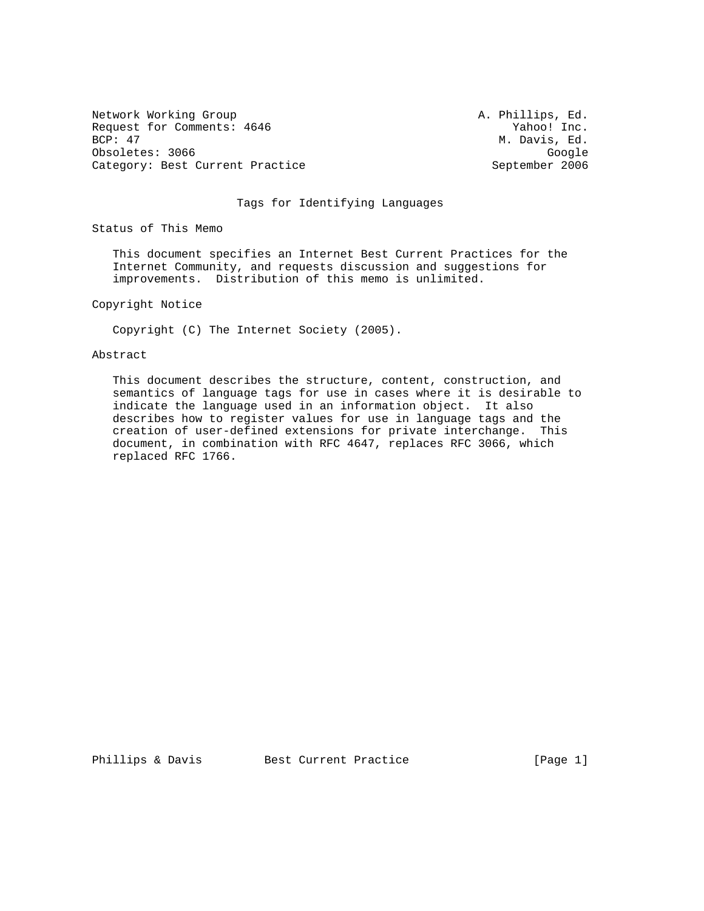Network Working Group A. Phillips, Ed.
Request for Comments: 4646 Yahoo! Inc.
BCP: 47 M. Davis, Ed.
Obsoletes: 3066 Google
Category: Best Current Practice September 2006

# Tags for Identifying Languages

## Status of This Memo

This document specifies an Internet Best Current Practices for the Internet Community, and requests discussion and suggestions for improvements. Distribution of this memo is unlimited.

## Copyright Notice

Copyright (C) The Internet Society (2005).

## Abstract

This document describes the structure, content, construction, and semantics of language tags for use in cases where it is desirable to indicate the language used in an information object. It also describes how to register values for use in language tags and the creation of user-defined extensions for private interchange. This document, in combination with RFC 4647, replaces RFC 3066, which replaced RFC 1766.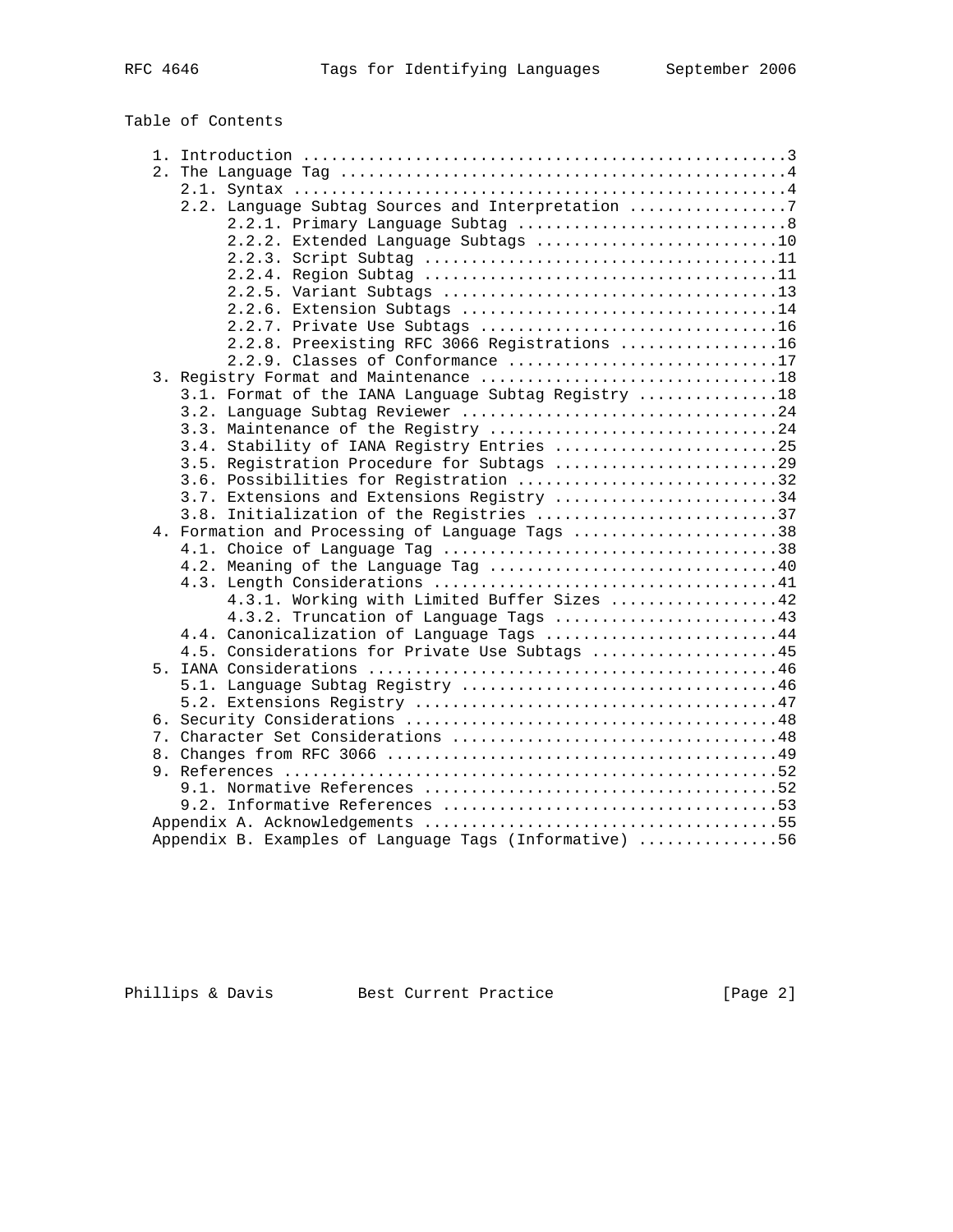Table of Contents

```
   1. Introduction ....................................................3
   2. The Language Tag ................................................4
      2.1. Syntax .....................................................4
      2.2. Language Subtag Sources and Interpretation .................7
           2.2.1. Primary Language Subtag .............................8
           2.2.2. Extended Language Subtags ..........................10
           2.2.3. Script Subtag ......................................11
           2.2.4. Region Subtag ......................................11
           2.2.5. Variant Subtags ....................................13
           2.2.6. Extension Subtags ..................................14
           2.2.7. Private Use Subtags ................................16
           2.2.8. Preexisting RFC 3066 Registrations .................16
           2.2.9. Classes of Conformance .............................17
   3. Registry Format and Maintenance ................................18
      3.1. Format of the IANA Language Subtag Registry ...............18
      3.2. Language Subtag Reviewer ..................................24
      3.3. Maintenance of the Registry ...............................24
      3.4. Stability of IANA Registry Entries ........................25
      3.5. Registration Procedure for Subtags ........................29
      3.6. Possibilities for Registration ............................32
      3.7. Extensions and Extensions Registry ........................34
      3.8. Initialization of the Registries ..........................37
   4. Formation and Processing of Language Tags ......................38
      4.1. Choice of Language Tag ....................................38
      4.2. Meaning of the Language Tag ...............................40
      4.3. Length Considerations .....................................41
           4.3.1. Working with Limited Buffer Sizes ..................42
           4.3.2. Truncation of Language Tags ........................43
      4.4. Canonicalization of Language Tags .........................44
      4.5. Considerations for Private Use Subtags ....................45
   5. IANA Considerations ............................................46
      5.1. Language Subtag Registry ..................................46
      5.2. Extensions Registry .......................................47
   6. Security Considerations ........................................48
   7. Character Set Considerations ...................................48
   8. Changes from RFC 3066 ..........................................49
   9. References .....................................................52
      9.1. Normative References ......................................52
      9.2. Informative References ....................................53
   Appendix A. Acknowledgements ......................................55
   Appendix B. Examples of Language Tags (Informative) ...............56
```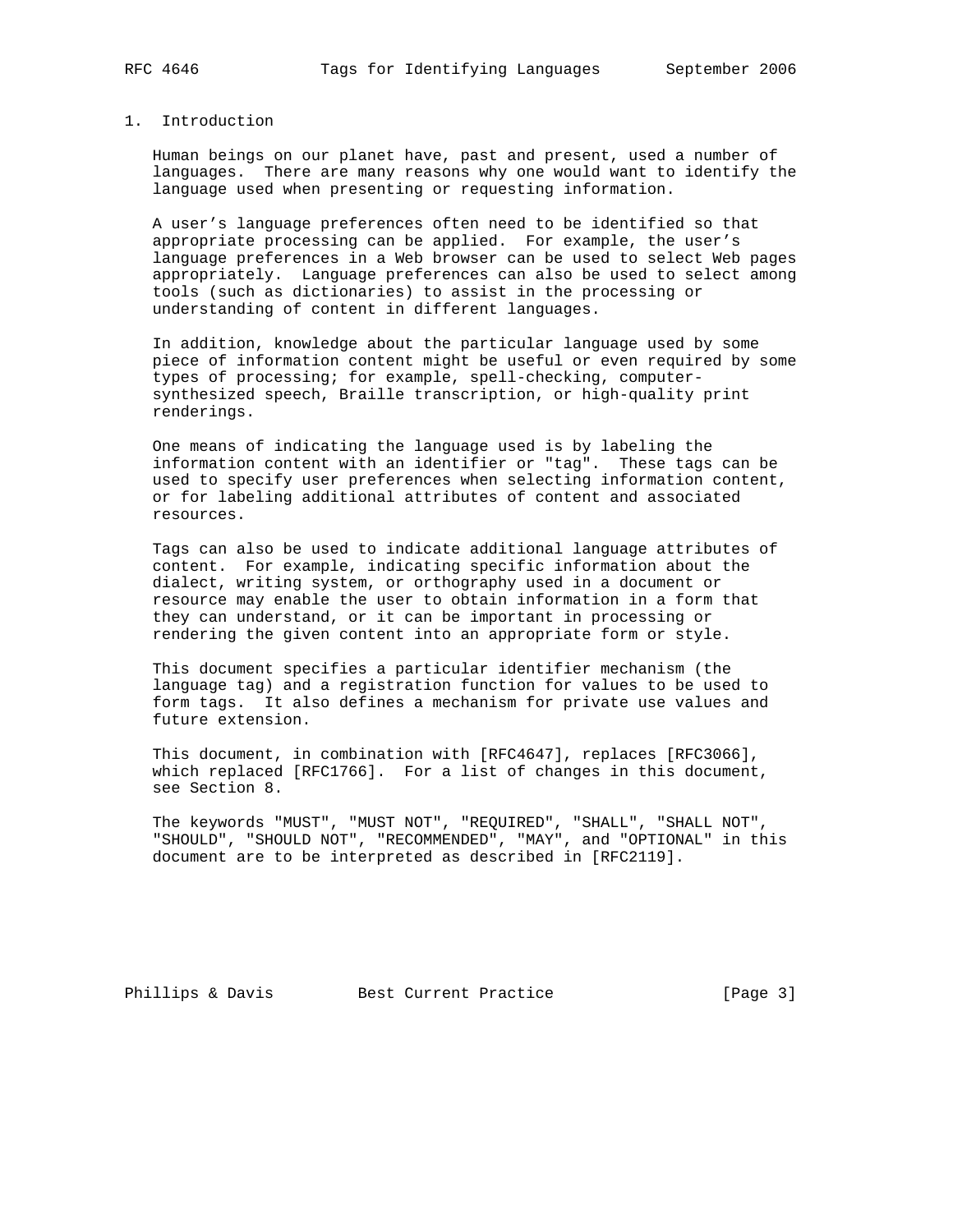# 1. Introduction

Human beings on our planet have, past and present, used a number of languages. There are many reasons why one would want to identify the language used when presenting or requesting information.

A user’s language preferences often need to be identified so that appropriate processing can be applied. For example, the user’s language preferences in a Web browser can be used to select Web pages appropriately. Language preferences can also be used to select among tools (such as dictionaries) to assist in the processing or understanding of content in different languages.

In addition, knowledge about the particular language used by some piece of information content might be useful or even required by some types of processing; for example, spell-checking, computer-synthesized speech, Braille transcription, or high-quality print renderings.

One means of indicating the language used is by labeling the information content with an identifier or "tag". These tags can be used to specify user preferences when selecting information content, or for labeling additional attributes of content and associated resources.

Tags can also be used to indicate additional language attributes of content. For example, indicating specific information about the dialect, writing system, or orthography used in a document or resource may enable the user to obtain information in a form that they can understand, or it can be important in processing or rendering the given content into an appropriate form or style.

This document specifies a particular identifier mechanism (the language tag) and a registration function for values to be used to form tags. It also defines a mechanism for private use values and future extension.

This document, in combination with [RFC4647], replaces [RFC3066], which replaced [RFC1766]. For a list of changes in this document, see Section 8.

The keywords "MUST", "MUST NOT", "REQUIRED", "SHALL", "SHALL NOT", "SHOULD", "SHOULD NOT", "RECOMMENDED", "MAY", and "OPTIONAL" in this document are to be interpreted as described in [RFC2119].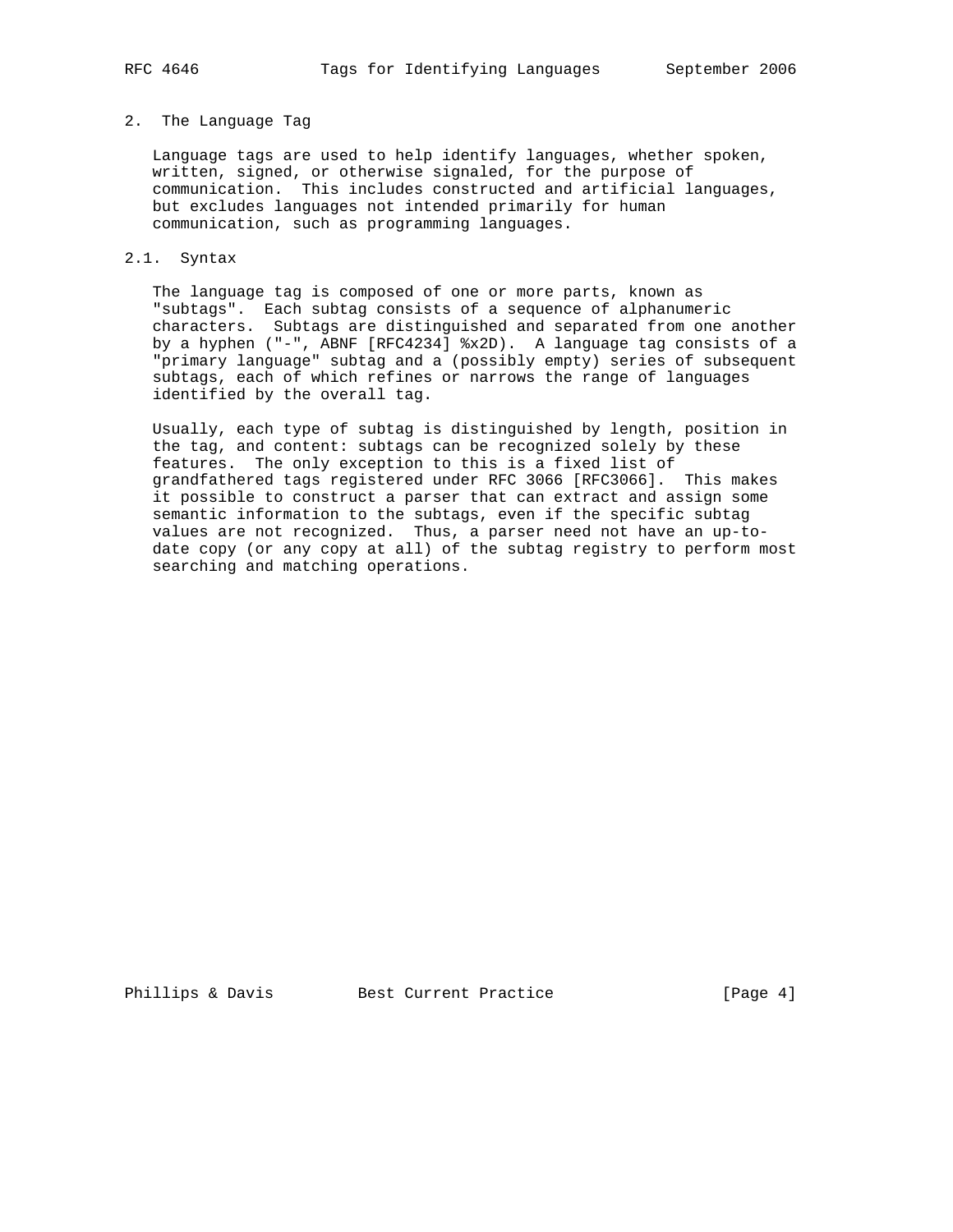## 2. The Language Tag

Language tags are used to help identify languages, whether spoken, written, signed, or otherwise signaled, for the purpose of communication. This includes constructed and artificial languages, but excludes languages not intended primarily for human communication, such as programming languages.

### 2.1. Syntax

The language tag is composed of one or more parts, known as "subtags". Each subtag consists of a sequence of alphanumeric characters. Subtags are distinguished and separated from one another by a hyphen ("-", ABNF [RFC4234] %x2D). A language tag consists of a "primary language" subtag and a (possibly empty) series of subsequent subtags, each of which refines or narrows the range of languages identified by the overall tag.

Usually, each type of subtag is distinguished by length, position in the tag, and content: subtags can be recognized solely by these features. The only exception to this is a fixed list of grandfathered tags registered under RFC 3066 [RFC3066]. This makes it possible to construct a parser that can extract and assign some semantic information to the subtags, even if the specific subtag values are not recognized. Thus, a parser need not have an up-to-date copy (or any copy at all) of the subtag registry to perform most searching and matching operations.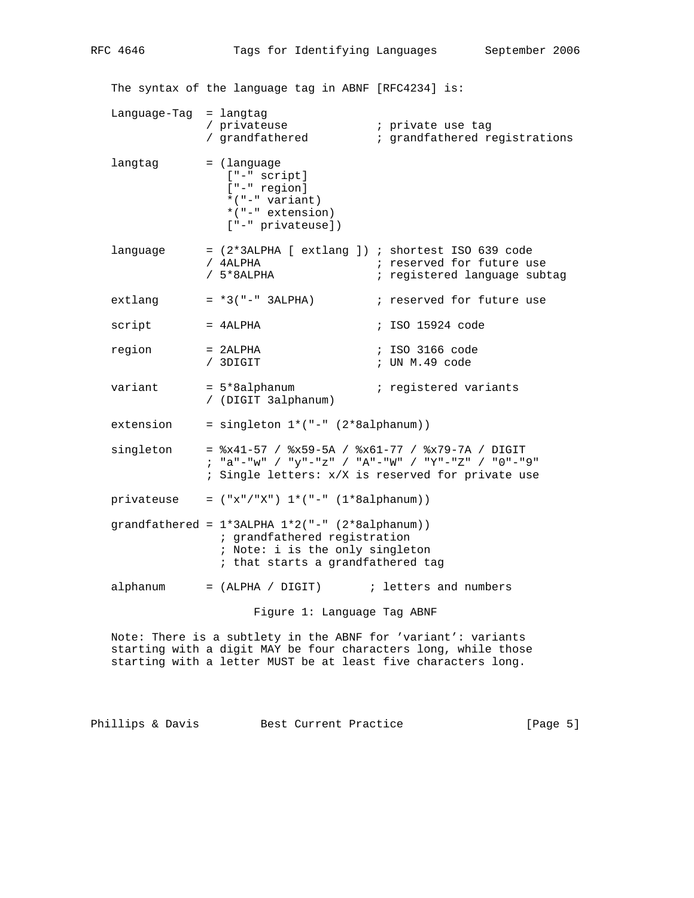The syntax of the language tag in ABNF [RFC4234] is:

```
Language-Tag  = langtag
              / privateuse             ; private use tag
              / grandfathered          ; grandfathered registrations

langtag       = (language
                 ["-" script]
                 ["-" region]
                 *("-" variant)
                 *("-" extension)
                 ["-" privateuse])

language      = (2*3ALPHA [ extlang ]) ; shortest ISO 639 code
              / 4ALPHA                 ; reserved for future use
              / 5*8ALPHA               ; registered language subtag

extlang       = *3("-" 3ALPHA)         ; reserved for future use

script        = 4ALPHA                 ; ISO 15924 code

region        = 2ALPHA                 ; ISO 3166 code
              / 3DIGIT                 ; UN M.49 code

variant       = 5*8alphanum            ; registered variants
              / (DIGIT 3alphanum)

extension     = singleton 1*("-" (2*8alphanum))

singleton     = %x41-57 / %x59-5A / %x61-77 / %x79-7A / DIGIT
              ; "a"-"w" / "y"-"z" / "A"-"W" / "Y"-"Z" / "0"-"9"
              ; Single letters: x/X is reserved for private use

privateuse    = ("x"/"X") 1*("-" (1*8alphanum))

grandfathered = 1*3ALPHA 1*2("-" (2*8alphanum))
                ; grandfathered registration
                ; Note: i is the only singleton
                ; that starts a grandfathered tag

alphanum      = (ALPHA / DIGIT)       ; letters and numbers
```

Figure 1: Language Tag ABNF

Note: There is a subtlety in the ABNF for 'variant': variants starting with a digit MAY be four characters long, while those starting with a letter MUST be at least five characters long.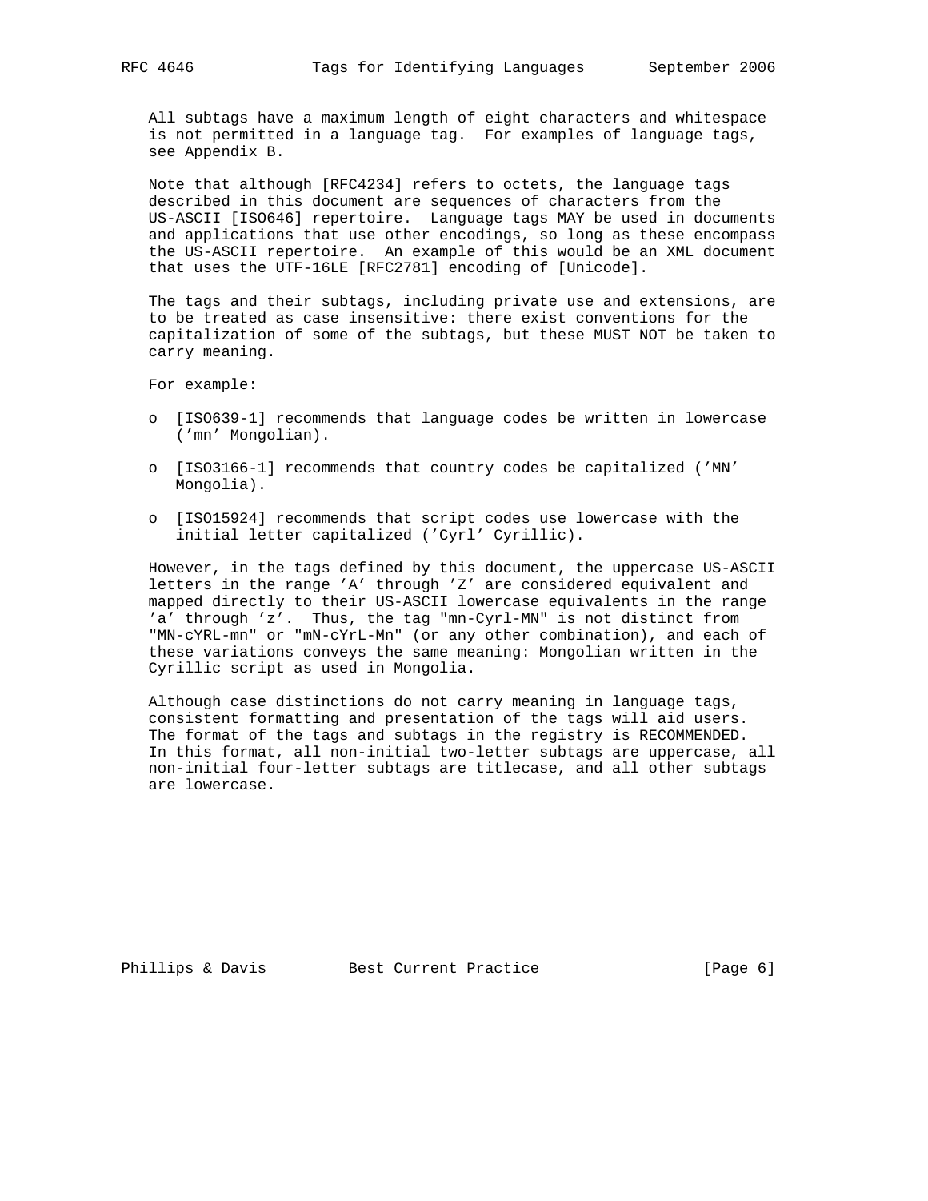All subtags have a maximum length of eight characters and whitespace is not permitted in a language tag. For examples of language tags, see Appendix B.

Note that although [RFC4234] refers to octets, the language tags described in this document are sequences of characters from the US-ASCII [ISO646] repertoire. Language tags MAY be used in documents and applications that use other encodings, so long as these encompass the US-ASCII repertoire. An example of this would be an XML document that uses the UTF-16LE [RFC2781] encoding of [Unicode].

The tags and their subtags, including private use and extensions, are to be treated as case insensitive: there exist conventions for the capitalization of some of the subtags, but these MUST NOT be taken to carry meaning.

For example:

- [ISO639-1] recommends that language codes be written in lowercase ('mn' Mongolian).
- [ISO3166-1] recommends that country codes be capitalized ('MN' Mongolia).
- [ISO15924] recommends that script codes use lowercase with the initial letter capitalized ('Cyrl' Cyrillic).

However, in the tags defined by this document, the uppercase US-ASCII letters in the range 'A' through 'Z' are considered equivalent and mapped directly to their US-ASCII lowercase equivalents in the range 'a' through 'z'. Thus, the tag "mn-Cyrl-MN" is not distinct from "MN-cYRL-mn" or "mN-cYrL-Mn" (or any other combination), and each of these variations conveys the same meaning: Mongolian written in the Cyrillic script as used in Mongolia.

Although case distinctions do not carry meaning in language tags, consistent formatting and presentation of the tags will aid users. The format of the tags and subtags in the registry is RECOMMENDED. In this format, all non-initial two-letter subtags are uppercase, all non-initial four-letter subtags are titlecase, and all other subtags are lowercase.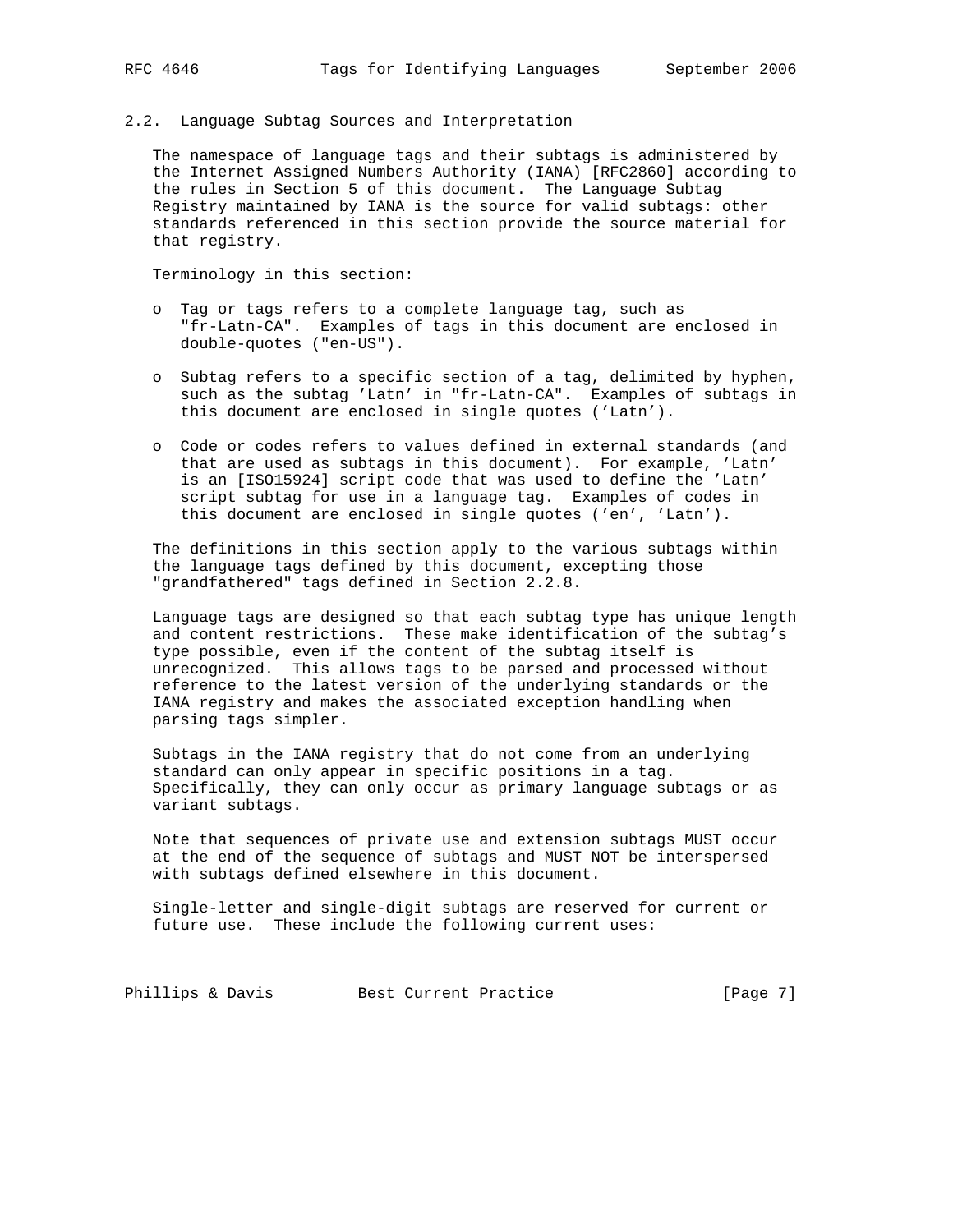## 2.2. Language Subtag Sources and Interpretation

The namespace of language tags and their subtags is administered by the Internet Assigned Numbers Authority (IANA) [RFC2860] according to the rules in Section 5 of this document. The Language Subtag Registry maintained by IANA is the source for valid subtags: other standards referenced in this section provide the source material for that registry.

Terminology in this section:

- Tag or tags refers to a complete language tag, such as "fr-Latn-CA". Examples of tags in this document are enclosed in double-quotes ("en-US").

- Subtag refers to a specific section of a tag, delimited by hyphen, such as the subtag 'Latn' in "fr-Latn-CA". Examples of subtags in this document are enclosed in single quotes ('Latn').

- Code or codes refers to values defined in external standards (and that are used as subtags in this document). For example, 'Latn' is an [ISO15924] script code that was used to define the 'Latn' script subtag for use in a language tag. Examples of codes in this document are enclosed in single quotes ('en', 'Latn').

The definitions in this section apply to the various subtags within the language tags defined by this document, excepting those "grandfathered" tags defined in Section 2.2.8.

Language tags are designed so that each subtag type has unique length and content restrictions. These make identification of the subtag's type possible, even if the content of the subtag itself is unrecognized. This allows tags to be parsed and processed without reference to the latest version of the underlying standards or the IANA registry and makes the associated exception handling when parsing tags simpler.

Subtags in the IANA registry that do not come from an underlying standard can only appear in specific positions in a tag. Specifically, they can only occur as primary language subtags or as variant subtags.

Note that sequences of private use and extension subtags MUST occur at the end of the sequence of subtags and MUST NOT be interspersed with subtags defined elsewhere in this document.

Single-letter and single-digit subtags are reserved for current or future use. These include the following current uses: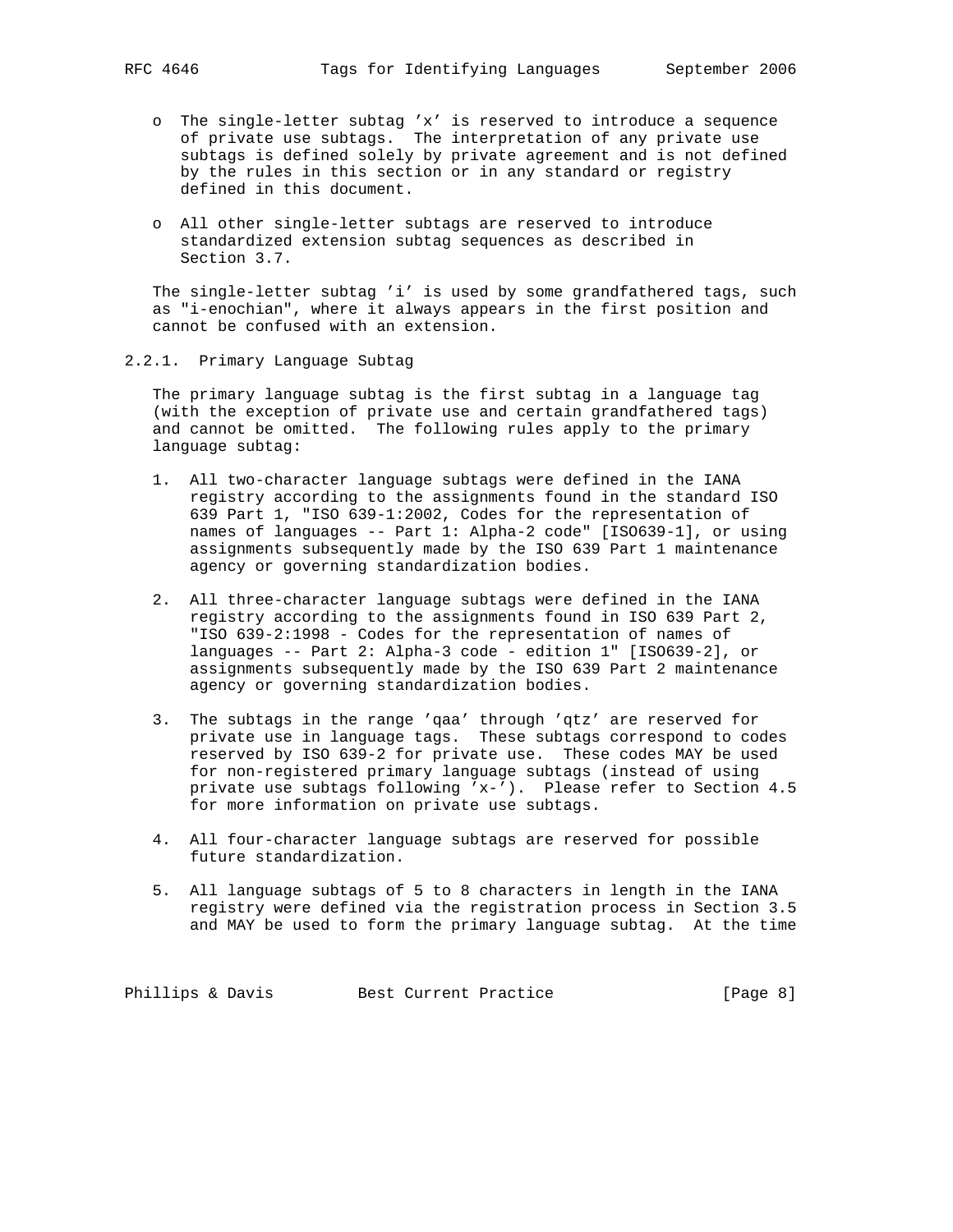- The single-letter subtag 'x' is reserved to introduce a sequence of private use subtags. The interpretation of any private use subtags is defined solely by private agreement and is not defined by the rules in this section or in any standard or registry defined in this document.

- All other single-letter subtags are reserved to introduce standardized extension subtag sequences as described in Section 3.7.

The single-letter subtag 'i' is used by some grandfathered tags, such as "i-enochian", where it always appears in the first position and cannot be confused with an extension.

### 2.2.1. Primary Language Subtag

The primary language subtag is the first subtag in a language tag (with the exception of private use and certain grandfathered tags) and cannot be omitted. The following rules apply to the primary language subtag:

1. All two-character language subtags were defined in the IANA registry according to the assignments found in the standard ISO 639 Part 1, "ISO 639-1:2002, Codes for the representation of names of languages -- Part 1: Alpha-2 code" [ISO639-1], or using assignments subsequently made by the ISO 639 Part 1 maintenance agency or governing standardization bodies.

2. All three-character language subtags were defined in the IANA registry according to the assignments found in ISO 639 Part 2, "ISO 639-2:1998 - Codes for the representation of names of languages -- Part 2: Alpha-3 code - edition 1" [ISO639-2], or assignments subsequently made by the ISO 639 Part 2 maintenance agency or governing standardization bodies.

3. The subtags in the range 'qaa' through 'qtz' are reserved for private use in language tags. These subtags correspond to codes reserved by ISO 639-2 for private use. These codes MAY be used for non-registered primary language subtags (instead of using private use subtags following 'x-'). Please refer to Section 4.5 for more information on private use subtags.

4. All four-character language subtags are reserved for possible future standardization.

5. All language subtags of 5 to 8 characters in length in the IANA registry were defined via the registration process in Section 3.5 and MAY be used to form the primary language subtag. At the time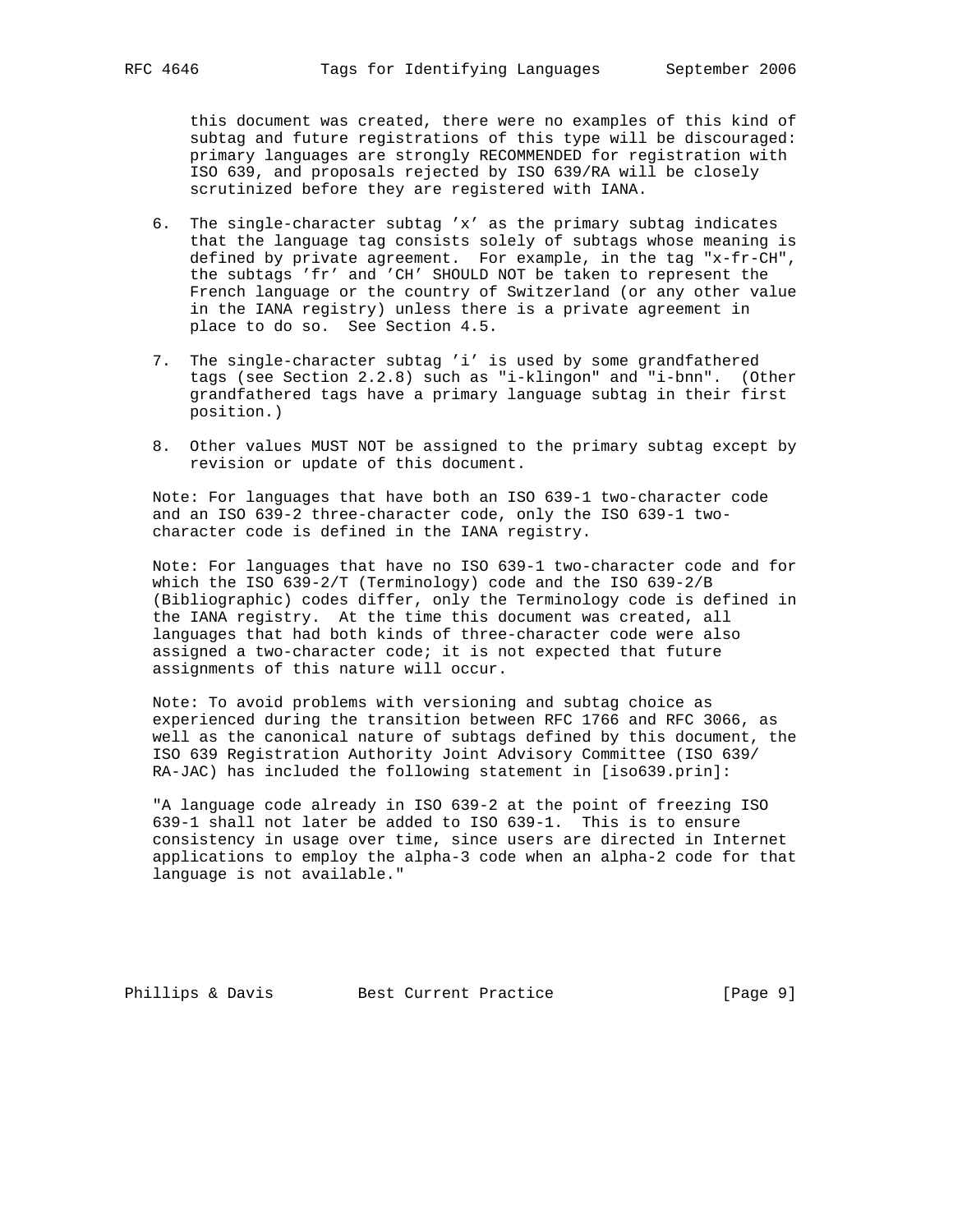this document was created, there were no examples of this kind of subtag and future registrations of this type will be discouraged: primary languages are strongly RECOMMENDED for registration with ISO 639, and proposals rejected by ISO 639/RA will be closely scrutinized before they are registered with IANA.

6. The single-character subtag 'x' as the primary subtag indicates that the language tag consists solely of subtags whose meaning is defined by private agreement. For example, in the tag "x-fr-CH", the subtags 'fr' and 'CH' SHOULD NOT be taken to represent the French language or the country of Switzerland (or any other value in the IANA registry) unless there is a private agreement in place to do so. See Section 4.5.

7. The single-character subtag 'i' is used by some grandfathered tags (see Section 2.2.8) such as "i-klingon" and "i-bnn". (Other grandfathered tags have a primary language subtag in their first position.)

8. Other values MUST NOT be assigned to the primary subtag except by revision or update of this document.

Note: For languages that have both an ISO 639-1 two-character code and an ISO 639-2 three-character code, only the ISO 639-1 two-character code is defined in the IANA registry.

Note: For languages that have no ISO 639-1 two-character code and for which the ISO 639-2/T (Terminology) code and the ISO 639-2/B (Bibliographic) codes differ, only the Terminology code is defined in the IANA registry. At the time this document was created, all languages that had both kinds of three-character code were also assigned a two-character code; it is not expected that future assignments of this nature will occur.

Note: To avoid problems with versioning and subtag choice as experienced during the transition between RFC 1766 and RFC 3066, as well as the canonical nature of subtags defined by this document, the ISO 639 Registration Authority Joint Advisory Committee (ISO 639/RA-JAC) has included the following statement in [iso639.prin]:

"A language code already in ISO 639-2 at the point of freezing ISO 639-1 shall not later be added to ISO 639-1. This is to ensure consistency in usage over time, since users are directed in Internet applications to employ the alpha-3 code when an alpha-2 code for that language is not available."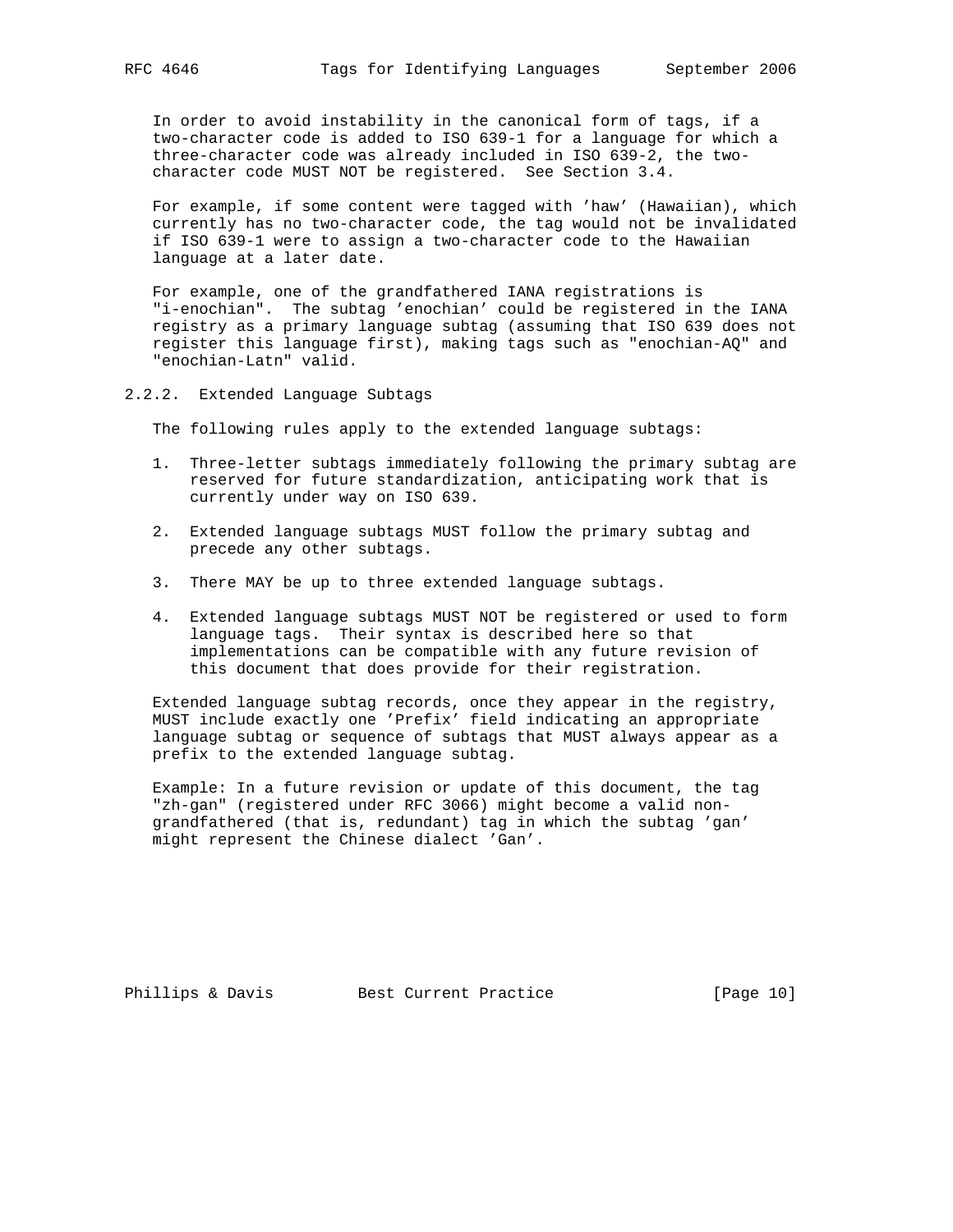In order to avoid instability in the canonical form of tags, if a two-character code is added to ISO 639-1 for a language for which a three-character code was already included in ISO 639-2, the two-character code MUST NOT be registered. See Section 3.4.

For example, if some content were tagged with 'haw' (Hawaiian), which currently has no two-character code, the tag would not be invalidated if ISO 639-1 were to assign a two-character code to the Hawaiian language at a later date.

For example, one of the grandfathered IANA registrations is "i-enochian". The subtag 'enochian' could be registered in the IANA registry as a primary language subtag (assuming that ISO 639 does not register this language first), making tags such as "enochian-AQ" and "enochian-Latn" valid.

### 2.2.2. Extended Language Subtags

The following rules apply to the extended language subtags:

1. Three-letter subtags immediately following the primary subtag are reserved for future standardization, anticipating work that is currently under way on ISO 639.

2. Extended language subtags MUST follow the primary subtag and precede any other subtags.

3. There MAY be up to three extended language subtags.

4. Extended language subtags MUST NOT be registered or used to form language tags. Their syntax is described here so that implementations can be compatible with any future revision of this document that does provide for their registration.

Extended language subtag records, once they appear in the registry, MUST include exactly one 'Prefix' field indicating an appropriate language subtag or sequence of subtags that MUST always appear as a prefix to the extended language subtag.

Example: In a future revision or update of this document, the tag "zh-gan" (registered under RFC 3066) might become a valid non-grandfathered (that is, redundant) tag in which the subtag 'gan' might represent the Chinese dialect 'Gan'.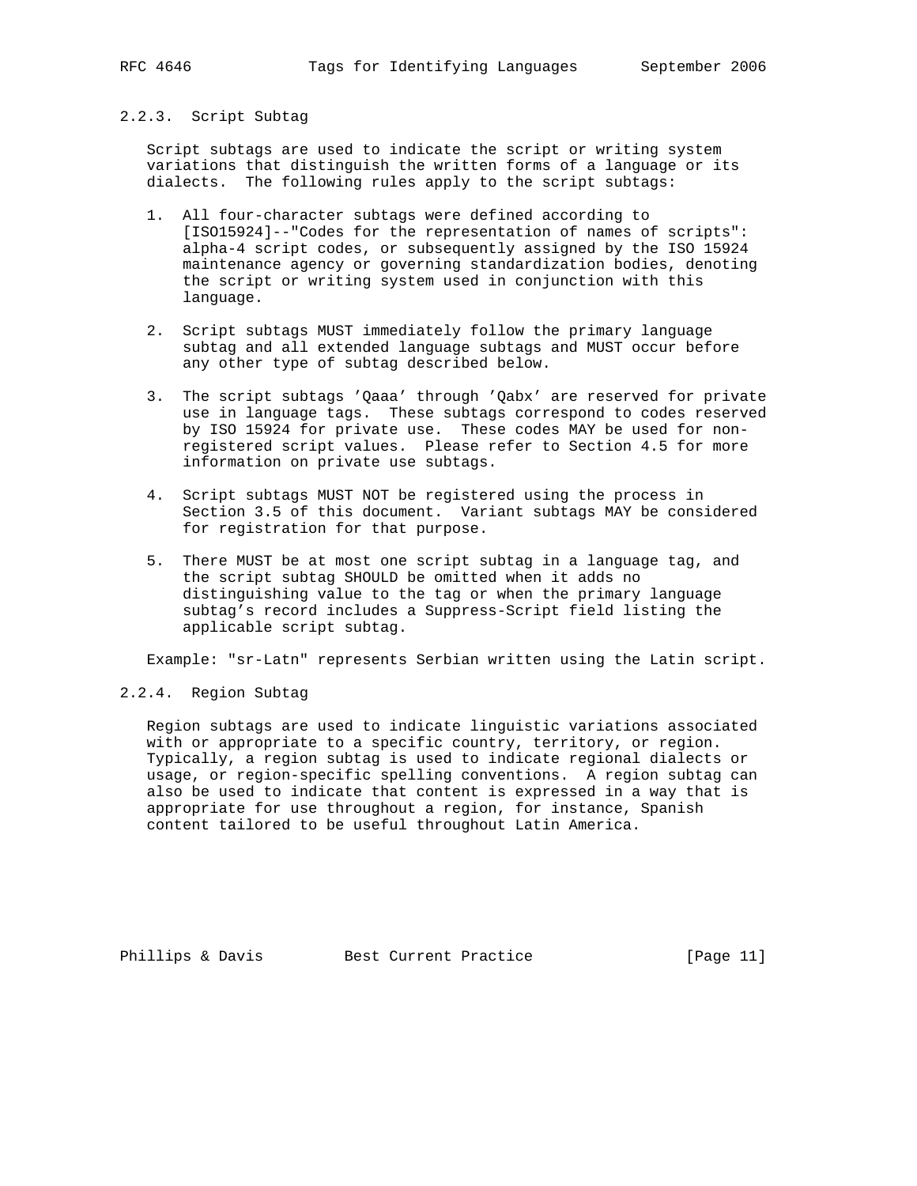### 2.2.3. Script Subtag

Script subtags are used to indicate the script or writing system variations that distinguish the written forms of a language or its dialects. The following rules apply to the script subtags:

1. All four-character subtags were defined according to [ISO15924]--"Codes for the representation of names of scripts": alpha-4 script codes, or subsequently assigned by the ISO 15924 maintenance agency or governing standardization bodies, denoting the script or writing system used in conjunction with this language.

2. Script subtags MUST immediately follow the primary language subtag and all extended language subtags and MUST occur before any other type of subtag described below.

3. The script subtags 'Qaaa' through 'Qabx' are reserved for private use in language tags. These subtags correspond to codes reserved by ISO 15924 for private use. These codes MAY be used for non-registered script values. Please refer to Section 4.5 for more information on private use subtags.

4. Script subtags MUST NOT be registered using the process in Section 3.5 of this document. Variant subtags MAY be considered for registration for that purpose.

5. There MUST be at most one script subtag in a language tag, and the script subtag SHOULD be omitted when it adds no distinguishing value to the tag or when the primary language subtag's record includes a Suppress-Script field listing the applicable script subtag.

Example: "sr-Latn" represents Serbian written using the Latin script.

### 2.2.4. Region Subtag

Region subtags are used to indicate linguistic variations associated with or appropriate to a specific country, territory, or region. Typically, a region subtag is used to indicate regional dialects or usage, or region-specific spelling conventions. A region subtag can also be used to indicate that content is expressed in a way that is appropriate for use throughout a region, for instance, Spanish content tailored to be useful throughout Latin America.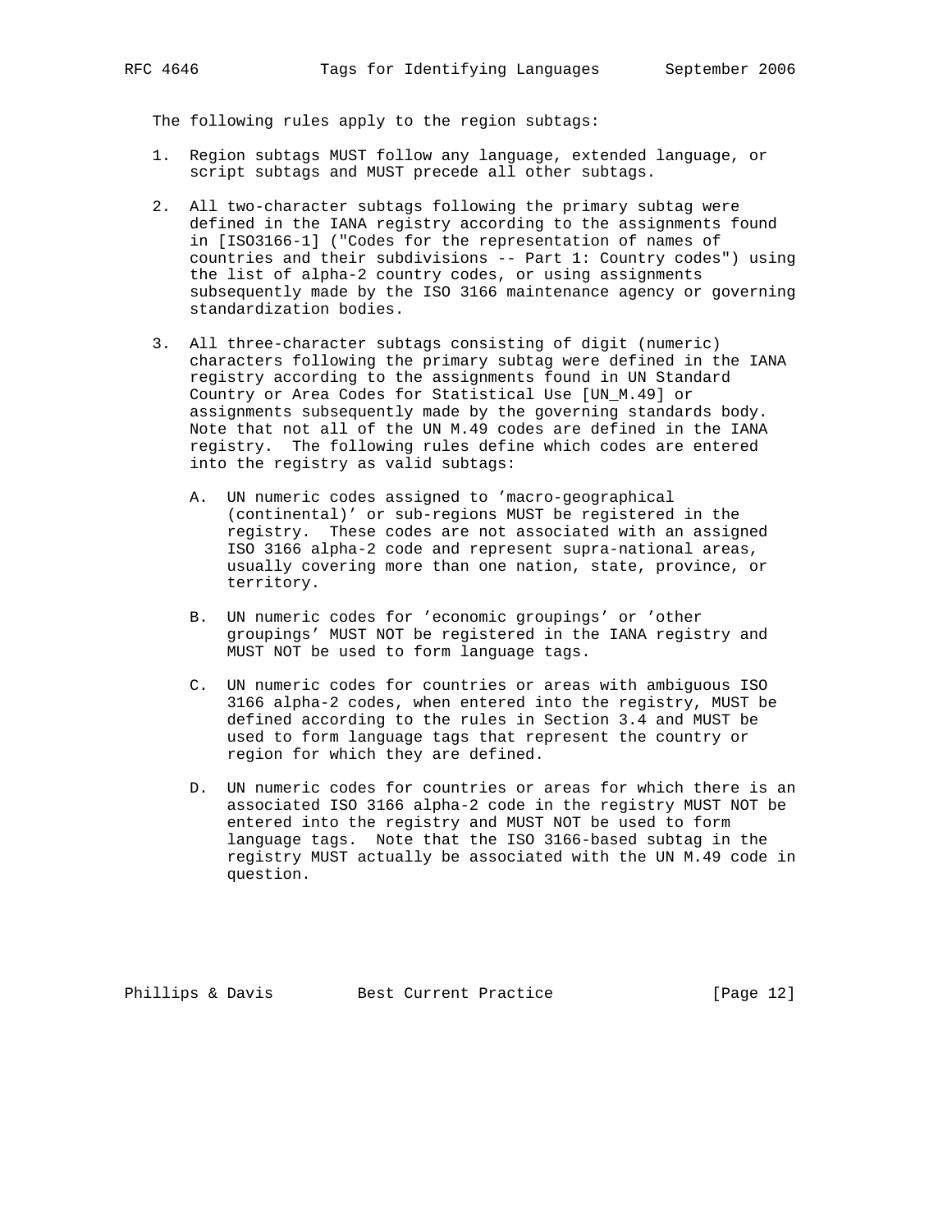The following rules apply to the region subtags:

1. Region subtags MUST follow any language, extended language, or script subtags and MUST precede all other subtags.

2. All two-character subtags following the primary subtag were defined in the IANA registry according to the assignments found in [ISO3166-1] ("Codes for the representation of names of countries and their subdivisions -- Part 1: Country codes") using the list of alpha-2 country codes, or using assignments subsequently made by the ISO 3166 maintenance agency or governing standardization bodies.

3. All three-character subtags consisting of digit (numeric) characters following the primary subtag were defined in the IANA registry according to the assignments found in UN Standard Country or Area Codes for Statistical Use [UN_M.49] or assignments subsequently made by the governing standards body. Note that not all of the UN M.49 codes are defined in the IANA registry. The following rules define which codes are entered into the registry as valid subtags:

   A. UN numeric codes assigned to 'macro-geographical (continental)' or sub-regions MUST be registered in the registry. These codes are not associated with an assigned ISO 3166 alpha-2 code and represent supra-national areas, usually covering more than one nation, state, province, or territory.

   B. UN numeric codes for 'economic groupings' or 'other groupings' MUST NOT be registered in the IANA registry and MUST NOT be used to form language tags.

   C. UN numeric codes for countries or areas with ambiguous ISO 3166 alpha-2 codes, when entered into the registry, MUST be defined according to the rules in Section 3.4 and MUST be used to form language tags that represent the country or region for which they are defined.

   D. UN numeric codes for countries or areas for which there is an associated ISO 3166 alpha-2 code in the registry MUST NOT be entered into the registry and MUST NOT be used to form language tags. Note that the ISO 3166-based subtag in the registry MUST actually be associated with the UN M.49 code in question.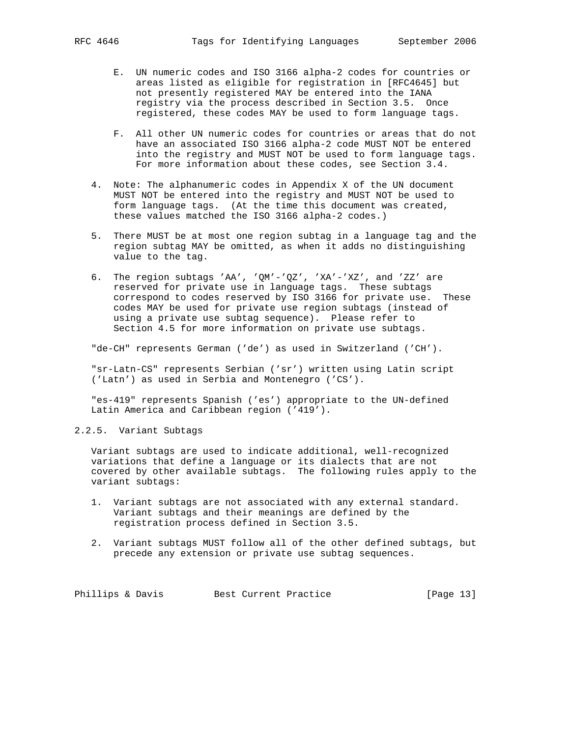E. UN numeric codes and ISO 3166 alpha-2 codes for countries or areas listed as eligible for registration in [RFC4645] but not presently registered MAY be entered into the IANA registry via the process described in Section 3.5. Once registered, these codes MAY be used to form language tags.

F. All other UN numeric codes for countries or areas that do not have an associated ISO 3166 alpha-2 code MUST NOT be entered into the registry and MUST NOT be used to form language tags. For more information about these codes, see Section 3.4.

4. Note: The alphanumeric codes in Appendix X of the UN document MUST NOT be entered into the registry and MUST NOT be used to form language tags. (At the time this document was created, these values matched the ISO 3166 alpha-2 codes.)

5. There MUST be at most one region subtag in a language tag and the region subtag MAY be omitted, as when it adds no distinguishing value to the tag.

6. The region subtags 'AA', 'QM'-'QZ', 'XA'-'XZ', and 'ZZ' are reserved for private use in language tags. These subtags correspond to codes reserved by ISO 3166 for private use. These codes MAY be used for private use region subtags (instead of using a private use subtag sequence). Please refer to Section 4.5 for more information on private use subtags.

"de-CH" represents German ('de') as used in Switzerland ('CH').

"sr-Latn-CS" represents Serbian ('sr') written using Latin script ('Latn') as used in Serbia and Montenegro ('CS').

"es-419" represents Spanish ('es') appropriate to the UN-defined Latin America and Caribbean region ('419').

### 2.2.5. Variant Subtags

Variant subtags are used to indicate additional, well-recognized variations that define a language or its dialects that are not covered by other available subtags. The following rules apply to the variant subtags:

1. Variant subtags are not associated with any external standard. Variant subtags and their meanings are defined by the registration process defined in Section 3.5.

2. Variant subtags MUST follow all of the other defined subtags, but precede any extension or private use subtag sequences.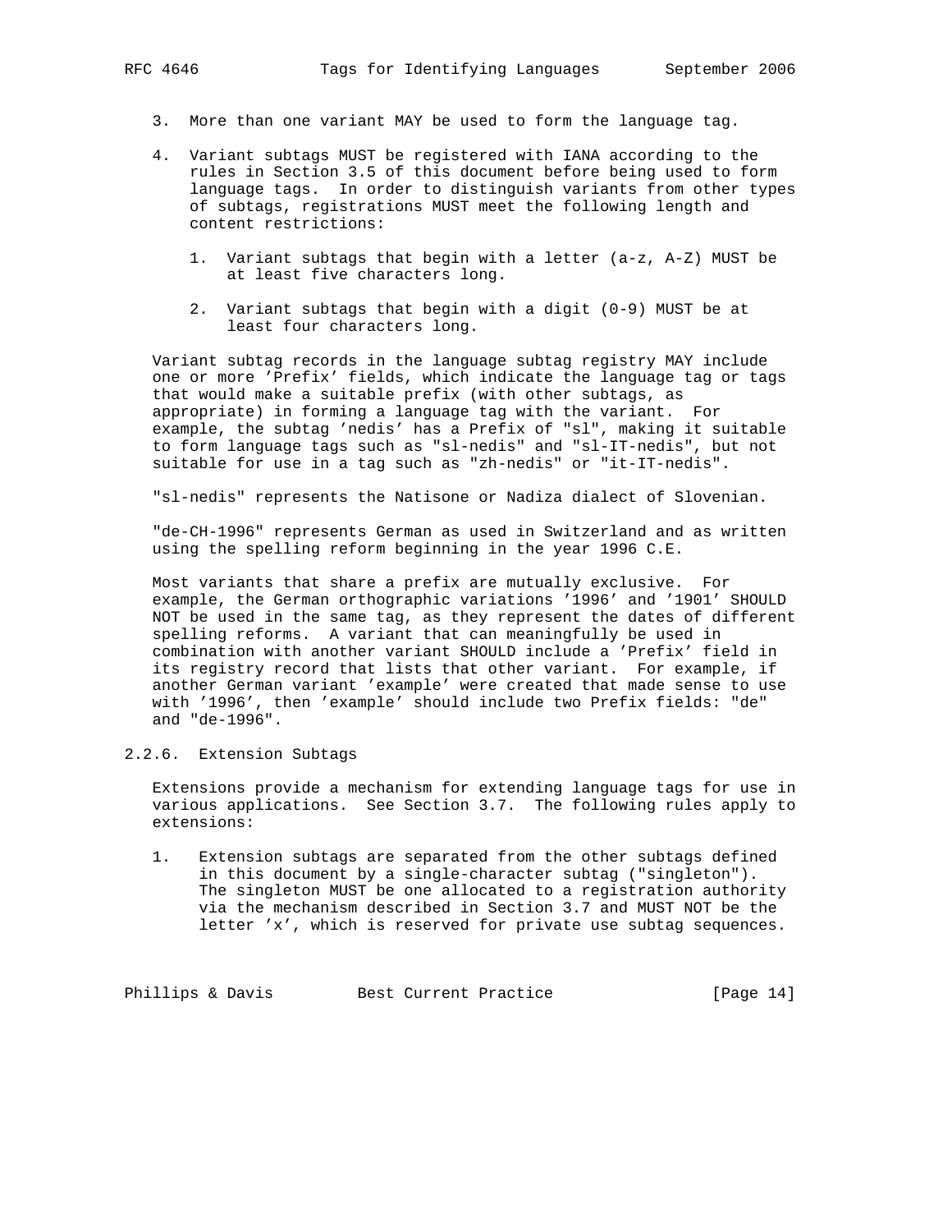3. More than one variant MAY be used to form the language tag.

4. Variant subtags MUST be registered with IANA according to the rules in Section 3.5 of this document before being used to form language tags. In order to distinguish variants from other types of subtags, registrations MUST meet the following length and content restrictions:

    1. Variant subtags that begin with a letter (a-z, A-Z) MUST be at least five characters long.

    2. Variant subtags that begin with a digit (0-9) MUST be at least four characters long.

Variant subtag records in the language subtag registry MAY include one or more 'Prefix' fields, which indicate the language tag or tags that would make a suitable prefix (with other subtags, as appropriate) in forming a language tag with the variant. For example, the subtag 'nedis' has a Prefix of "sl", making it suitable to form language tags such as "sl-nedis" and "sl-IT-nedis", but not suitable for use in a tag such as "zh-nedis" or "it-IT-nedis".

"sl-nedis" represents the Natisone or Nadiza dialect of Slovenian.

"de-CH-1996" represents German as used in Switzerland and as written using the spelling reform beginning in the year 1996 C.E.

Most variants that share a prefix are mutually exclusive. For example, the German orthographic variations '1996' and '1901' SHOULD NOT be used in the same tag, as they represent the dates of different spelling reforms. A variant that can meaningfully be used in combination with another variant SHOULD include a 'Prefix' field in its registry record that lists that other variant. For example, if another German variant 'example' were created that made sense to use with '1996', then 'example' should include two Prefix fields: "de" and "de-1996".

### 2.2.6. Extension Subtags

Extensions provide a mechanism for extending language tags for use in various applications. See Section 3.7. The following rules apply to extensions:

1. Extension subtags are separated from the other subtags defined in this document by a single-character subtag ("singleton"). The singleton MUST be one allocated to a registration authority via the mechanism described in Section 3.7 and MUST NOT be the letter 'x', which is reserved for private use subtag sequences.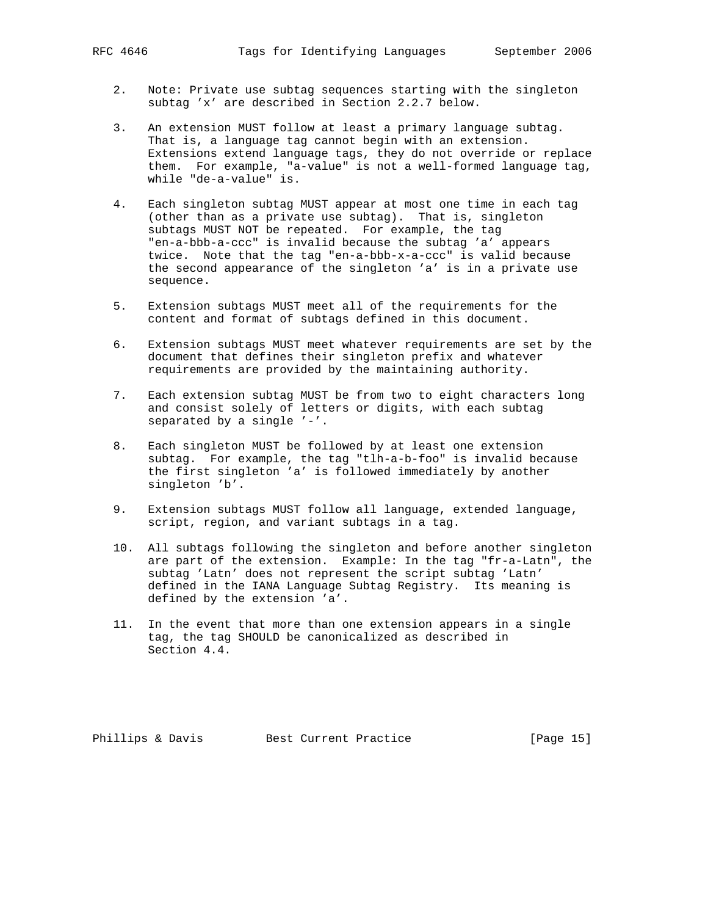2. Note: Private use subtag sequences starting with the singleton subtag 'x' are described in Section 2.2.7 below.

3. An extension MUST follow at least a primary language subtag. That is, a language tag cannot begin with an extension. Extensions extend language tags, they do not override or replace them. For example, "a-value" is not a well-formed language tag, while "de-a-value" is.

4. Each singleton subtag MUST appear at most one time in each tag (other than as a private use subtag). That is, singleton subtags MUST NOT be repeated. For example, the tag "en-a-bbb-a-ccc" is invalid because the subtag 'a' appears twice. Note that the tag "en-a-bbb-x-a-ccc" is valid because the second appearance of the singleton 'a' is in a private use sequence.

5. Extension subtags MUST meet all of the requirements for the content and format of subtags defined in this document.

6. Extension subtags MUST meet whatever requirements are set by the document that defines their singleton prefix and whatever requirements are provided by the maintaining authority.

7. Each extension subtag MUST be from two to eight characters long and consist solely of letters or digits, with each subtag separated by a single '-'.

8. Each singleton MUST be followed by at least one extension subtag. For example, the tag "tlh-a-b-foo" is invalid because the first singleton 'a' is followed immediately by another singleton 'b'.

9. Extension subtags MUST follow all language, extended language, script, region, and variant subtags in a tag.

10. All subtags following the singleton and before another singleton are part of the extension. Example: In the tag "fr-a-Latn", the subtag 'Latn' does not represent the script subtag 'Latn' defined in the IANA Language Subtag Registry. Its meaning is defined by the extension 'a'.

11. In the event that more than one extension appears in a single tag, the tag SHOULD be canonicalized as described in Section 4.4.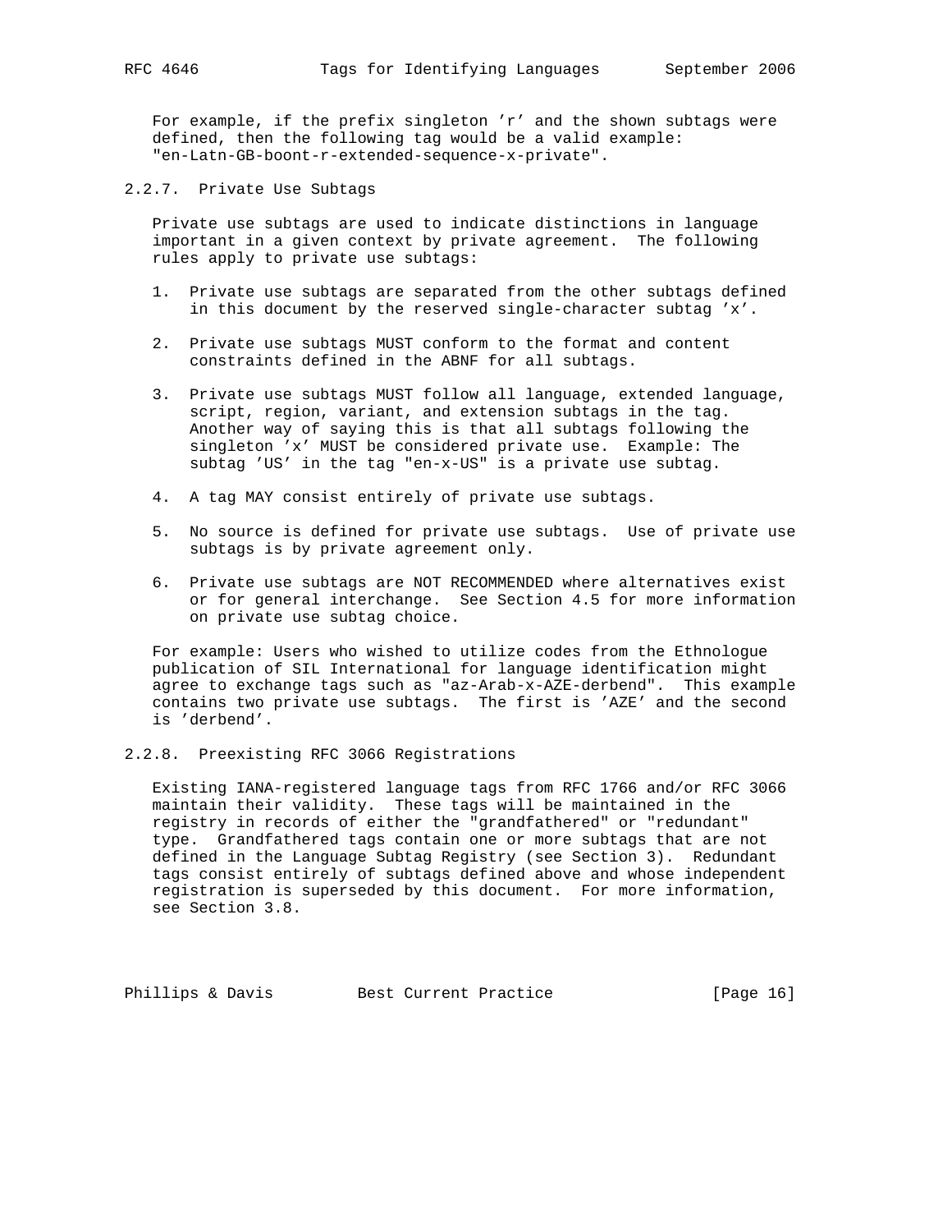For example, if the prefix singleton 'r' and the shown subtags were defined, then the following tag would be a valid example: "en-Latn-GB-boont-r-extended-sequence-x-private".

### 2.2.7. Private Use Subtags

Private use subtags are used to indicate distinctions in language important in a given context by private agreement. The following rules apply to private use subtags:

1. Private use subtags are separated from the other subtags defined in this document by the reserved single-character subtag 'x'.

2. Private use subtags MUST conform to the format and content constraints defined in the ABNF for all subtags.

3. Private use subtags MUST follow all language, extended language, script, region, variant, and extension subtags in the tag. Another way of saying this is that all subtags following the singleton 'x' MUST be considered private use. Example: The subtag 'US' in the tag "en-x-US" is a private use subtag.

4. A tag MAY consist entirely of private use subtags.

5. No source is defined for private use subtags. Use of private use subtags is by private agreement only.

6. Private use subtags are NOT RECOMMENDED where alternatives exist or for general interchange. See Section 4.5 for more information on private use subtag choice.

For example: Users who wished to utilize codes from the Ethnologue publication of SIL International for language identification might agree to exchange tags such as "az-Arab-x-AZE-derbend". This example contains two private use subtags. The first is 'AZE' and the second is 'derbend'.

### 2.2.8. Preexisting RFC 3066 Registrations

Existing IANA-registered language tags from RFC 1766 and/or RFC 3066 maintain their validity. These tags will be maintained in the registry in records of either the "grandfathered" or "redundant" type. Grandfathered tags contain one or more subtags that are not defined in the Language Subtag Registry (see Section 3). Redundant tags consist entirely of subtags defined above and whose independent registration is superseded by this document. For more information, see Section 3.8.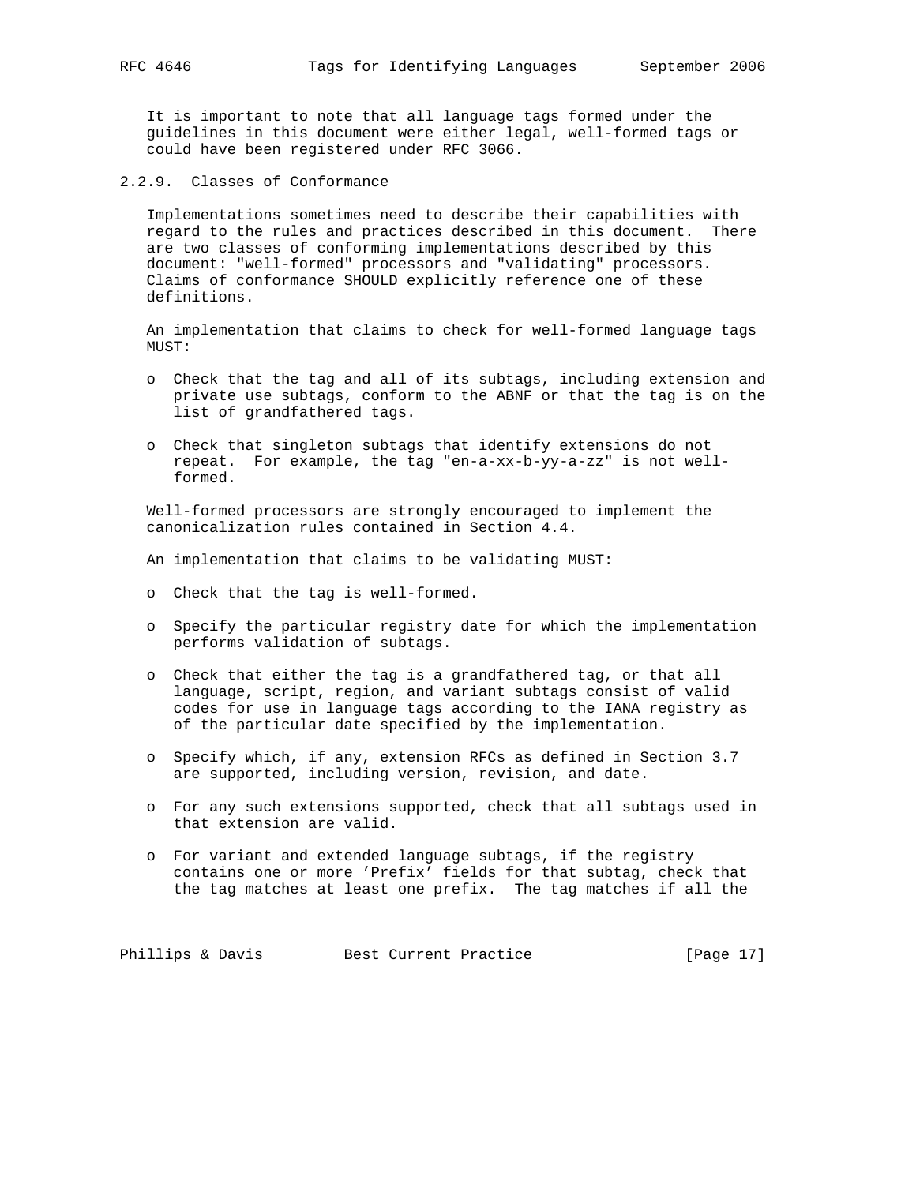It is important to note that all language tags formed under the guidelines in this document were either legal, well-formed tags or could have been registered under RFC 3066.

### 2.2.9. Classes of Conformance

Implementations sometimes need to describe their capabilities with regard to the rules and practices described in this document. There are two classes of conforming implementations described by this document: "well-formed" processors and "validating" processors. Claims of conformance SHOULD explicitly reference one of these definitions.

An implementation that claims to check for well-formed language tags MUST:

- Check that the tag and all of its subtags, including extension and private use subtags, conform to the ABNF or that the tag is on the list of grandfathered tags.
- Check that singleton subtags that identify extensions do not repeat. For example, the tag "en-a-xx-b-yy-a-zz" is not well-formed.

Well-formed processors are strongly encouraged to implement the canonicalization rules contained in Section 4.4.

An implementation that claims to be validating MUST:

- Check that the tag is well-formed.
- Specify the particular registry date for which the implementation performs validation of subtags.
- Check that either the tag is a grandfathered tag, or that all language, script, region, and variant subtags consist of valid codes for use in language tags according to the IANA registry as of the particular date specified by the implementation.
- Specify which, if any, extension RFCs as defined in Section 3.7 are supported, including version, revision, and date.
- For any such extensions supported, check that all subtags used in that extension are valid.
- For variant and extended language subtags, if the registry contains one or more 'Prefix' fields for that subtag, check that the tag matches at least one prefix. The tag matches if all the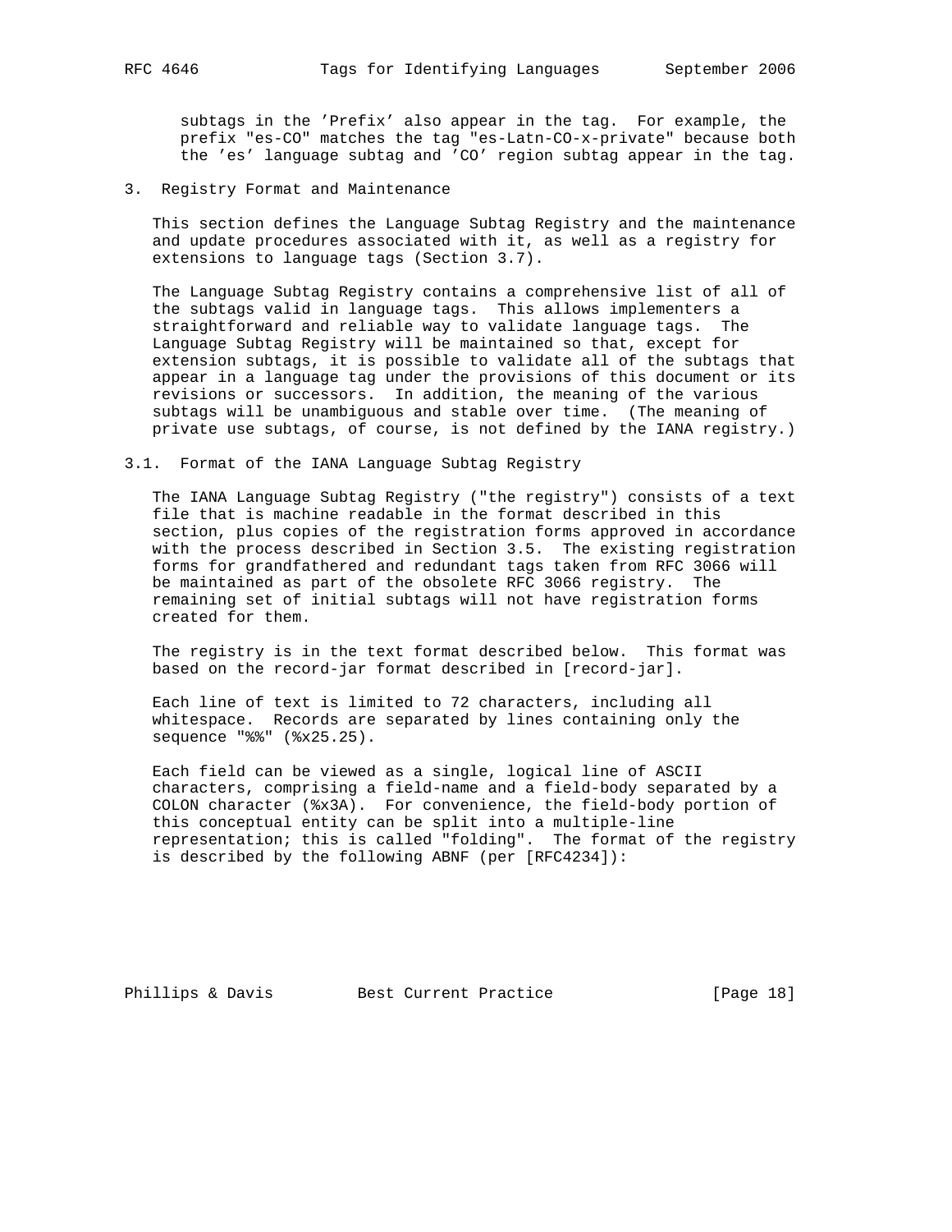subtags in the 'Prefix' also appear in the tag. For example, the prefix "es-CO" matches the tag "es-Latn-CO-x-private" because both the 'es' language subtag and 'CO' region subtag appear in the tag.

## 3. Registry Format and Maintenance

This section defines the Language Subtag Registry and the maintenance and update procedures associated with it, as well as a registry for extensions to language tags (Section 3.7).

The Language Subtag Registry contains a comprehensive list of all of the subtags valid in language tags. This allows implementers a straightforward and reliable way to validate language tags. The Language Subtag Registry will be maintained so that, except for extension subtags, it is possible to validate all of the subtags that appear in a language tag under the provisions of this document or its revisions or successors. In addition, the meaning of the various subtags will be unambiguous and stable over time. (The meaning of private use subtags, of course, is not defined by the IANA registry.)

### 3.1. Format of the IANA Language Subtag Registry

The IANA Language Subtag Registry ("the registry") consists of a text file that is machine readable in the format described in this section, plus copies of the registration forms approved in accordance with the process described in Section 3.5. The existing registration forms for grandfathered and redundant tags taken from RFC 3066 will be maintained as part of the obsolete RFC 3066 registry. The remaining set of initial subtags will not have registration forms created for them.

The registry is in the text format described below. This format was based on the record-jar format described in [record-jar].

Each line of text is limited to 72 characters, including all whitespace. Records are separated by lines containing only the sequence "%%" (%x25.25).

Each field can be viewed as a single, logical line of ASCII characters, comprising a field-name and a field-body separated by a COLON character (%x3A). For convenience, the field-body portion of this conceptual entity can be split into a multiple-line representation; this is called "folding". The format of the registry is described by the following ABNF (per [RFC4234]):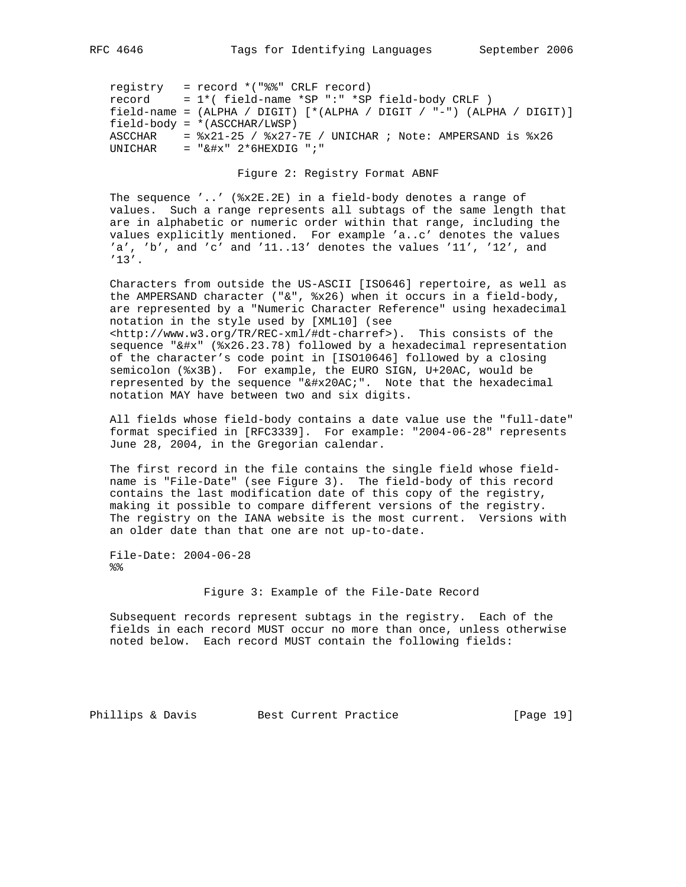```
registry   = record *("%%" CRLF record)
record     = 1*( field-name *SP ":" *SP field-body CRLF )
field-name = (ALPHA / DIGIT) [*(ALPHA / DIGIT / "-") (ALPHA / DIGIT)]
field-body = *(ASCCHAR/LWSP)
ASCCHAR    = %x21-25 / %x27-7E / UNICHAR ; Note: AMPERSAND is %x26
UNICHAR    = "&#x" 2*6HEXDIG ";"
```

Figure 2: Registry Format ABNF

The sequence '..' (%x2E.2E) in a field-body denotes a range of values. Such a range represents all subtags of the same length that are in alphabetic or numeric order within that range, including the values explicitly mentioned. For example 'a..c' denotes the values 'a', 'b', and 'c' and '11..13' denotes the values '11', '12', and '13'.

Characters from outside the US-ASCII [ISO646] repertoire, as well as the AMPERSAND character ("&", %x26) when it occurs in a field-body, are represented by a "Numeric Character Reference" using hexadecimal notation in the style used by [XML10] (see <http://www.w3.org/TR/REC-xml/#dt-charref>). This consists of the sequence "&#x" (%x26.23.78) followed by a hexadecimal representation of the character's code point in [ISO10646] followed by a closing semicolon (%x3B). For example, the EURO SIGN, U+20AC, would be represented by the sequence "&#x20AC;". Note that the hexadecimal notation MAY have between two and six digits.

All fields whose field-body contains a date value use the "full-date" format specified in [RFC3339]. For example: "2004-06-28" represents June 28, 2004, in the Gregorian calendar.

The first record in the file contains the single field whose field-name is "File-Date" (see Figure 3). The field-body of this record contains the last modification date of this copy of the registry, making it possible to compare different versions of the registry. The registry on the IANA website is the most current. Versions with an older date than that one are not up-to-date.

```
File-Date: 2004-06-28
%%
```

Figure 3: Example of the File-Date Record

Subsequent records represent subtags in the registry. Each of the fields in each record MUST occur no more than once, unless otherwise noted below. Each record MUST contain the following fields: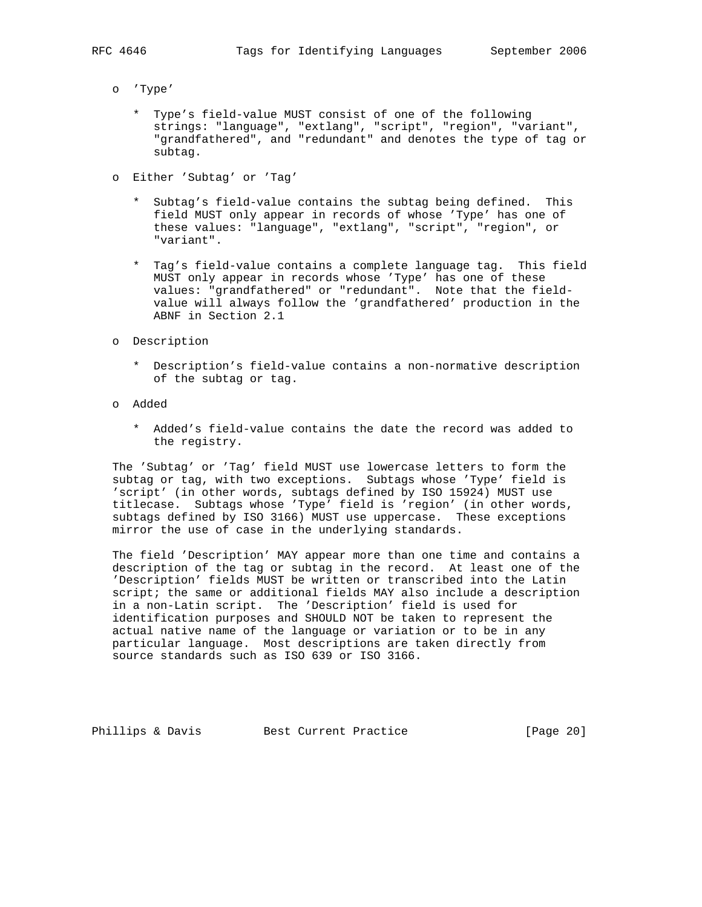- 'Type'

  - Type's field-value MUST consist of one of the following strings: "language", "extlang", "script", "region", "variant", "grandfathered", and "redundant" and denotes the type of tag or subtag.

- Either 'Subtag' or 'Tag'

  - Subtag's field-value contains the subtag being defined. This field MUST only appear in records of whose 'Type' has one of these values: "language", "extlang", "script", "region", or "variant".

  - Tag's field-value contains a complete language tag. This field MUST only appear in records whose 'Type' has one of these values: "grandfathered" or "redundant". Note that the field-value will always follow the 'grandfathered' production in the ABNF in Section 2.1

- Description

  - Description's field-value contains a non-normative description of the subtag or tag.

- Added

  - Added's field-value contains the date the record was added to the registry.

The 'Subtag' or 'Tag' field MUST use lowercase letters to form the subtag or tag, with two exceptions. Subtags whose 'Type' field is 'script' (in other words, subtags defined by ISO 15924) MUST use titlecase. Subtags whose 'Type' field is 'region' (in other words, subtags defined by ISO 3166) MUST use uppercase. These exceptions mirror the use of case in the underlying standards.

The field 'Description' MAY appear more than one time and contains a description of the tag or subtag in the record. At least one of the 'Description' fields MUST be written or transcribed into the Latin script; the same or additional fields MAY also include a description in a non-Latin script. The 'Description' field is used for identification purposes and SHOULD NOT be taken to represent the actual native name of the language or variation or to be in any particular language. Most descriptions are taken directly from source standards such as ISO 639 or ISO 3166.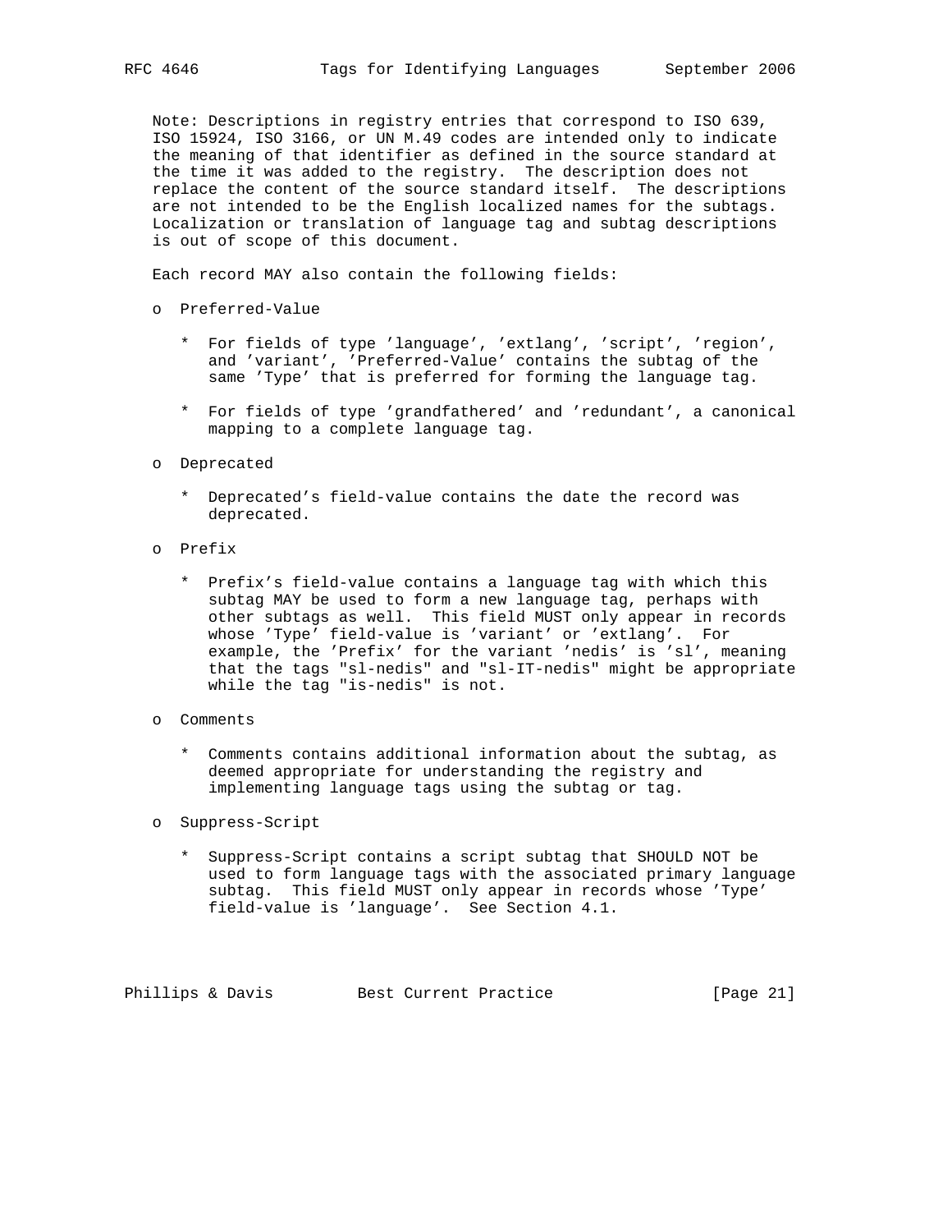Note: Descriptions in registry entries that correspond to ISO 639, ISO 15924, ISO 3166, or UN M.49 codes are intended only to indicate the meaning of that identifier as defined in the source standard at the time it was added to the registry. The description does not replace the content of the source standard itself. The descriptions are not intended to be the English localized names for the subtags. Localization or translation of language tag and subtag descriptions is out of scope of this document.

Each record MAY also contain the following fields:

- Preferred-Value

  * For fields of type 'language', 'extlang', 'script', 'region', and 'variant', 'Preferred-Value' contains the subtag of the same 'Type' that is preferred for forming the language tag.

  * For fields of type 'grandfathered' and 'redundant', a canonical mapping to a complete language tag.

- Deprecated

  * Deprecated's field-value contains the date the record was deprecated.

- Prefix

  * Prefix's field-value contains a language tag with which this subtag MAY be used to form a new language tag, perhaps with other subtags as well. This field MUST only appear in records whose 'Type' field-value is 'variant' or 'extlang'. For example, the 'Prefix' for the variant 'nedis' is 'sl', meaning that the tags "sl-nedis" and "sl-IT-nedis" might be appropriate while the tag "is-nedis" is not.

- Comments

  * Comments contains additional information about the subtag, as deemed appropriate for understanding the registry and implementing language tags using the subtag or tag.

- Suppress-Script

  * Suppress-Script contains a script subtag that SHOULD NOT be used to form language tags with the associated primary language subtag. This field MUST only appear in records whose 'Type' field-value is 'language'. See Section 4.1.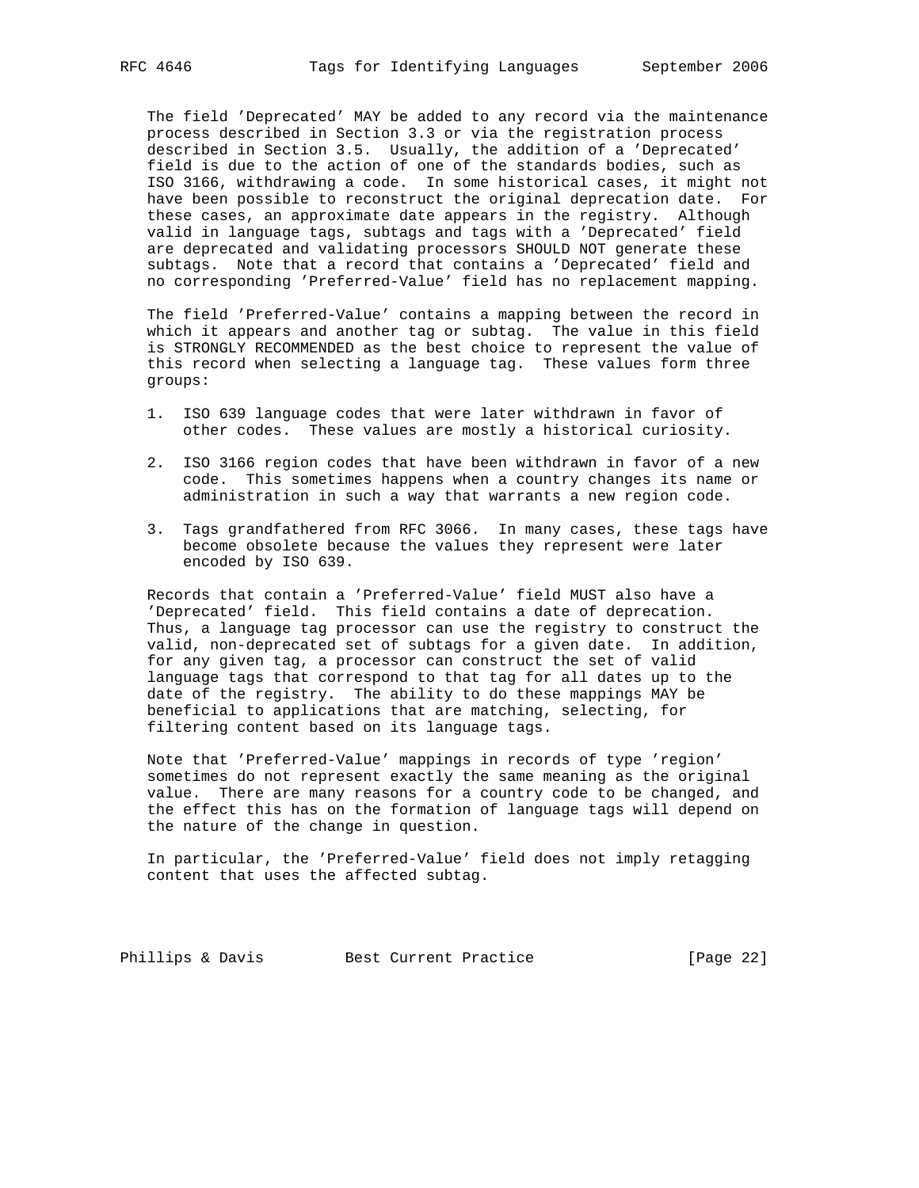The field 'Deprecated' MAY be added to any record via the maintenance process described in Section 3.3 or via the registration process described in Section 3.5. Usually, the addition of a 'Deprecated' field is due to the action of one of the standards bodies, such as ISO 3166, withdrawing a code. In some historical cases, it might not have been possible to reconstruct the original deprecation date. For these cases, an approximate date appears in the registry. Although valid in language tags, subtags and tags with a 'Deprecated' field are deprecated and validating processors SHOULD NOT generate these subtags. Note that a record that contains a 'Deprecated' field and no corresponding 'Preferred-Value' field has no replacement mapping.

The field 'Preferred-Value' contains a mapping between the record in which it appears and another tag or subtag. The value in this field is STRONGLY RECOMMENDED as the best choice to represent the value of this record when selecting a language tag. These values form three groups:

1. ISO 639 language codes that were later withdrawn in favor of other codes. These values are mostly a historical curiosity.

2. ISO 3166 region codes that have been withdrawn in favor of a new code. This sometimes happens when a country changes its name or administration in such a way that warrants a new region code.

3. Tags grandfathered from RFC 3066. In many cases, these tags have become obsolete because the values they represent were later encoded by ISO 639.

Records that contain a 'Preferred-Value' field MUST also have a 'Deprecated' field. This field contains a date of deprecation. Thus, a language tag processor can use the registry to construct the valid, non-deprecated set of subtags for a given date. In addition, for any given tag, a processor can construct the set of valid language tags that correspond to that tag for all dates up to the date of the registry. The ability to do these mappings MAY be beneficial to applications that are matching, selecting, for filtering content based on its language tags.

Note that 'Preferred-Value' mappings in records of type 'region' sometimes do not represent exactly the same meaning as the original value. There are many reasons for a country code to be changed, and the effect this has on the formation of language tags will depend on the nature of the change in question.

In particular, the 'Preferred-Value' field does not imply retagging content that uses the affected subtag.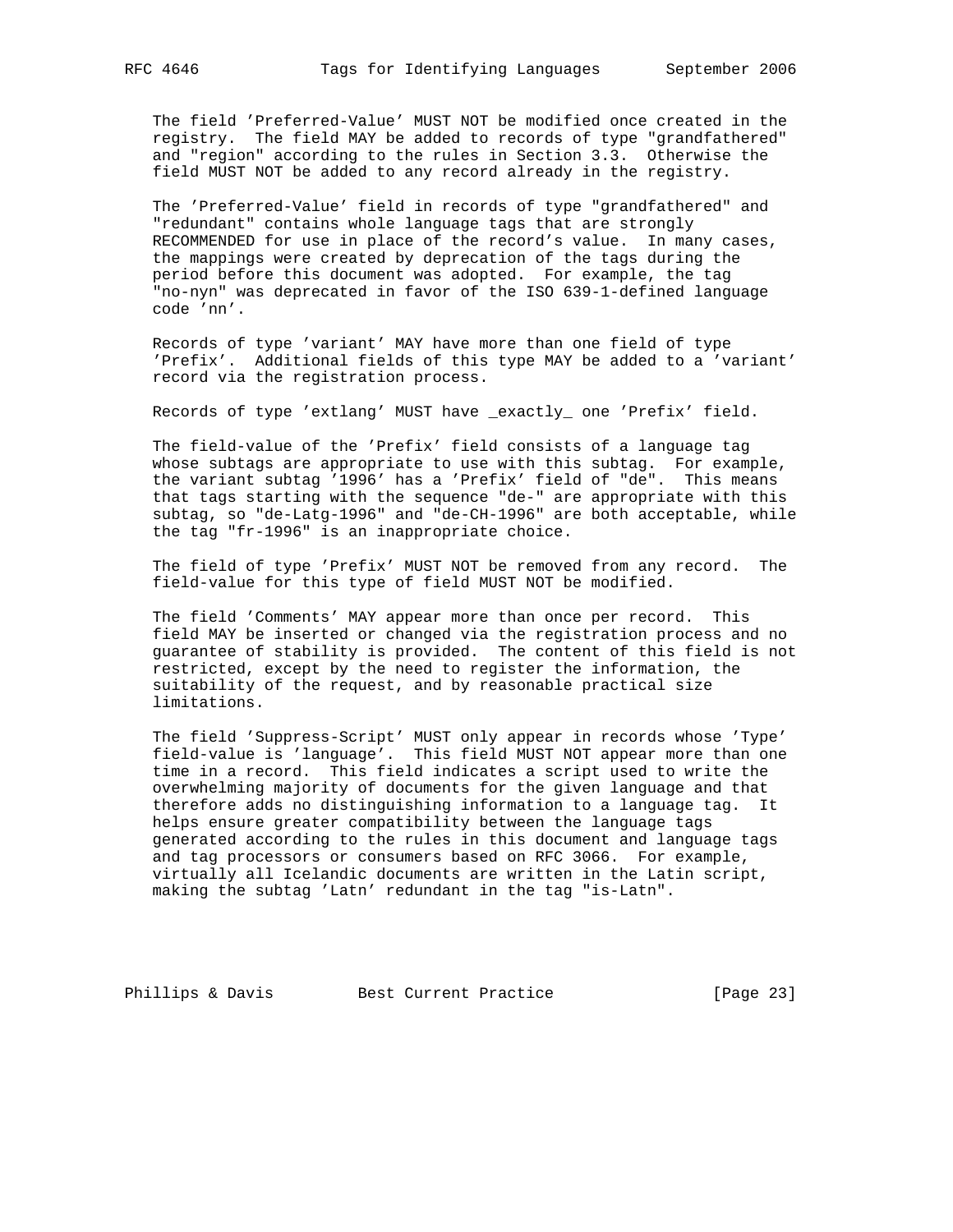The field 'Preferred-Value' MUST NOT be modified once created in the registry. The field MAY be added to records of type "grandfathered" and "region" according to the rules in Section 3.3. Otherwise the field MUST NOT be added to any record already in the registry.

The 'Preferred-Value' field in records of type "grandfathered" and "redundant" contains whole language tags that are strongly RECOMMENDED for use in place of the record's value. In many cases, the mappings were created by deprecation of the tags during the period before this document was adopted. For example, the tag "no-nyn" was deprecated in favor of the ISO 639-1-defined language code 'nn'.

Records of type 'variant' MAY have more than one field of type 'Prefix'. Additional fields of this type MAY be added to a 'variant' record via the registration process.

Records of type 'extlang' MUST have _exactly_ one 'Prefix' field.

The field-value of the 'Prefix' field consists of a language tag whose subtags are appropriate to use with this subtag. For example, the variant subtag '1996' has a 'Prefix' field of "de". This means that tags starting with the sequence "de-" are appropriate with this subtag, so "de-Latg-1996" and "de-CH-1996" are both acceptable, while the tag "fr-1996" is an inappropriate choice.

The field of type 'Prefix' MUST NOT be removed from any record. The field-value for this type of field MUST NOT be modified.

The field 'Comments' MAY appear more than once per record. This field MAY be inserted or changed via the registration process and no guarantee of stability is provided. The content of this field is not restricted, except by the need to register the information, the suitability of the request, and by reasonable practical size limitations.

The field 'Suppress-Script' MUST only appear in records whose 'Type' field-value is 'language'. This field MUST NOT appear more than one time in a record. This field indicates a script used to write the overwhelming majority of documents for the given language and that therefore adds no distinguishing information to a language tag. It helps ensure greater compatibility between the language tags generated according to the rules in this document and language tags and tag processors or consumers based on RFC 3066. For example, virtually all Icelandic documents are written in the Latin script, making the subtag 'Latn' redundant in the tag "is-Latn".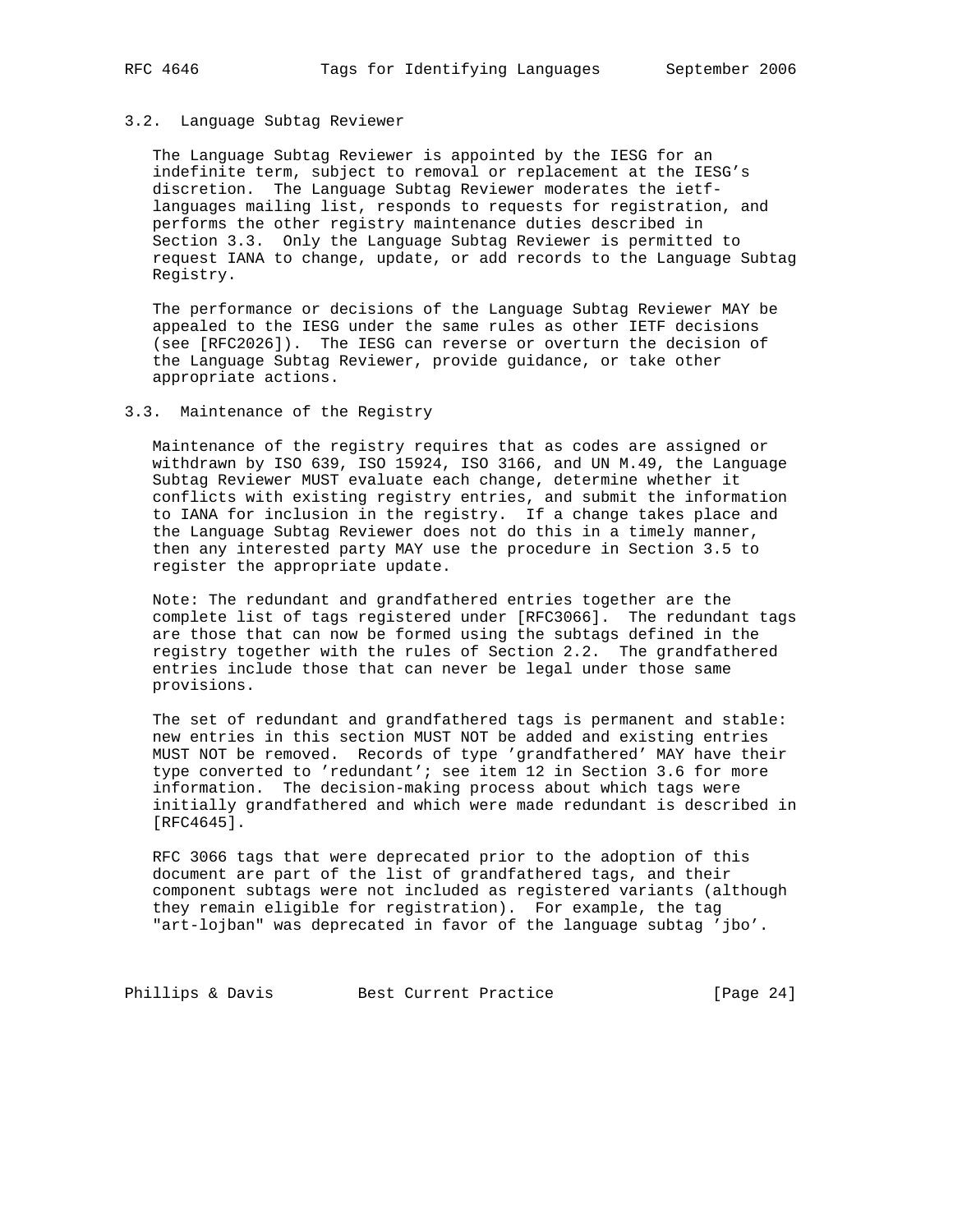### 3.2. Language Subtag Reviewer

The Language Subtag Reviewer is appointed by the IESG for an indefinite term, subject to removal or replacement at the IESG's discretion. The Language Subtag Reviewer moderates the ietf-languages mailing list, responds to requests for registration, and performs the other registry maintenance duties described in Section 3.3. Only the Language Subtag Reviewer is permitted to request IANA to change, update, or add records to the Language Subtag Registry.

The performance or decisions of the Language Subtag Reviewer MAY be appealed to the IESG under the same rules as other IETF decisions (see [RFC2026]). The IESG can reverse or overturn the decision of the Language Subtag Reviewer, provide guidance, or take other appropriate actions.

### 3.3. Maintenance of the Registry

Maintenance of the registry requires that as codes are assigned or withdrawn by ISO 639, ISO 15924, ISO 3166, and UN M.49, the Language Subtag Reviewer MUST evaluate each change, determine whether it conflicts with existing registry entries, and submit the information to IANA for inclusion in the registry. If a change takes place and the Language Subtag Reviewer does not do this in a timely manner, then any interested party MAY use the procedure in Section 3.5 to register the appropriate update.

Note: The redundant and grandfathered entries together are the complete list of tags registered under [RFC3066]. The redundant tags are those that can now be formed using the subtags defined in the registry together with the rules of Section 2.2. The grandfathered entries include those that can never be legal under those same provisions.

The set of redundant and grandfathered tags is permanent and stable: new entries in this section MUST NOT be added and existing entries MUST NOT be removed. Records of type 'grandfathered' MAY have their type converted to 'redundant'; see item 12 in Section 3.6 for more information. The decision-making process about which tags were initially grandfathered and which were made redundant is described in [RFC4645].

RFC 3066 tags that were deprecated prior to the adoption of this document are part of the list of grandfathered tags, and their component subtags were not included as registered variants (although they remain eligible for registration). For example, the tag "art-lojban" was deprecated in favor of the language subtag 'jbo'.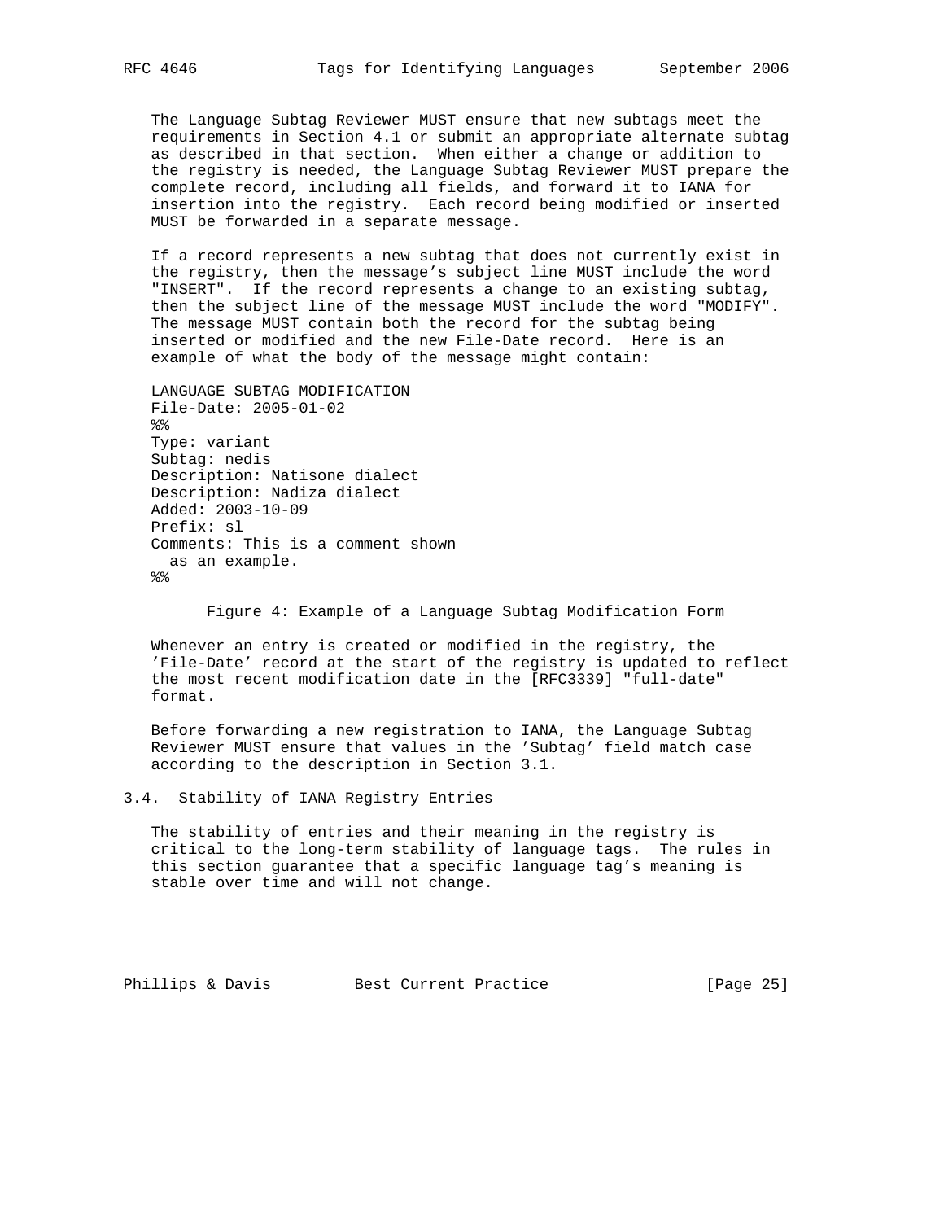The Language Subtag Reviewer MUST ensure that new subtags meet the requirements in Section 4.1 or submit an appropriate alternate subtag as described in that section. When either a change or addition to the registry is needed, the Language Subtag Reviewer MUST prepare the complete record, including all fields, and forward it to IANA for insertion into the registry. Each record being modified or inserted MUST be forwarded in a separate message.

If a record represents a new subtag that does not currently exist in the registry, then the message's subject line MUST include the word "INSERT". If the record represents a change to an existing subtag, then the subject line of the message MUST include the word "MODIFY". The message MUST contain both the record for the subtag being inserted or modified and the new File-Date record. Here is an example of what the body of the message might contain:

```
LANGUAGE SUBTAG MODIFICATION
File-Date: 2005-01-02
%%
Type: variant
Subtag: nedis
Description: Natisone dialect
Description: Nadiza dialect
Added: 2003-10-09
Prefix: sl
Comments: This is a comment shown
  as an example.
%%
```

Figure 4: Example of a Language Subtag Modification Form

Whenever an entry is created or modified in the registry, the 'File-Date' record at the start of the registry is updated to reflect the most recent modification date in the [RFC3339] "full-date" format.

Before forwarding a new registration to IANA, the Language Subtag Reviewer MUST ensure that values in the 'Subtag' field match case according to the description in Section 3.1.

## 3.4. Stability of IANA Registry Entries

The stability of entries and their meaning in the registry is critical to the long-term stability of language tags. The rules in this section guarantee that a specific language tag's meaning is stable over time and will not change.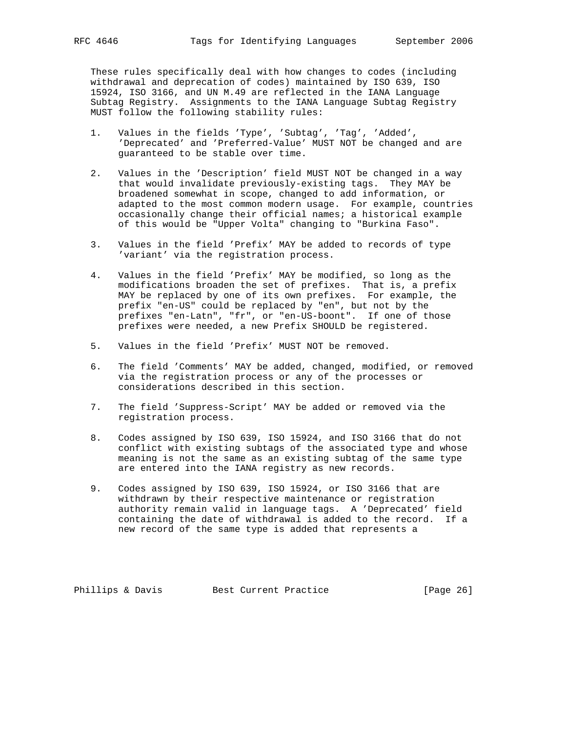These rules specifically deal with how changes to codes (including withdrawal and deprecation of codes) maintained by ISO 639, ISO 15924, ISO 3166, and UN M.49 are reflected in the IANA Language Subtag Registry. Assignments to the IANA Language Subtag Registry MUST follow the following stability rules:

1. Values in the fields 'Type', 'Subtag', 'Tag', 'Added', 'Deprecated' and 'Preferred-Value' MUST NOT be changed and are guaranteed to be stable over time.

2. Values in the 'Description' field MUST NOT be changed in a way that would invalidate previously-existing tags. They MAY be broadened somewhat in scope, changed to add information, or adapted to the most common modern usage. For example, countries occasionally change their official names; a historical example of this would be "Upper Volta" changing to "Burkina Faso".

3. Values in the field 'Prefix' MAY be added to records of type 'variant' via the registration process.

4. Values in the field 'Prefix' MAY be modified, so long as the modifications broaden the set of prefixes. That is, a prefix MAY be replaced by one of its own prefixes. For example, the prefix "en-US" could be replaced by "en", but not by the prefixes "en-Latn", "fr", or "en-US-boont". If one of those prefixes were needed, a new Prefix SHOULD be registered.

5. Values in the field 'Prefix' MUST NOT be removed.

6. The field 'Comments' MAY be added, changed, modified, or removed via the registration process or any of the processes or considerations described in this section.

7. The field 'Suppress-Script' MAY be added or removed via the registration process.

8. Codes assigned by ISO 639, ISO 15924, and ISO 3166 that do not conflict with existing subtags of the associated type and whose meaning is not the same as an existing subtag of the same type are entered into the IANA registry as new records.

9. Codes assigned by ISO 639, ISO 15924, or ISO 3166 that are withdrawn by their respective maintenance or registration authority remain valid in language tags. A 'Deprecated' field containing the date of withdrawal is added to the record. If a new record of the same type is added that represents a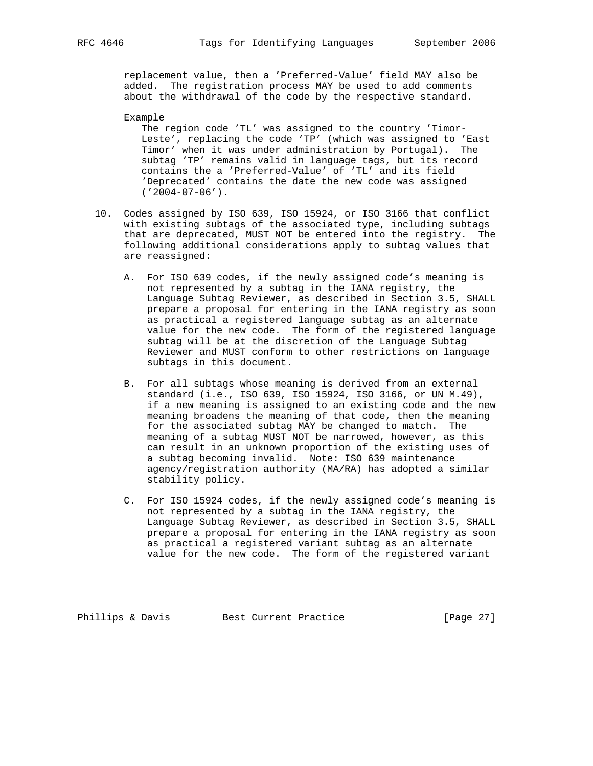replacement value, then a 'Preferred-Value' field MAY also be added. The registration process MAY be used to add comments about the withdrawal of the code by the respective standard.

Example

The region code 'TL' was assigned to the country 'Timor-Leste', replacing the code 'TP' (which was assigned to 'East Timor' when it was under administration by Portugal). The subtag 'TP' remains valid in language tags, but its record contains the a 'Preferred-Value' of 'TL' and its field 'Deprecated' contains the date the new code was assigned ('2004-07-06').

10. Codes assigned by ISO 639, ISO 15924, or ISO 3166 that conflict with existing subtags of the associated type, including subtags that are deprecated, MUST NOT be entered into the registry. The following additional considerations apply to subtag values that are reassigned:

    A. For ISO 639 codes, if the newly assigned code's meaning is not represented by a subtag in the IANA registry, the Language Subtag Reviewer, as described in Section 3.5, SHALL prepare a proposal for entering in the IANA registry as soon as practical a registered language subtag as an alternate value for the new code. The form of the registered language subtag will be at the discretion of the Language Subtag Reviewer and MUST conform to other restrictions on language subtags in this document.

    B. For all subtags whose meaning is derived from an external standard (i.e., ISO 639, ISO 15924, ISO 3166, or UN M.49), if a new meaning is assigned to an existing code and the new meaning broadens the meaning of that code, then the meaning for the associated subtag MAY be changed to match. The meaning of a subtag MUST NOT be narrowed, however, as this can result in an unknown proportion of the existing uses of a subtag becoming invalid. Note: ISO 639 maintenance agency/registration authority (MA/RA) has adopted a similar stability policy.

    C. For ISO 15924 codes, if the newly assigned code's meaning is not represented by a subtag in the IANA registry, the Language Subtag Reviewer, as described in Section 3.5, SHALL prepare a proposal for entering in the IANA registry as soon as practical a registered variant subtag as an alternate value for the new code. The form of the registered variant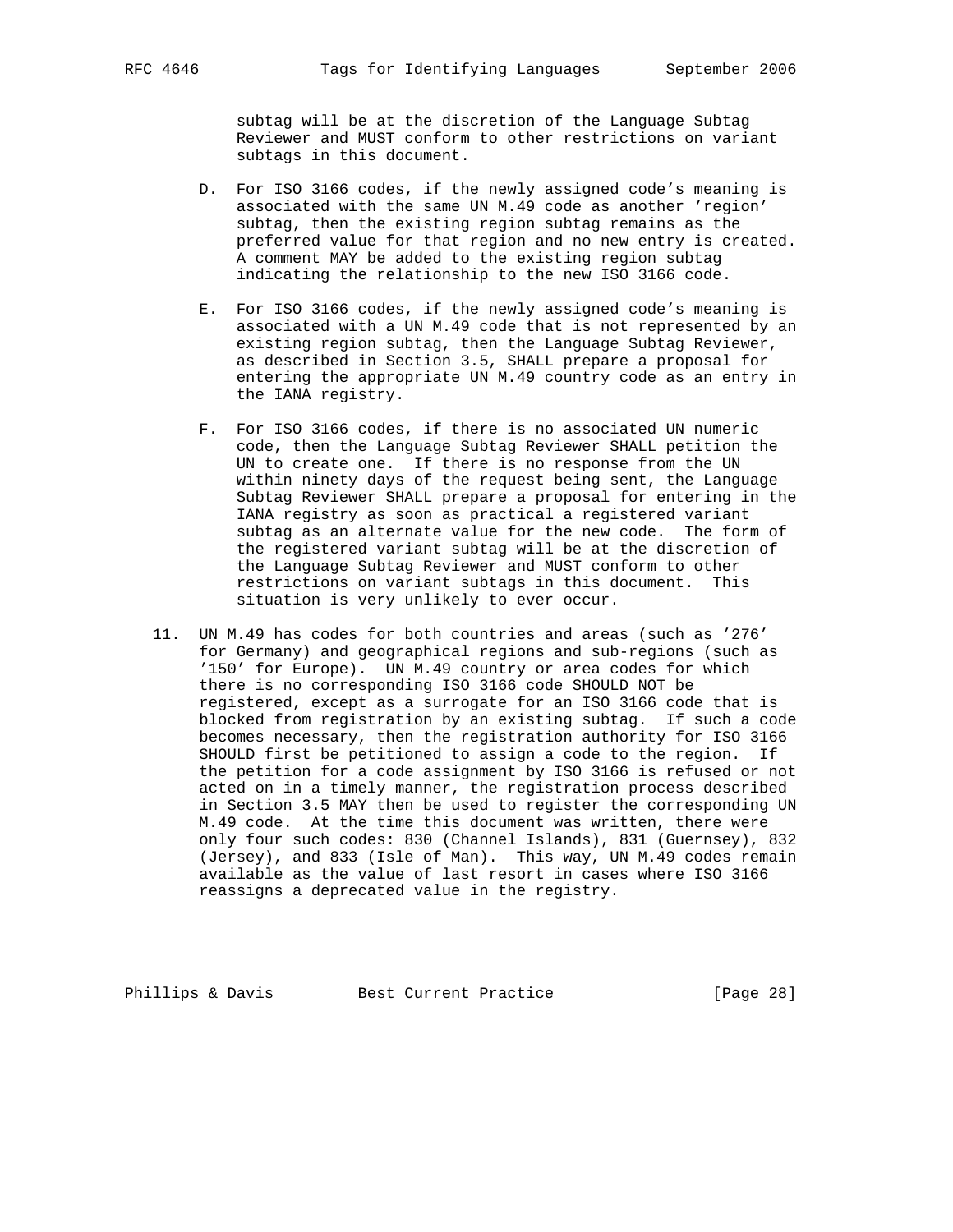subtag will be at the discretion of the Language Subtag Reviewer and MUST conform to other restrictions on variant subtags in this document.

D. For ISO 3166 codes, if the newly assigned code's meaning is associated with the same UN M.49 code as another 'region' subtag, then the existing region subtag remains as the preferred value for that region and no new entry is created. A comment MAY be added to the existing region subtag indicating the relationship to the new ISO 3166 code.

E. For ISO 3166 codes, if the newly assigned code's meaning is associated with a UN M.49 code that is not represented by an existing region subtag, then the Language Subtag Reviewer, as described in Section 3.5, SHALL prepare a proposal for entering the appropriate UN M.49 country code as an entry in the IANA registry.

F. For ISO 3166 codes, if there is no associated UN numeric code, then the Language Subtag Reviewer SHALL petition the UN to create one. If there is no response from the UN within ninety days of the request being sent, the Language Subtag Reviewer SHALL prepare a proposal for entering in the IANA registry as soon as practical a registered variant subtag as an alternate value for the new code. The form of the registered variant subtag will be at the discretion of the Language Subtag Reviewer and MUST conform to other restrictions on variant subtags in this document. This situation is very unlikely to ever occur.

11. UN M.49 has codes for both countries and areas (such as '276' for Germany) and geographical regions and sub-regions (such as '150' for Europe). UN M.49 country or area codes for which there is no corresponding ISO 3166 code SHOULD NOT be registered, except as a surrogate for an ISO 3166 code that is blocked from registration by an existing subtag. If such a code becomes necessary, then the registration authority for ISO 3166 SHOULD first be petitioned to assign a code to the region. If the petition for a code assignment by ISO 3166 is refused or not acted on in a timely manner, the registration process described in Section 3.5 MAY then be used to register the corresponding UN M.49 code. At the time this document was written, there were only four such codes: 830 (Channel Islands), 831 (Guernsey), 832 (Jersey), and 833 (Isle of Man). This way, UN M.49 codes remain available as the value of last resort in cases where ISO 3166 reassigns a deprecated value in the registry.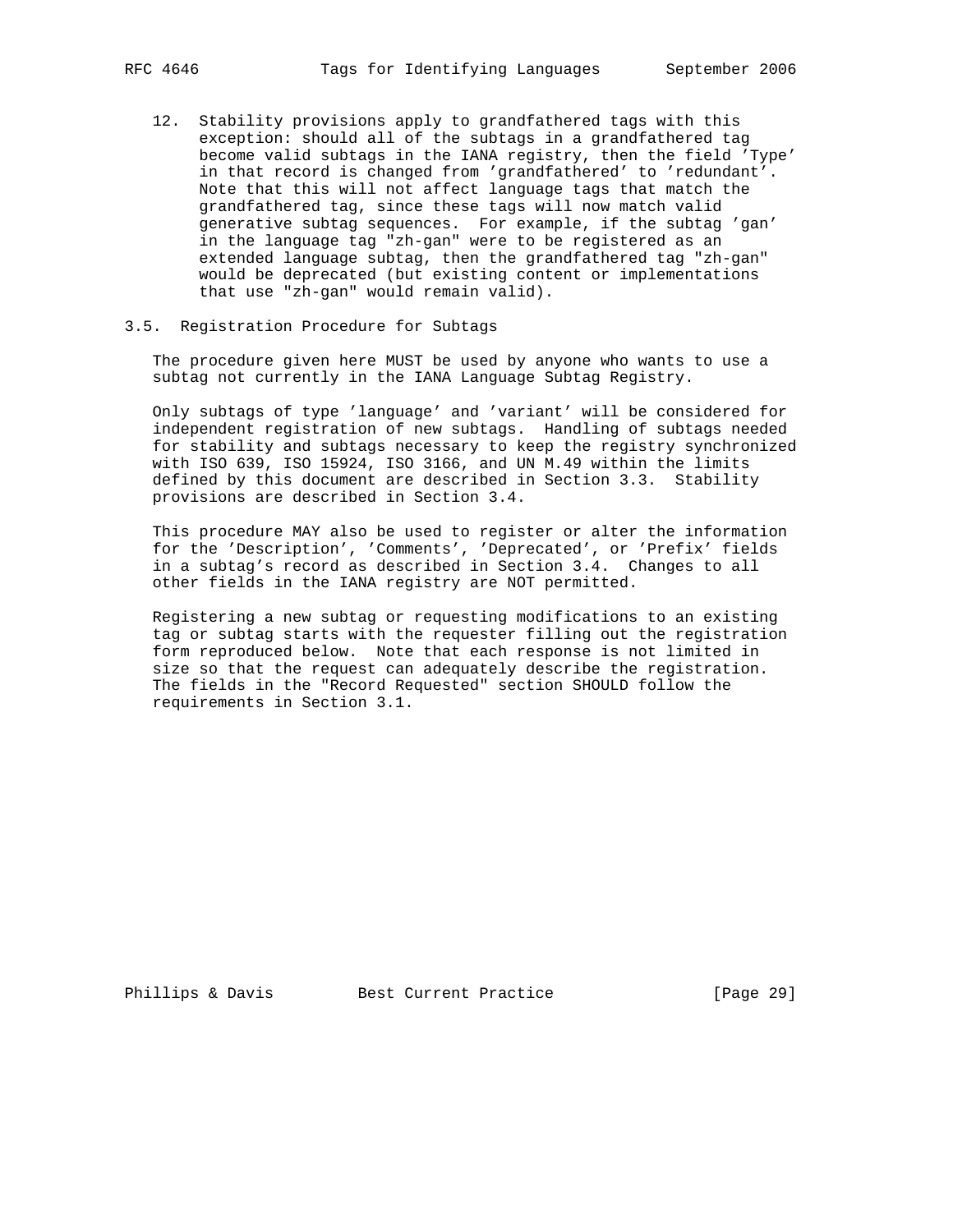12. Stability provisions apply to grandfathered tags with this exception: should all of the subtags in a grandfathered tag become valid subtags in the IANA registry, then the field 'Type' in that record is changed from 'grandfathered' to 'redundant'. Note that this will not affect language tags that match the grandfathered tag, since these tags will now match valid generative subtag sequences. For example, if the subtag 'gan' in the language tag "zh-gan" were to be registered as an extended language subtag, then the grandfathered tag "zh-gan" would be deprecated (but existing content or implementations that use "zh-gan" would remain valid).

## 3.5. Registration Procedure for Subtags

The procedure given here MUST be used by anyone who wants to use a subtag not currently in the IANA Language Subtag Registry.

Only subtags of type 'language' and 'variant' will be considered for independent registration of new subtags. Handling of subtags needed for stability and subtags necessary to keep the registry synchronized with ISO 639, ISO 15924, ISO 3166, and UN M.49 within the limits defined by this document are described in Section 3.3. Stability provisions are described in Section 3.4.

This procedure MAY also be used to register or alter the information for the 'Description', 'Comments', 'Deprecated', or 'Prefix' fields in a subtag's record as described in Section 3.4. Changes to all other fields in the IANA registry are NOT permitted.

Registering a new subtag or requesting modifications to an existing tag or subtag starts with the requester filling out the registration form reproduced below. Note that each response is not limited in size so that the request can adequately describe the registration. The fields in the "Record Requested" section SHOULD follow the requirements in Section 3.1.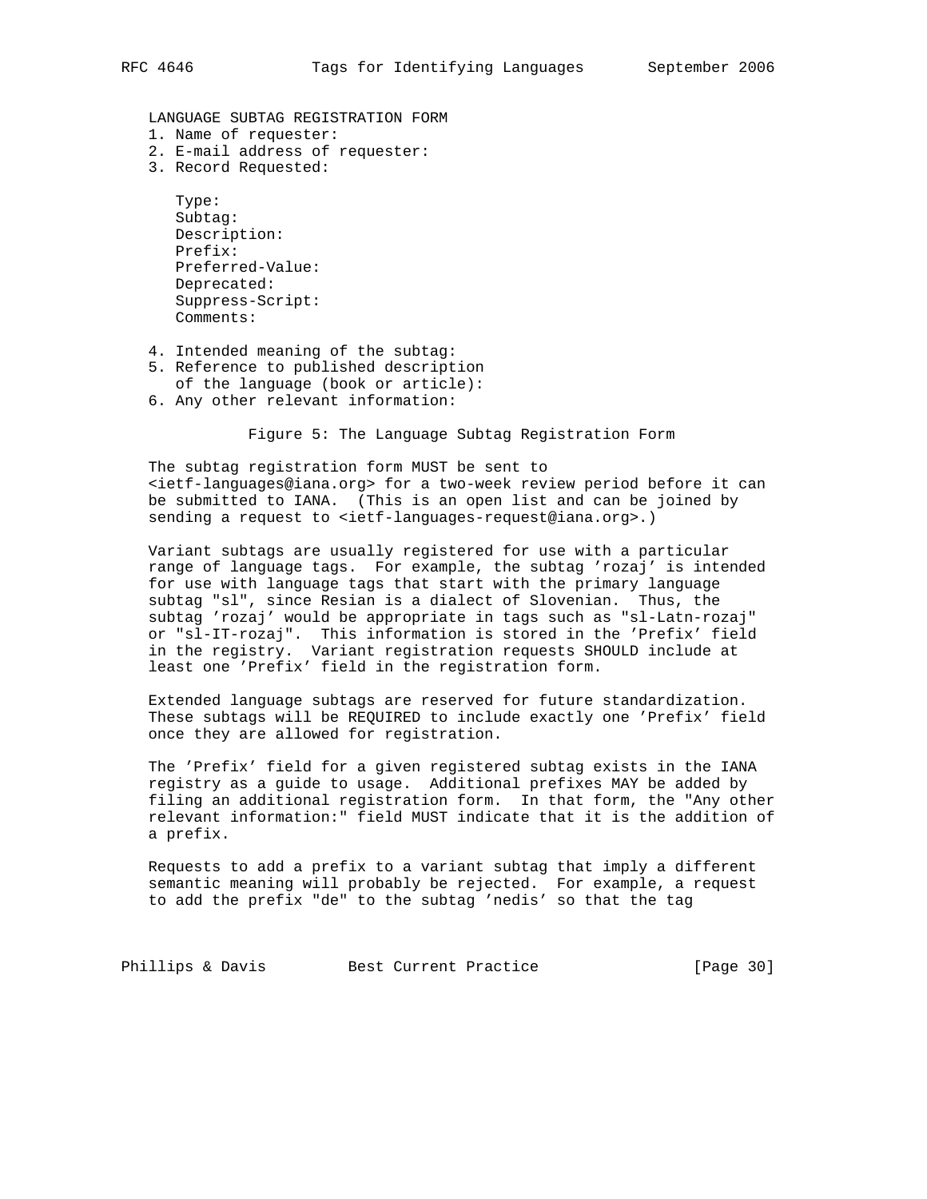```
LANGUAGE SUBTAG REGISTRATION FORM
1. Name of requester:
2. E-mail address of requester:
3. Record Requested:

   Type:
   Subtag:
   Description:
   Prefix:
   Preferred-Value:
   Deprecated:
   Suppress-Script:
   Comments:

4. Intended meaning of the subtag:
5. Reference to published description
   of the language (book or article):
6. Any other relevant information:
```

Figure 5: The Language Subtag Registration Form

The subtag registration form MUST be sent to <ietf-languages@iana.org> for a two-week review period before it can be submitted to IANA. (This is an open list and can be joined by sending a request to <ietf-languages-request@iana.org>.)

Variant subtags are usually registered for use with a particular range of language tags. For example, the subtag 'rozaj' is intended for use with language tags that start with the primary language subtag "sl", since Resian is a dialect of Slovenian. Thus, the subtag 'rozaj' would be appropriate in tags such as "sl-Latn-rozaj" or "sl-IT-rozaj". This information is stored in the 'Prefix' field in the registry. Variant registration requests SHOULD include at least one 'Prefix' field in the registration form.

Extended language subtags are reserved for future standardization. These subtags will be REQUIRED to include exactly one 'Prefix' field once they are allowed for registration.

The 'Prefix' field for a given registered subtag exists in the IANA registry as a guide to usage. Additional prefixes MAY be added by filing an additional registration form. In that form, the "Any other relevant information:" field MUST indicate that it is the addition of a prefix.

Requests to add a prefix to a variant subtag that imply a different semantic meaning will probably be rejected. For example, a request to add the prefix "de" to the subtag 'nedis' so that the tag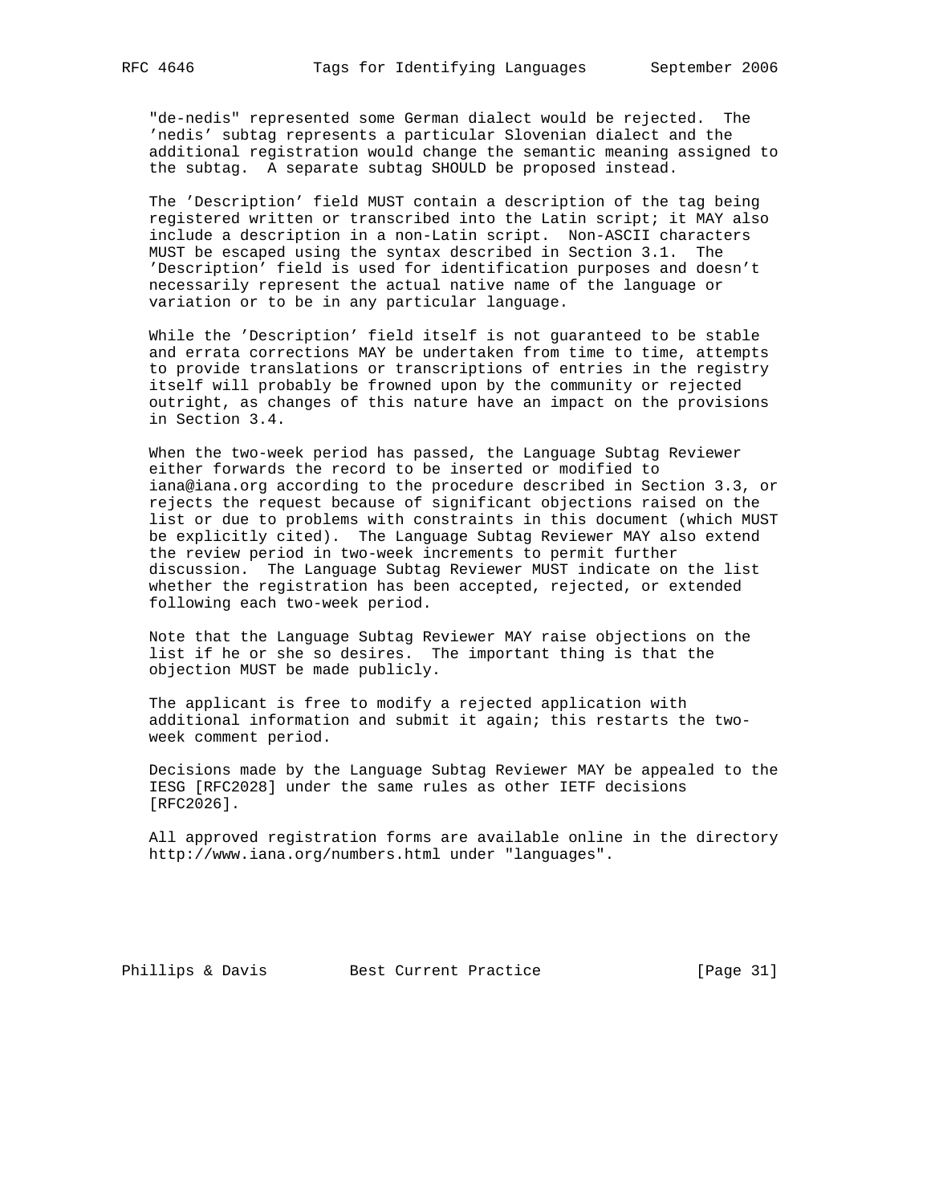"de-nedis" represented some German dialect would be rejected. The 'nedis' subtag represents a particular Slovenian dialect and the additional registration would change the semantic meaning assigned to the subtag. A separate subtag SHOULD be proposed instead.

The 'Description' field MUST contain a description of the tag being registered written or transcribed into the Latin script; it MAY also include a description in a non-Latin script. Non-ASCII characters MUST be escaped using the syntax described in Section 3.1. The 'Description' field is used for identification purposes and doesn't necessarily represent the actual native name of the language or variation or to be in any particular language.

While the 'Description' field itself is not guaranteed to be stable and errata corrections MAY be undertaken from time to time, attempts to provide translations or transcriptions of entries in the registry itself will probably be frowned upon by the community or rejected outright, as changes of this nature have an impact on the provisions in Section 3.4.

When the two-week period has passed, the Language Subtag Reviewer either forwards the record to be inserted or modified to iana@iana.org according to the procedure described in Section 3.3, or rejects the request because of significant objections raised on the list or due to problems with constraints in this document (which MUST be explicitly cited). The Language Subtag Reviewer MAY also extend the review period in two-week increments to permit further discussion. The Language Subtag Reviewer MUST indicate on the list whether the registration has been accepted, rejected, or extended following each two-week period.

Note that the Language Subtag Reviewer MAY raise objections on the list if he or she so desires. The important thing is that the objection MUST be made publicly.

The applicant is free to modify a rejected application with additional information and submit it again; this restarts the two-week comment period.

Decisions made by the Language Subtag Reviewer MAY be appealed to the IESG [RFC2028] under the same rules as other IETF decisions [RFC2026].

All approved registration forms are available online in the directory http://www.iana.org/numbers.html under "languages".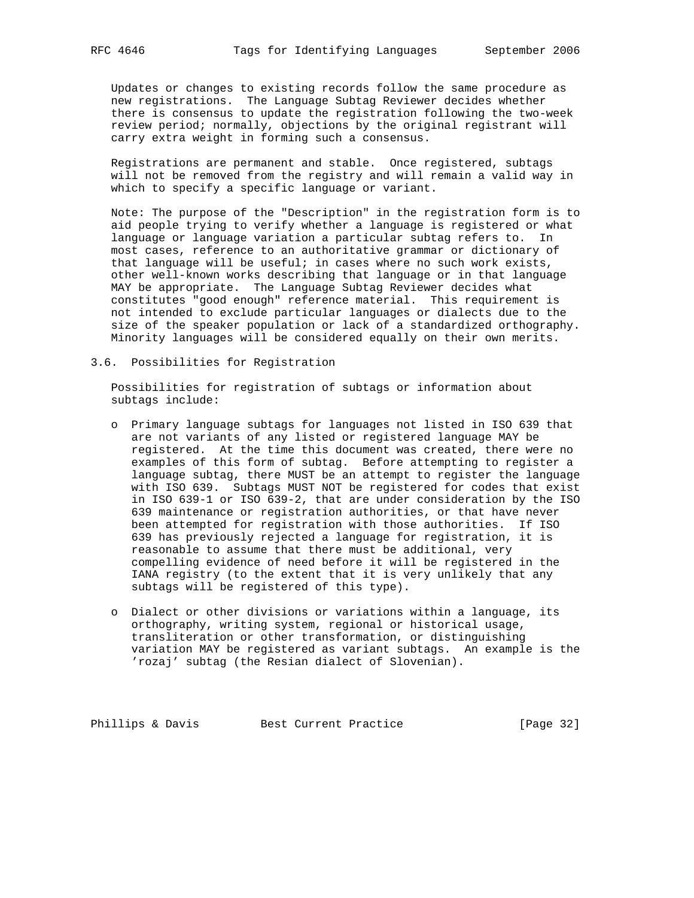Updates or changes to existing records follow the same procedure as new registrations. The Language Subtag Reviewer decides whether there is consensus to update the registration following the two-week review period; normally, objections by the original registrant will carry extra weight in forming such a consensus.

Registrations are permanent and stable. Once registered, subtags will not be removed from the registry and will remain a valid way in which to specify a specific language or variant.

Note: The purpose of the "Description" in the registration form is to aid people trying to verify whether a language is registered or what language or language variation a particular subtag refers to. In most cases, reference to an authoritative grammar or dictionary of that language will be useful; in cases where no such work exists, other well-known works describing that language or in that language MAY be appropriate. The Language Subtag Reviewer decides what constitutes "good enough" reference material. This requirement is not intended to exclude particular languages or dialects due to the size of the speaker population or lack of a standardized orthography. Minority languages will be considered equally on their own merits.

## 3.6. Possibilities for Registration

Possibilities for registration of subtags or information about subtags include:

- Primary language subtags for languages not listed in ISO 639 that are not variants of any listed or registered language MAY be registered. At the time this document was created, there were no examples of this form of subtag. Before attempting to register a language subtag, there MUST be an attempt to register the language with ISO 639. Subtags MUST NOT be registered for codes that exist in ISO 639-1 or ISO 639-2, that are under consideration by the ISO 639 maintenance or registration authorities, or that have never been attempted for registration with those authorities. If ISO 639 has previously rejected a language for registration, it is reasonable to assume that there must be additional, very compelling evidence of need before it will be registered in the IANA registry (to the extent that it is very unlikely that any subtags will be registered of this type).

- Dialect or other divisions or variations within a language, its orthography, writing system, regional or historical usage, transliteration or other transformation, or distinguishing variation MAY be registered as variant subtags. An example is the 'rozaj' subtag (the Resian dialect of Slovenian).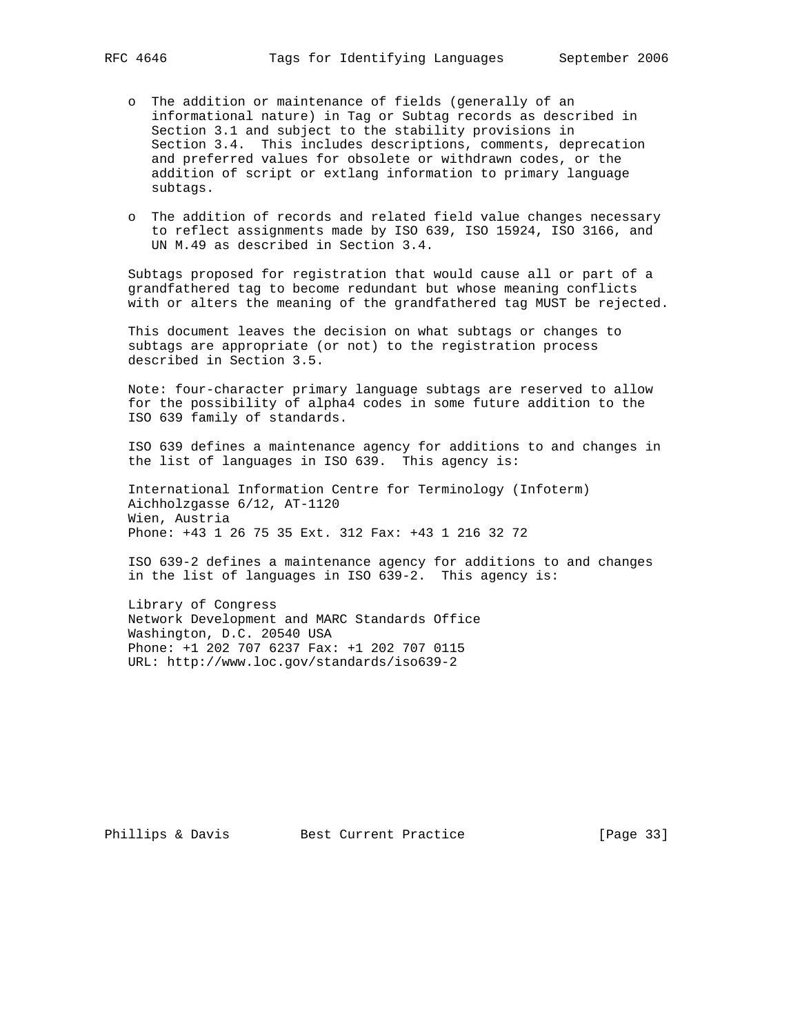- The addition or maintenance of fields (generally of an informational nature) in Tag or Subtag records as described in Section 3.1 and subject to the stability provisions in Section 3.4. This includes descriptions, comments, deprecation and preferred values for obsolete or withdrawn codes, or the addition of script or extlang information to primary language subtags.

- The addition of records and related field value changes necessary to reflect assignments made by ISO 639, ISO 15924, ISO 3166, and UN M.49 as described in Section 3.4.

Subtags proposed for registration that would cause all or part of a grandfathered tag to become redundant but whose meaning conflicts with or alters the meaning of the grandfathered tag MUST be rejected.

This document leaves the decision on what subtags or changes to subtags are appropriate (or not) to the registration process described in Section 3.5.

Note: four-character primary language subtags are reserved to allow for the possibility of alpha4 codes in some future addition to the ISO 639 family of standards.

ISO 639 defines a maintenance agency for additions to and changes in the list of languages in ISO 639. This agency is:

International Information Centre for Terminology (Infoterm)
Aichholzgasse 6/12, AT-1120
Wien, Austria
Phone: +43 1 26 75 35 Ext. 312 Fax: +43 1 216 32 72

ISO 639-2 defines a maintenance agency for additions to and changes in the list of languages in ISO 639-2. This agency is:

Library of Congress
Network Development and MARC Standards Office
Washington, D.C. 20540 USA
Phone: +1 202 707 6237 Fax: +1 202 707 0115
URL: http://www.loc.gov/standards/iso639-2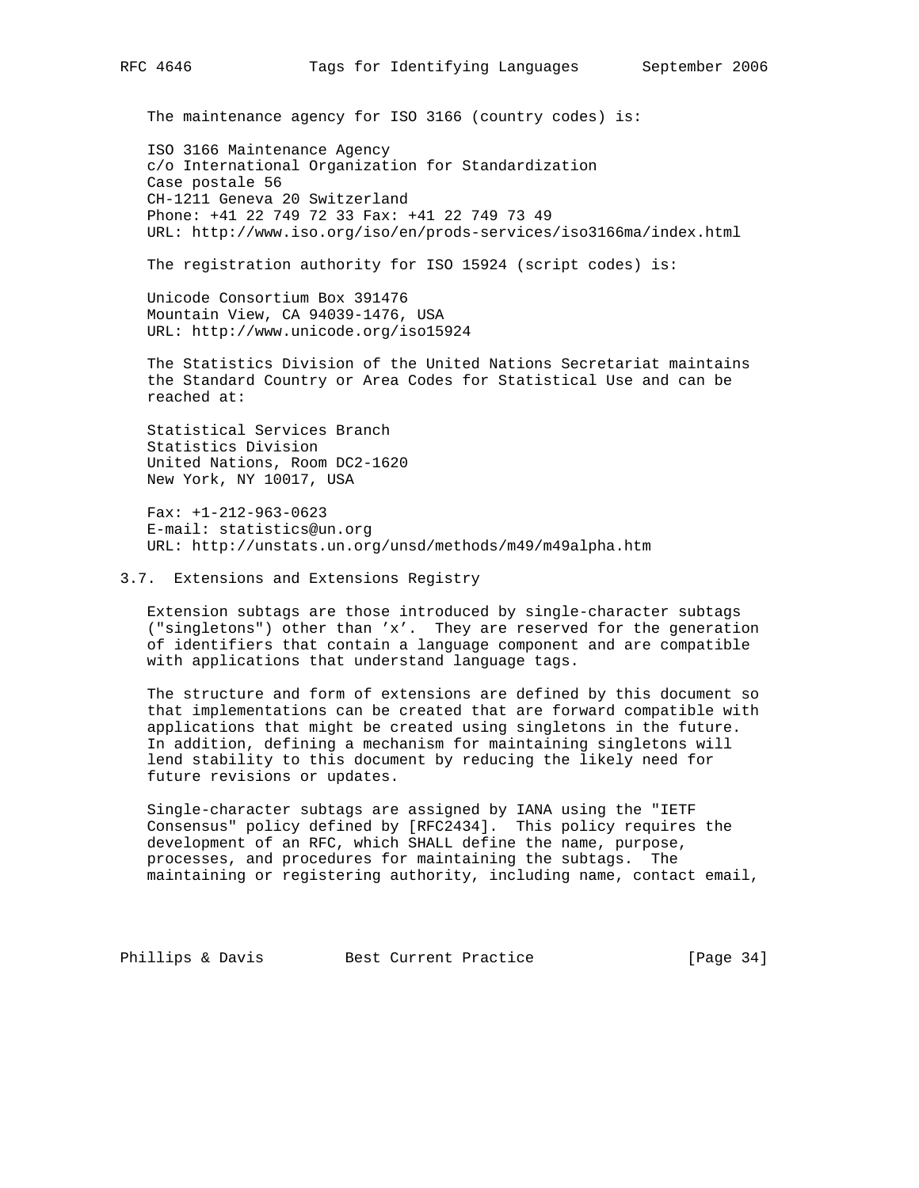The maintenance agency for ISO 3166 (country codes) is:

ISO 3166 Maintenance Agency
c/o International Organization for Standardization
Case postale 56
CH-1211 Geneva 20 Switzerland
Phone: +41 22 749 72 33 Fax: +41 22 749 73 49
URL: http://www.iso.org/iso/en/prods-services/iso3166ma/index.html

The registration authority for ISO 15924 (script codes) is:

Unicode Consortium Box 391476
Mountain View, CA 94039-1476, USA
URL: http://www.unicode.org/iso15924

The Statistics Division of the United Nations Secretariat maintains the Standard Country or Area Codes for Statistical Use and can be reached at:

Statistical Services Branch
Statistics Division
United Nations, Room DC2-1620
New York, NY 10017, USA

Fax: +1-212-963-0623
E-mail: statistics@un.org
URL: http://unstats.un.org/unsd/methods/m49/m49alpha.htm

## 3.7. Extensions and Extensions Registry

Extension subtags are those introduced by single-character subtags ("singletons") other than 'x'. They are reserved for the generation of identifiers that contain a language component and are compatible with applications that understand language tags.

The structure and form of extensions are defined by this document so that implementations can be created that are forward compatible with applications that might be created using singletons in the future. In addition, defining a mechanism for maintaining singletons will lend stability to this document by reducing the likely need for future revisions or updates.

Single-character subtags are assigned by IANA using the "IETF Consensus" policy defined by [RFC2434]. This policy requires the development of an RFC, which SHALL define the name, purpose, processes, and procedures for maintaining the subtags. The maintaining or registering authority, including name, contact email,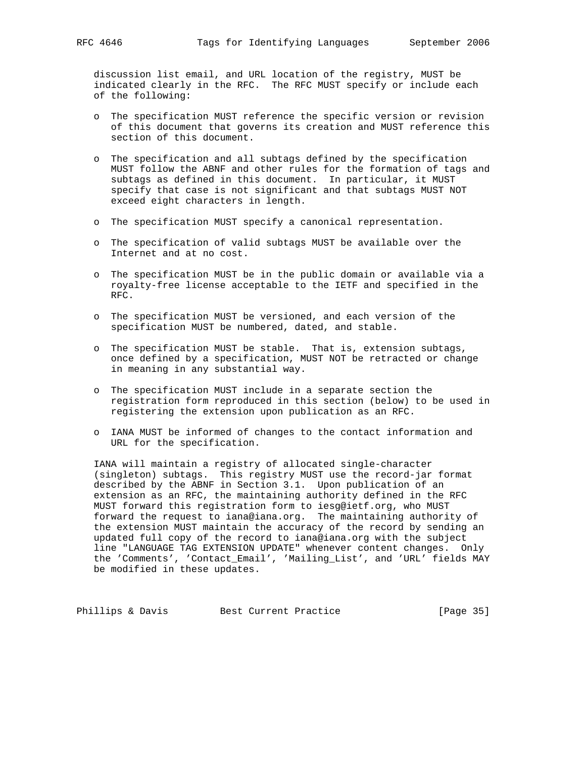discussion list email, and URL location of the registry, MUST be indicated clearly in the RFC. The RFC MUST specify or include each of the following:

- The specification MUST reference the specific version or revision of this document that governs its creation and MUST reference this section of this document.
- The specification and all subtags defined by the specification MUST follow the ABNF and other rules for the formation of tags and subtags as defined in this document. In particular, it MUST specify that case is not significant and that subtags MUST NOT exceed eight characters in length.
- The specification MUST specify a canonical representation.
- The specification of valid subtags MUST be available over the Internet and at no cost.
- The specification MUST be in the public domain or available via a royalty-free license acceptable to the IETF and specified in the RFC.
- The specification MUST be versioned, and each version of the specification MUST be numbered, dated, and stable.
- The specification MUST be stable. That is, extension subtags, once defined by a specification, MUST NOT be retracted or change in meaning in any substantial way.
- The specification MUST include in a separate section the registration form reproduced in this section (below) to be used in registering the extension upon publication as an RFC.
- IANA MUST be informed of changes to the contact information and URL for the specification.

IANA will maintain a registry of allocated single-character (singleton) subtags. This registry MUST use the record-jar format described by the ABNF in Section 3.1. Upon publication of an extension as an RFC, the maintaining authority defined in the RFC MUST forward this registration form to iesg@ietf.org, who MUST forward the request to iana@iana.org. The maintaining authority of the extension MUST maintain the accuracy of the record by sending an updated full copy of the record to iana@iana.org with the subject line "LANGUAGE TAG EXTENSION UPDATE" whenever content changes. Only the 'Comments', 'Contact_Email', 'Mailing_List', and 'URL' fields MAY be modified in these updates.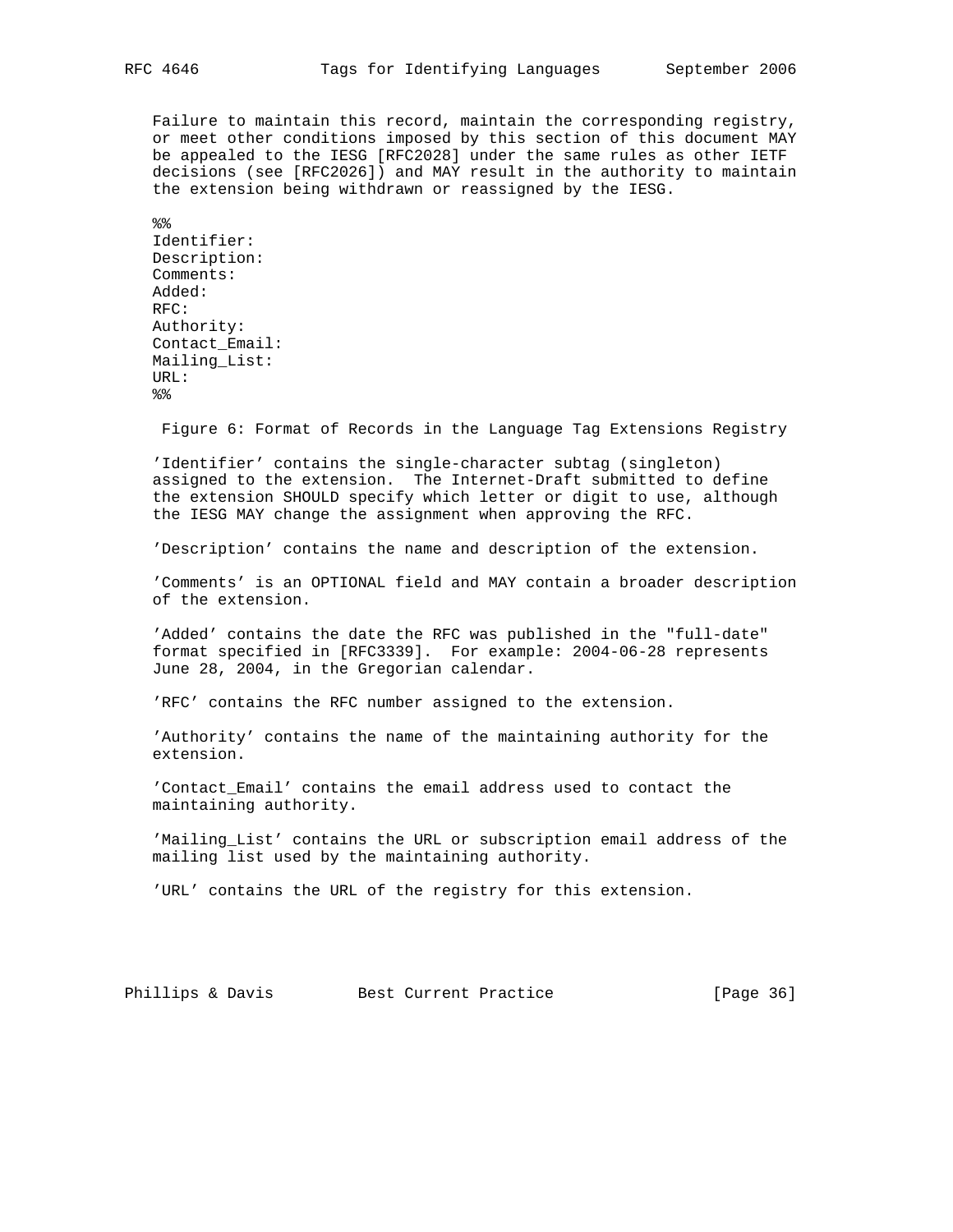Failure to maintain this record, maintain the corresponding registry, or meet other conditions imposed by this section of this document MAY be appealed to the IESG [RFC2028] under the same rules as other IETF decisions (see [RFC2026]) and MAY result in the authority to maintain the extension being withdrawn or reassigned by the IESG.

```
%%
Identifier:
Description:
Comments:
Added:
RFC:
Authority:
Contact_Email:
Mailing_List:
URL:
%%
```

Figure 6: Format of Records in the Language Tag Extensions Registry

'Identifier' contains the single-character subtag (singleton) assigned to the extension. The Internet-Draft submitted to define the extension SHOULD specify which letter or digit to use, although the IESG MAY change the assignment when approving the RFC.

'Description' contains the name and description of the extension.

'Comments' is an OPTIONAL field and MAY contain a broader description of the extension.

'Added' contains the date the RFC was published in the "full-date" format specified in [RFC3339]. For example: 2004-06-28 represents June 28, 2004, in the Gregorian calendar.

'RFC' contains the RFC number assigned to the extension.

'Authority' contains the name of the maintaining authority for the extension.

'Contact_Email' contains the email address used to contact the maintaining authority.

'Mailing_List' contains the URL or subscription email address of the mailing list used by the maintaining authority.

'URL' contains the URL of the registry for this extension.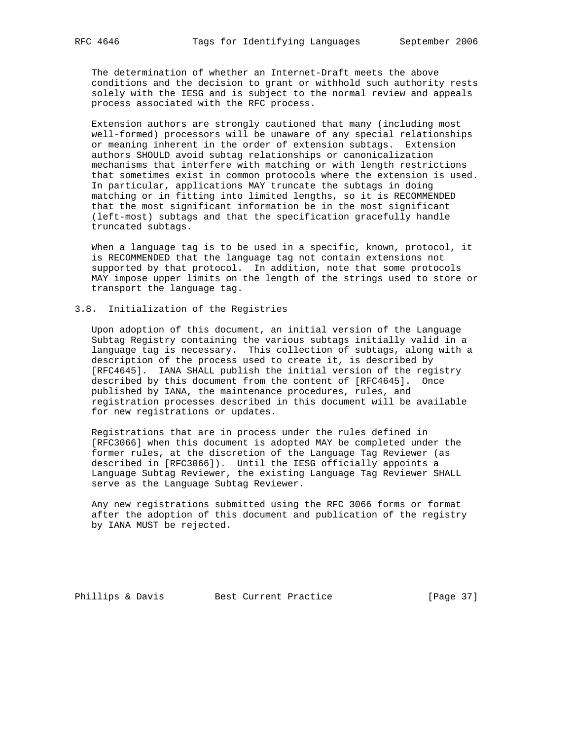The determination of whether an Internet-Draft meets the above conditions and the decision to grant or withhold such authority rests solely with the IESG and is subject to the normal review and appeals process associated with the RFC process.

Extension authors are strongly cautioned that many (including most well-formed) processors will be unaware of any special relationships or meaning inherent in the order of extension subtags. Extension authors SHOULD avoid subtag relationships or canonicalization mechanisms that interfere with matching or with length restrictions that sometimes exist in common protocols where the extension is used. In particular, applications MAY truncate the subtags in doing matching or in fitting into limited lengths, so it is RECOMMENDED that the most significant information be in the most significant (left-most) subtags and that the specification gracefully handle truncated subtags.

When a language tag is to be used in a specific, known, protocol, it is RECOMMENDED that the language tag not contain extensions not supported by that protocol. In addition, note that some protocols MAY impose upper limits on the length of the strings used to store or transport the language tag.

## 3.8. Initialization of the Registries

Upon adoption of this document, an initial version of the Language Subtag Registry containing the various subtags initially valid in a language tag is necessary. This collection of subtags, along with a description of the process used to create it, is described by [RFC4645]. IANA SHALL publish the initial version of the registry described by this document from the content of [RFC4645]. Once published by IANA, the maintenance procedures, rules, and registration processes described in this document will be available for new registrations or updates.

Registrations that are in process under the rules defined in [RFC3066] when this document is adopted MAY be completed under the former rules, at the discretion of the Language Tag Reviewer (as described in [RFC3066]). Until the IESG officially appoints a Language Subtag Reviewer, the existing Language Tag Reviewer SHALL serve as the Language Subtag Reviewer.

Any new registrations submitted using the RFC 3066 forms or format after the adoption of this document and publication of the registry by IANA MUST be rejected.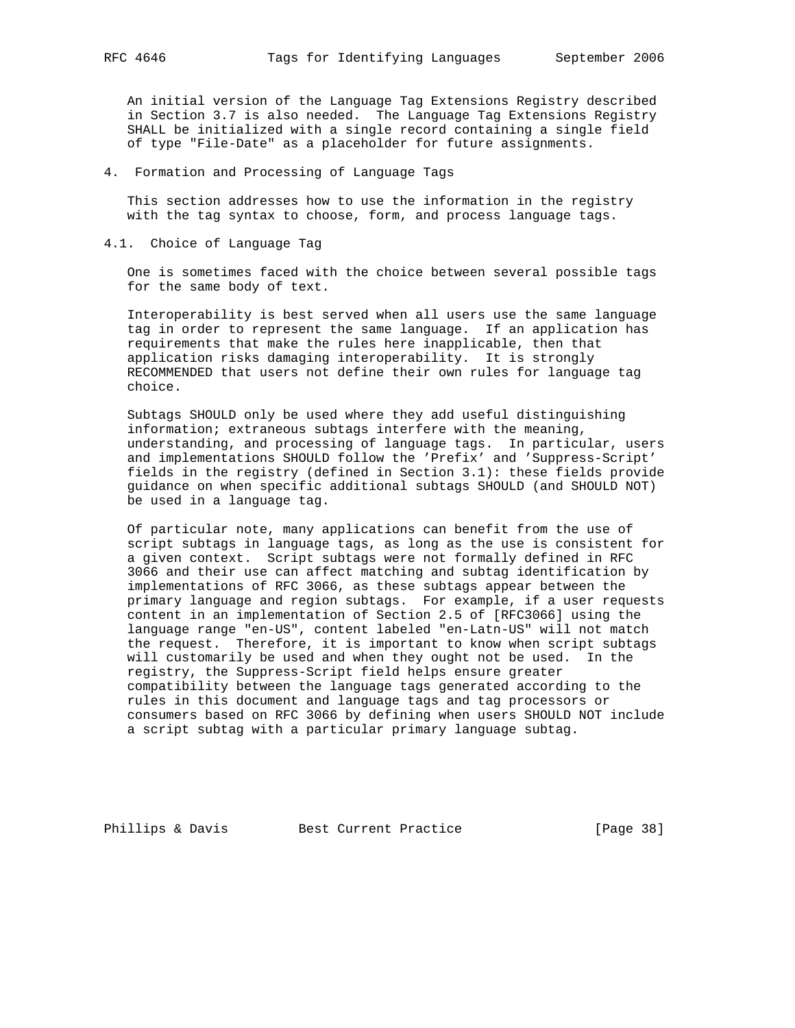An initial version of the Language Tag Extensions Registry described in Section 3.7 is also needed. The Language Tag Extensions Registry SHALL be initialized with a single record containing a single field of type "File-Date" as a placeholder for future assignments.

# 4. Formation and Processing of Language Tags

This section addresses how to use the information in the registry with the tag syntax to choose, form, and process language tags.

## 4.1. Choice of Language Tag

One is sometimes faced with the choice between several possible tags for the same body of text.

Interoperability is best served when all users use the same language tag in order to represent the same language. If an application has requirements that make the rules here inapplicable, then that application risks damaging interoperability. It is strongly RECOMMENDED that users not define their own rules for language tag choice.

Subtags SHOULD only be used where they add useful distinguishing information; extraneous subtags interfere with the meaning, understanding, and processing of language tags. In particular, users and implementations SHOULD follow the 'Prefix' and 'Suppress-Script' fields in the registry (defined in Section 3.1): these fields provide guidance on when specific additional subtags SHOULD (and SHOULD NOT) be used in a language tag.

Of particular note, many applications can benefit from the use of script subtags in language tags, as long as the use is consistent for a given context. Script subtags were not formally defined in RFC 3066 and their use can affect matching and subtag identification by implementations of RFC 3066, as these subtags appear between the primary language and region subtags. For example, if a user requests content in an implementation of Section 2.5 of [RFC3066] using the language range "en-US", content labeled "en-Latn-US" will not match the request. Therefore, it is important to know when script subtags will customarily be used and when they ought not be used. In the registry, the Suppress-Script field helps ensure greater compatibility between the language tags generated according to the rules in this document and language tags and tag processors or consumers based on RFC 3066 by defining when users SHOULD NOT include a script subtag with a particular primary language subtag.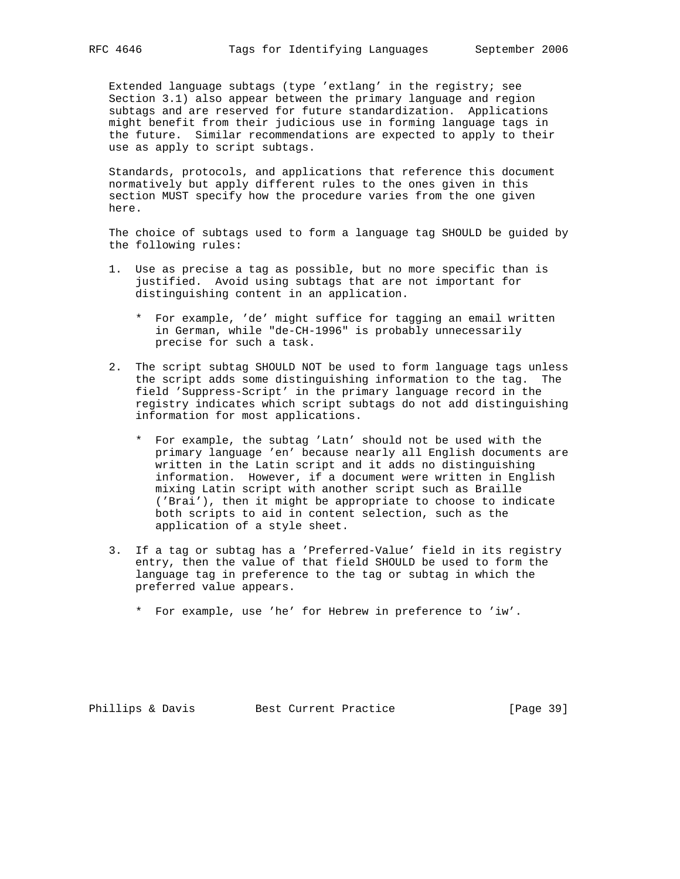Extended language subtags (type 'extlang' in the registry; see Section 3.1) also appear between the primary language and region subtags and are reserved for future standardization. Applications might benefit from their judicious use in forming language tags in the future. Similar recommendations are expected to apply to their use as apply to script subtags.

Standards, protocols, and applications that reference this document normatively but apply different rules to the ones given in this section MUST specify how the procedure varies from the one given here.

The choice of subtags used to form a language tag SHOULD be guided by the following rules:

1. Use as precise a tag as possible, but no more specific than is justified. Avoid using subtags that are not important for distinguishing content in an application.

   * For example, 'de' might suffice for tagging an email written in German, while "de-CH-1996" is probably unnecessarily precise for such a task.

2. The script subtag SHOULD NOT be used to form language tags unless the script adds some distinguishing information to the tag. The field 'Suppress-Script' in the primary language record in the registry indicates which script subtags do not add distinguishing information for most applications.

   * For example, the subtag 'Latn' should not be used with the primary language 'en' because nearly all English documents are written in the Latin script and it adds no distinguishing information. However, if a document were written in English mixing Latin script with another script such as Braille ('Brai'), then it might be appropriate to choose to indicate both scripts to aid in content selection, such as the application of a style sheet.

3. If a tag or subtag has a 'Preferred-Value' field in its registry entry, then the value of that field SHOULD be used to form the language tag in preference to the tag or subtag in which the preferred value appears.

   * For example, use 'he' for Hebrew in preference to 'iw'.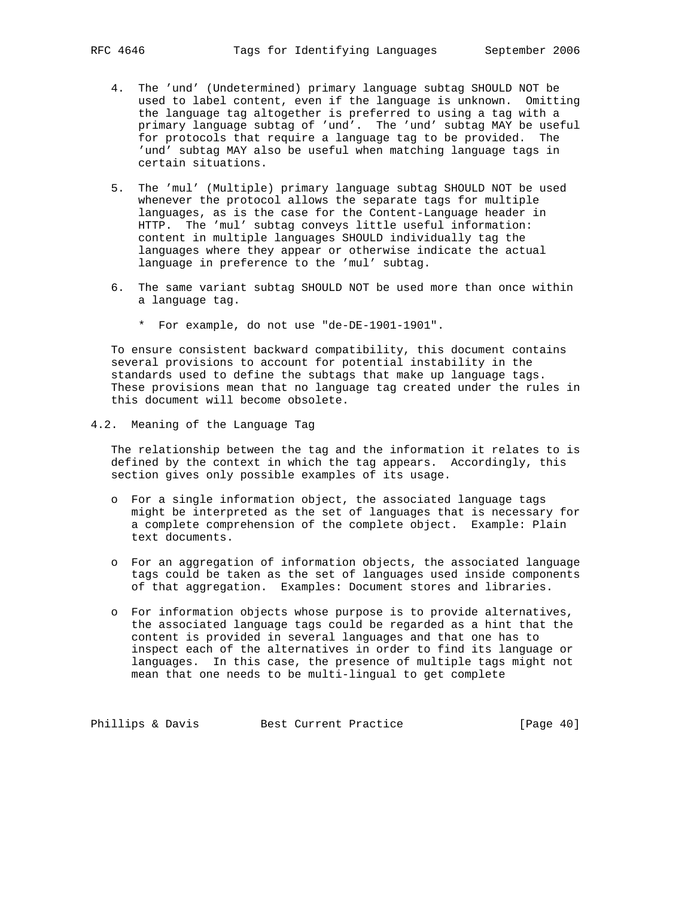4. The 'und' (Undetermined) primary language subtag SHOULD NOT be used to label content, even if the language is unknown. Omitting the language tag altogether is preferred to using a tag with a primary language subtag of 'und'. The 'und' subtag MAY be useful for protocols that require a language tag to be provided. The 'und' subtag MAY also be useful when matching language tags in certain situations.

5. The 'mul' (Multiple) primary language subtag SHOULD NOT be used whenever the protocol allows the separate tags for multiple languages, as is the case for the Content-Language header in HTTP. The 'mul' subtag conveys little useful information: content in multiple languages SHOULD individually tag the languages where they appear or otherwise indicate the actual language in preference to the 'mul' subtag.

6. The same variant subtag SHOULD NOT be used more than once within a language tag.

   * For example, do not use "de-DE-1901-1901".

To ensure consistent backward compatibility, this document contains several provisions to account for potential instability in the standards used to define the subtags that make up language tags. These provisions mean that no language tag created under the rules in this document will become obsolete.

## 4.2. Meaning of the Language Tag

The relationship between the tag and the information it relates to is defined by the context in which the tag appears. Accordingly, this section gives only possible examples of its usage.

- For a single information object, the associated language tags might be interpreted as the set of languages that is necessary for a complete comprehension of the complete object. Example: Plain text documents.

- For an aggregation of information objects, the associated language tags could be taken as the set of languages used inside components of that aggregation. Examples: Document stores and libraries.

- For information objects whose purpose is to provide alternatives, the associated language tags could be regarded as a hint that the content is provided in several languages and that one has to inspect each of the alternatives in order to find its language or languages. In this case, the presence of multiple tags might not mean that one needs to be multi-lingual to get complete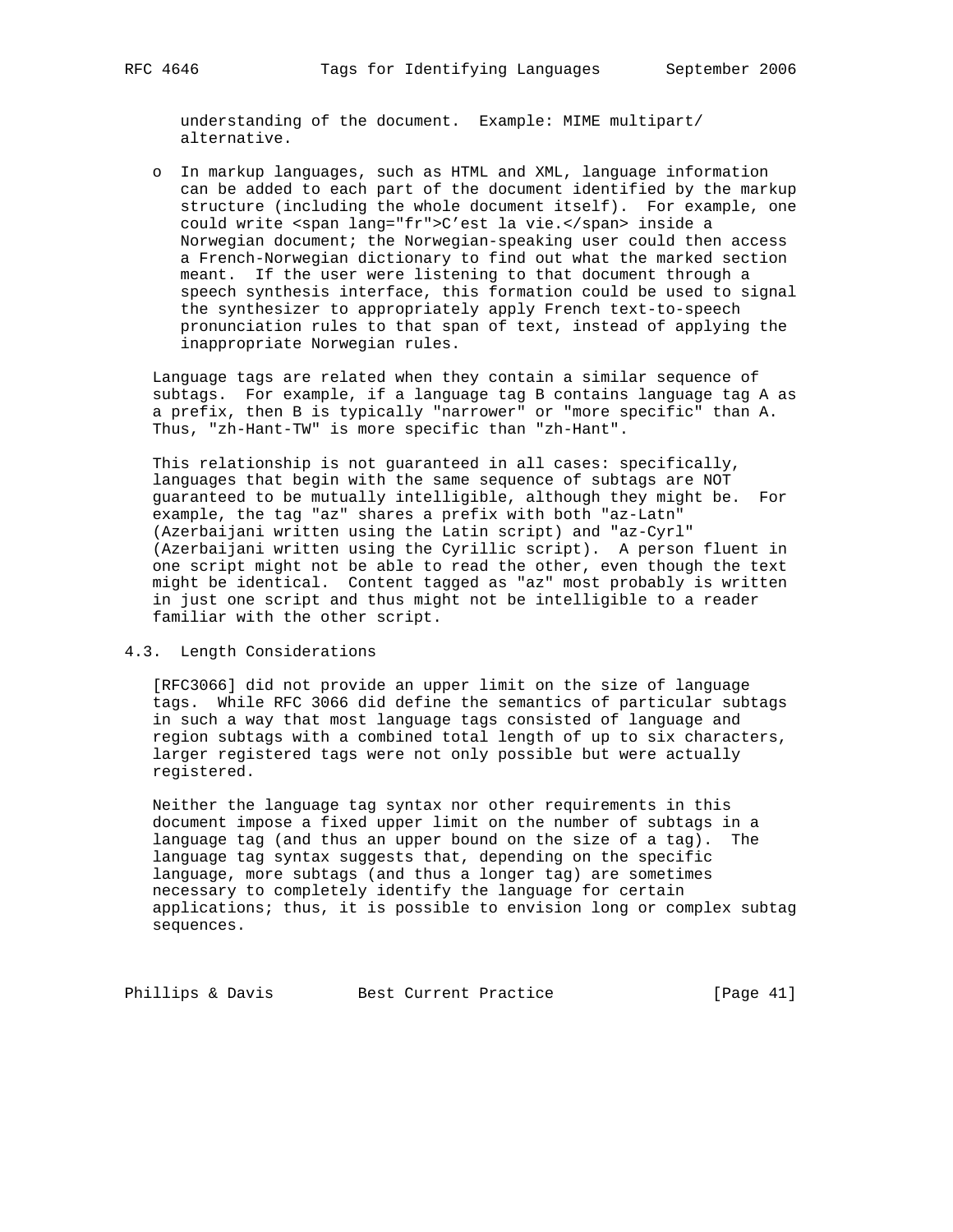understanding of the document. Example: MIME multipart/alternative.

- In markup languages, such as HTML and XML, language information can be added to each part of the document identified by the markup structure (including the whole document itself). For example, one could write <span lang="fr">C’est la vie.</span> inside a Norwegian document; the Norwegian-speaking user could then access a French-Norwegian dictionary to find out what the marked section meant. If the user were listening to that document through a speech synthesis interface, this formation could be used to signal the synthesizer to appropriately apply French text-to-speech pronunciation rules to that span of text, instead of applying the inappropriate Norwegian rules.

Language tags are related when they contain a similar sequence of subtags. For example, if a language tag B contains language tag A as a prefix, then B is typically "narrower" or "more specific" than A. Thus, "zh-Hant-TW" is more specific than "zh-Hant".

This relationship is not guaranteed in all cases: specifically, languages that begin with the same sequence of subtags are NOT guaranteed to be mutually intelligible, although they might be. For example, the tag "az" shares a prefix with both "az-Latn" (Azerbaijani written using the Latin script) and "az-Cyrl" (Azerbaijani written using the Cyrillic script). A person fluent in one script might not be able to read the other, even though the text might be identical. Content tagged as "az" most probably is written in just one script and thus might not be intelligible to a reader familiar with the other script.

## 4.3. Length Considerations

[RFC3066] did not provide an upper limit on the size of language tags. While RFC 3066 did define the semantics of particular subtags in such a way that most language tags consisted of language and region subtags with a combined total length of up to six characters, larger registered tags were not only possible but were actually registered.

Neither the language tag syntax nor other requirements in this document impose a fixed upper limit on the number of subtags in a language tag (and thus an upper bound on the size of a tag). The language tag syntax suggests that, depending on the specific language, more subtags (and thus a longer tag) are sometimes necessary to completely identify the language for certain applications; thus, it is possible to envision long or complex subtag sequences.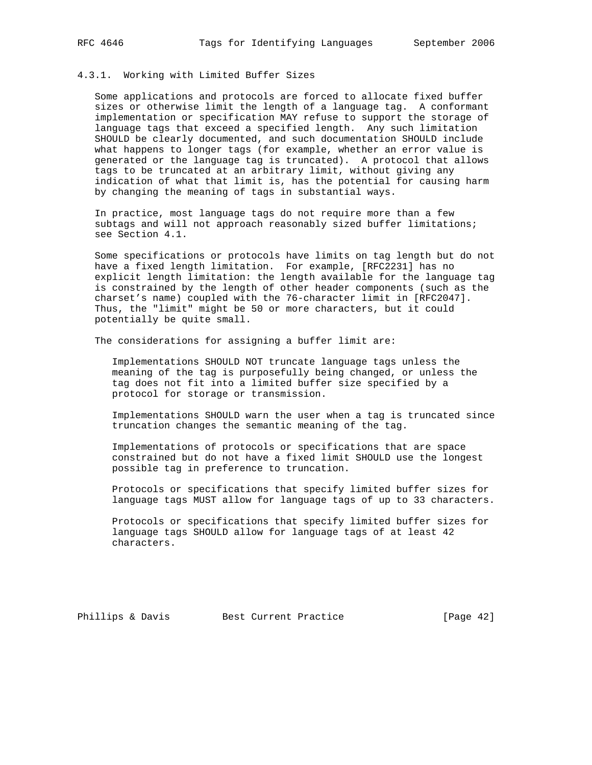### 4.3.1. Working with Limited Buffer Sizes

Some applications and protocols are forced to allocate fixed buffer sizes or otherwise limit the length of a language tag. A conformant implementation or specification MAY refuse to support the storage of language tags that exceed a specified length. Any such limitation SHOULD be clearly documented, and such documentation SHOULD include what happens to longer tags (for example, whether an error value is generated or the language tag is truncated). A protocol that allows tags to be truncated at an arbitrary limit, without giving any indication of what that limit is, has the potential for causing harm by changing the meaning of tags in substantial ways.

In practice, most language tags do not require more than a few subtags and will not approach reasonably sized buffer limitations; see Section 4.1.

Some specifications or protocols have limits on tag length but do not have a fixed length limitation. For example, [RFC2231] has no explicit length limitation: the length available for the language tag is constrained by the length of other header components (such as the charset's name) coupled with the 76-character limit in [RFC2047]. Thus, the "limit" might be 50 or more characters, but it could potentially be quite small.

The considerations for assigning a buffer limit are:

Implementations SHOULD NOT truncate language tags unless the meaning of the tag is purposefully being changed, or unless the tag does not fit into a limited buffer size specified by a protocol for storage or transmission.

Implementations SHOULD warn the user when a tag is truncated since truncation changes the semantic meaning of the tag.

Implementations of protocols or specifications that are space constrained but do not have a fixed limit SHOULD use the longest possible tag in preference to truncation.

Protocols or specifications that specify limited buffer sizes for language tags MUST allow for language tags of up to 33 characters.

Protocols or specifications that specify limited buffer sizes for language tags SHOULD allow for language tags of at least 42 characters.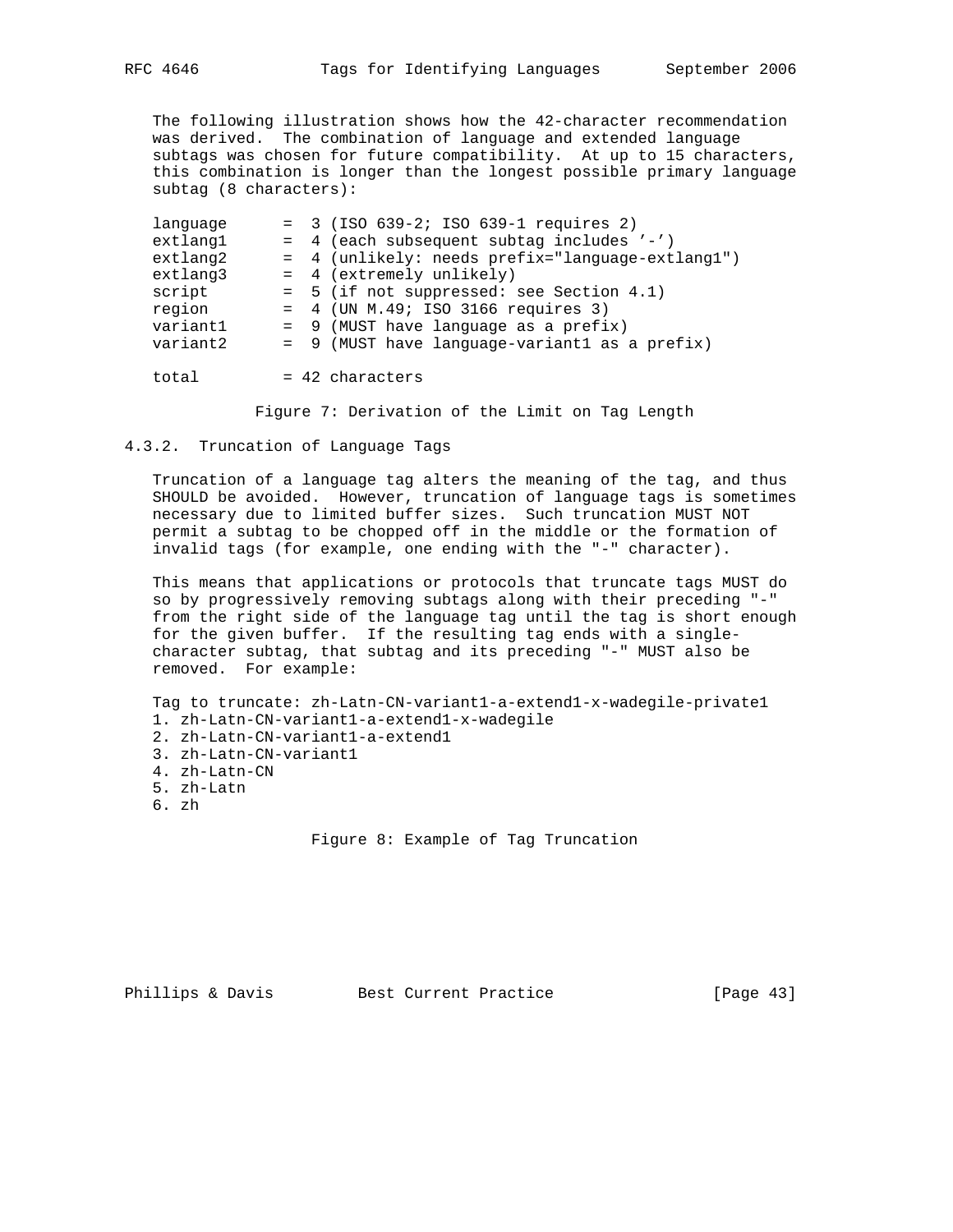The following illustration shows how the 42-character recommendation was derived. The combination of language and extended language subtags was chosen for future compatibility. At up to 15 characters, this combination is longer than the longest possible primary language subtag (8 characters):

```
language     =  3 (ISO 639-2; ISO 639-1 requires 2)
extlang1     =  4 (each subsequent subtag includes '-')
extlang2     =  4 (unlikely: needs prefix="language-extlang1")
extlang3     =  4 (extremely unlikely)
script       =  5 (if not suppressed: see Section 4.1)
region       =  4 (UN M.49; ISO 3166 requires 3)
variant1     =  9 (MUST have language as a prefix)
variant2     =  9 (MUST have language-variant1 as a prefix)

total        = 42 characters
```

Figure 7: Derivation of the Limit on Tag Length

### 4.3.2. Truncation of Language Tags

Truncation of a language tag alters the meaning of the tag, and thus SHOULD be avoided. However, truncation of language tags is sometimes necessary due to limited buffer sizes. Such truncation MUST NOT permit a subtag to be chopped off in the middle or the formation of invalid tags (for example, one ending with the "-" character).

This means that applications or protocols that truncate tags MUST do so by progressively removing subtags along with their preceding "-" from the right side of the language tag until the tag is short enough for the given buffer. If the resulting tag ends with a single-character subtag, that subtag and its preceding "-" MUST also be removed. For example:

```
Tag to truncate: zh-Latn-CN-variant1-a-extend1-x-wadegile-private1
1. zh-Latn-CN-variant1-a-extend1-x-wadegile
2. zh-Latn-CN-variant1-a-extend1
3. zh-Latn-CN-variant1
4. zh-Latn-CN
5. zh-Latn
6. zh
```

Figure 8: Example of Tag Truncation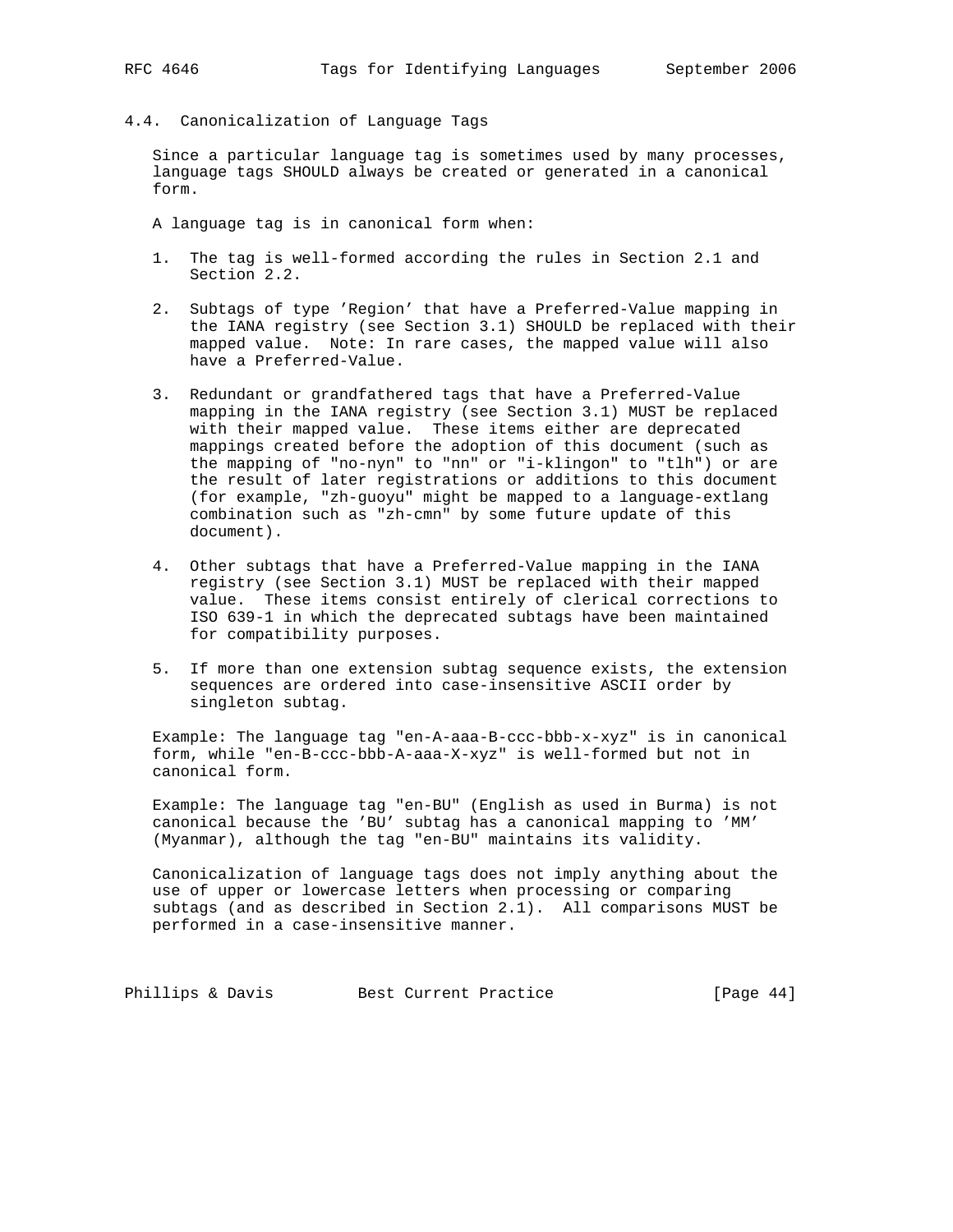## 4.4. Canonicalization of Language Tags

Since a particular language tag is sometimes used by many processes, language tags SHOULD always be created or generated in a canonical form.

A language tag is in canonical form when:

1. The tag is well-formed according the rules in Section 2.1 and Section 2.2.

2. Subtags of type 'Region' that have a Preferred-Value mapping in the IANA registry (see Section 3.1) SHOULD be replaced with their mapped value. Note: In rare cases, the mapped value will also have a Preferred-Value.

3. Redundant or grandfathered tags that have a Preferred-Value mapping in the IANA registry (see Section 3.1) MUST be replaced with their mapped value. These items either are deprecated mappings created before the adoption of this document (such as the mapping of "no-nyn" to "nn" or "i-klingon" to "tlh") or are the result of later registrations or additions to this document (for example, "zh-guoyu" might be mapped to a language-extlang combination such as "zh-cmn" by some future update of this document).

4. Other subtags that have a Preferred-Value mapping in the IANA registry (see Section 3.1) MUST be replaced with their mapped value. These items consist entirely of clerical corrections to ISO 639-1 in which the deprecated subtags have been maintained for compatibility purposes.

5. If more than one extension subtag sequence exists, the extension sequences are ordered into case-insensitive ASCII order by singleton subtag.

Example: The language tag "en-A-aaa-B-ccc-bbb-x-xyz" is in canonical form, while "en-B-ccc-bbb-A-aaa-X-xyz" is well-formed but not in canonical form.

Example: The language tag "en-BU" (English as used in Burma) is not canonical because the 'BU' subtag has a canonical mapping to 'MM' (Myanmar), although the tag "en-BU" maintains its validity.

Canonicalization of language tags does not imply anything about the use of upper or lowercase letters when processing or comparing subtags (and as described in Section 2.1). All comparisons MUST be performed in a case-insensitive manner.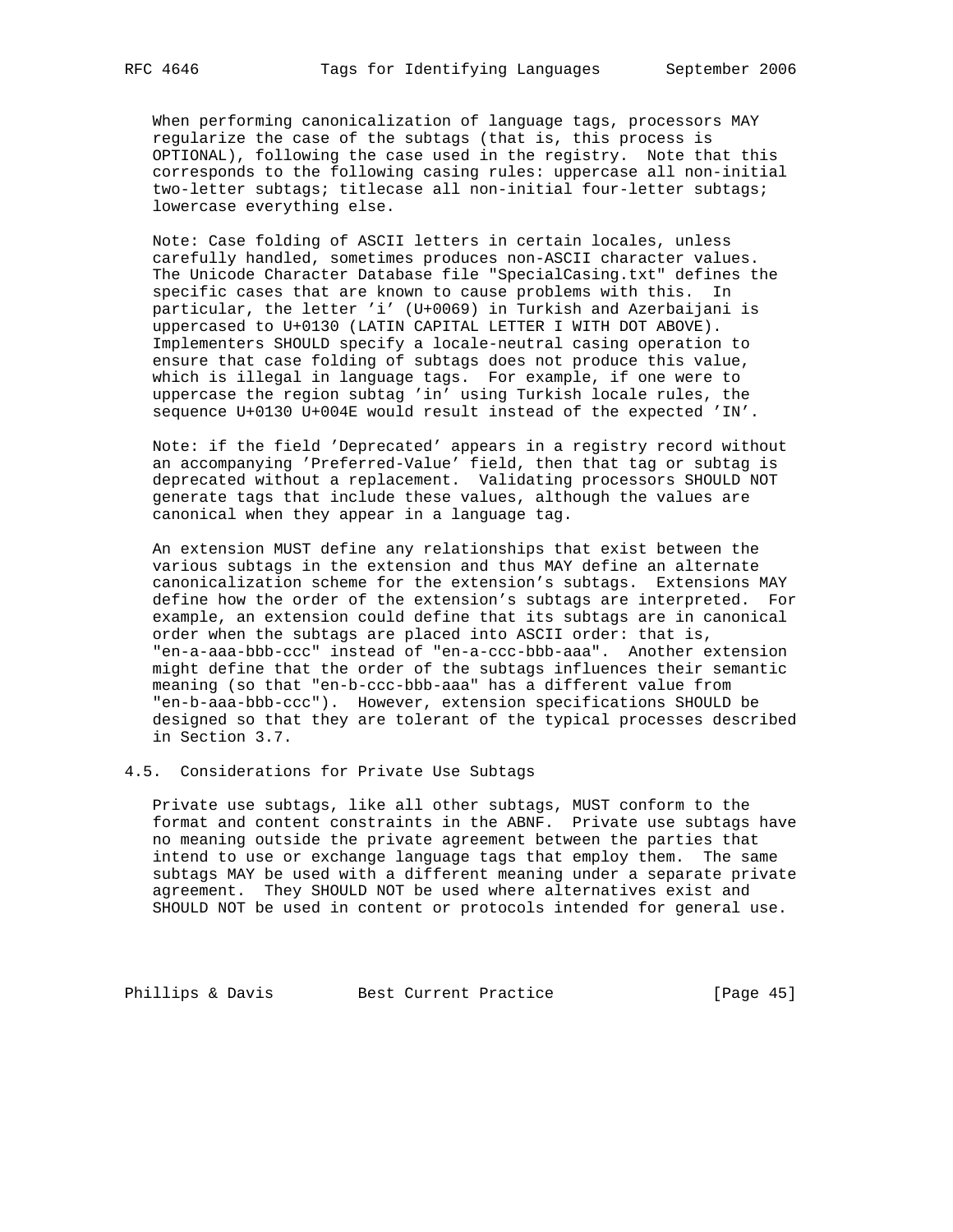When performing canonicalization of language tags, processors MAY regularize the case of the subtags (that is, this process is OPTIONAL), following the case used in the registry. Note that this corresponds to the following casing rules: uppercase all non-initial two-letter subtags; titlecase all non-initial four-letter subtags; lowercase everything else.

Note: Case folding of ASCII letters in certain locales, unless carefully handled, sometimes produces non-ASCII character values. The Unicode Character Database file "SpecialCasing.txt" defines the specific cases that are known to cause problems with this. In particular, the letter 'i' (U+0069) in Turkish and Azerbaijani is uppercased to U+0130 (LATIN CAPITAL LETTER I WITH DOT ABOVE). Implementers SHOULD specify a locale-neutral casing operation to ensure that case folding of subtags does not produce this value, which is illegal in language tags. For example, if one were to uppercase the region subtag 'in' using Turkish locale rules, the sequence U+0130 U+004E would result instead of the expected 'IN'.

Note: if the field 'Deprecated' appears in a registry record without an accompanying 'Preferred-Value' field, then that tag or subtag is deprecated without a replacement. Validating processors SHOULD NOT generate tags that include these values, although the values are canonical when they appear in a language tag.

An extension MUST define any relationships that exist between the various subtags in the extension and thus MAY define an alternate canonicalization scheme for the extension's subtags. Extensions MAY define how the order of the extension's subtags are interpreted. For example, an extension could define that its subtags are in canonical order when the subtags are placed into ASCII order: that is, "en-a-aaa-bbb-ccc" instead of "en-a-ccc-bbb-aaa". Another extension might define that the order of the subtags influences their semantic meaning (so that "en-b-ccc-bbb-aaa" has a different value from "en-b-aaa-bbb-ccc"). However, extension specifications SHOULD be designed so that they are tolerant of the typical processes described in Section 3.7.

## 4.5. Considerations for Private Use Subtags

Private use subtags, like all other subtags, MUST conform to the format and content constraints in the ABNF. Private use subtags have no meaning outside the private agreement between the parties that intend to use or exchange language tags that employ them. The same subtags MAY be used with a different meaning under a separate private agreement. They SHOULD NOT be used where alternatives exist and SHOULD NOT be used in content or protocols intended for general use.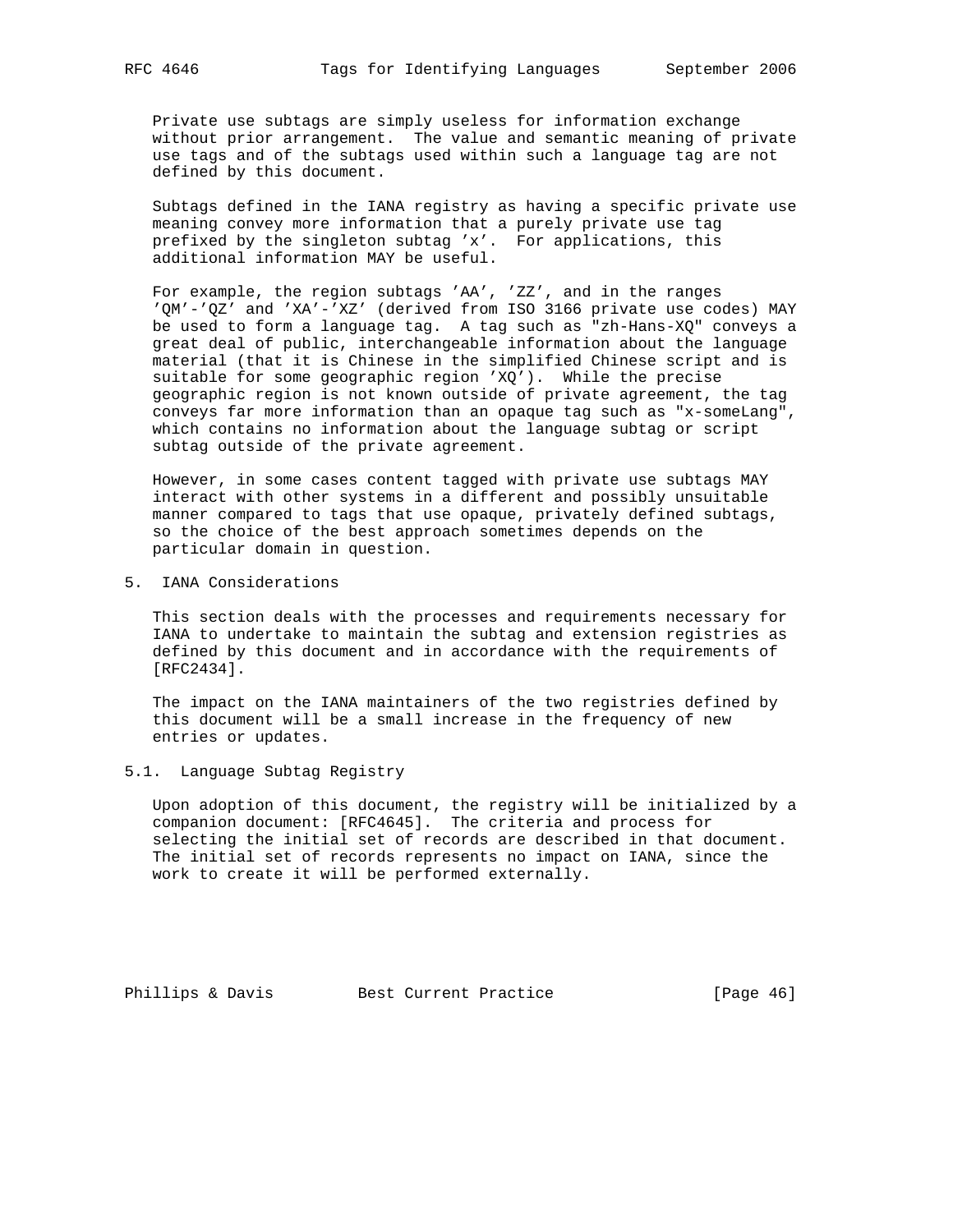Private use subtags are simply useless for information exchange without prior arrangement. The value and semantic meaning of private use tags and of the subtags used within such a language tag are not defined by this document.

Subtags defined in the IANA registry as having a specific private use meaning convey more information that a purely private use tag prefixed by the singleton subtag 'x'. For applications, this additional information MAY be useful.

For example, the region subtags 'AA', 'ZZ', and in the ranges 'QM'-'QZ' and 'XA'-'XZ' (derived from ISO 3166 private use codes) MAY be used to form a language tag. A tag such as "zh-Hans-XQ" conveys a great deal of public, interchangeable information about the language material (that it is Chinese in the simplified Chinese script and is suitable for some geographic region 'XQ'). While the precise geographic region is not known outside of private agreement, the tag conveys far more information than an opaque tag such as "x-someLang", which contains no information about the language subtag or script subtag outside of the private agreement.

However, in some cases content tagged with private use subtags MAY interact with other systems in a different and possibly unsuitable manner compared to tags that use opaque, privately defined subtags, so the choice of the best approach sometimes depends on the particular domain in question.

## 5. IANA Considerations

This section deals with the processes and requirements necessary for IANA to undertake to maintain the subtag and extension registries as defined by this document and in accordance with the requirements of [RFC2434].

The impact on the IANA maintainers of the two registries defined by this document will be a small increase in the frequency of new entries or updates.

### 5.1. Language Subtag Registry

Upon adoption of this document, the registry will be initialized by a companion document: [RFC4645]. The criteria and process for selecting the initial set of records are described in that document. The initial set of records represents no impact on IANA, since the work to create it will be performed externally.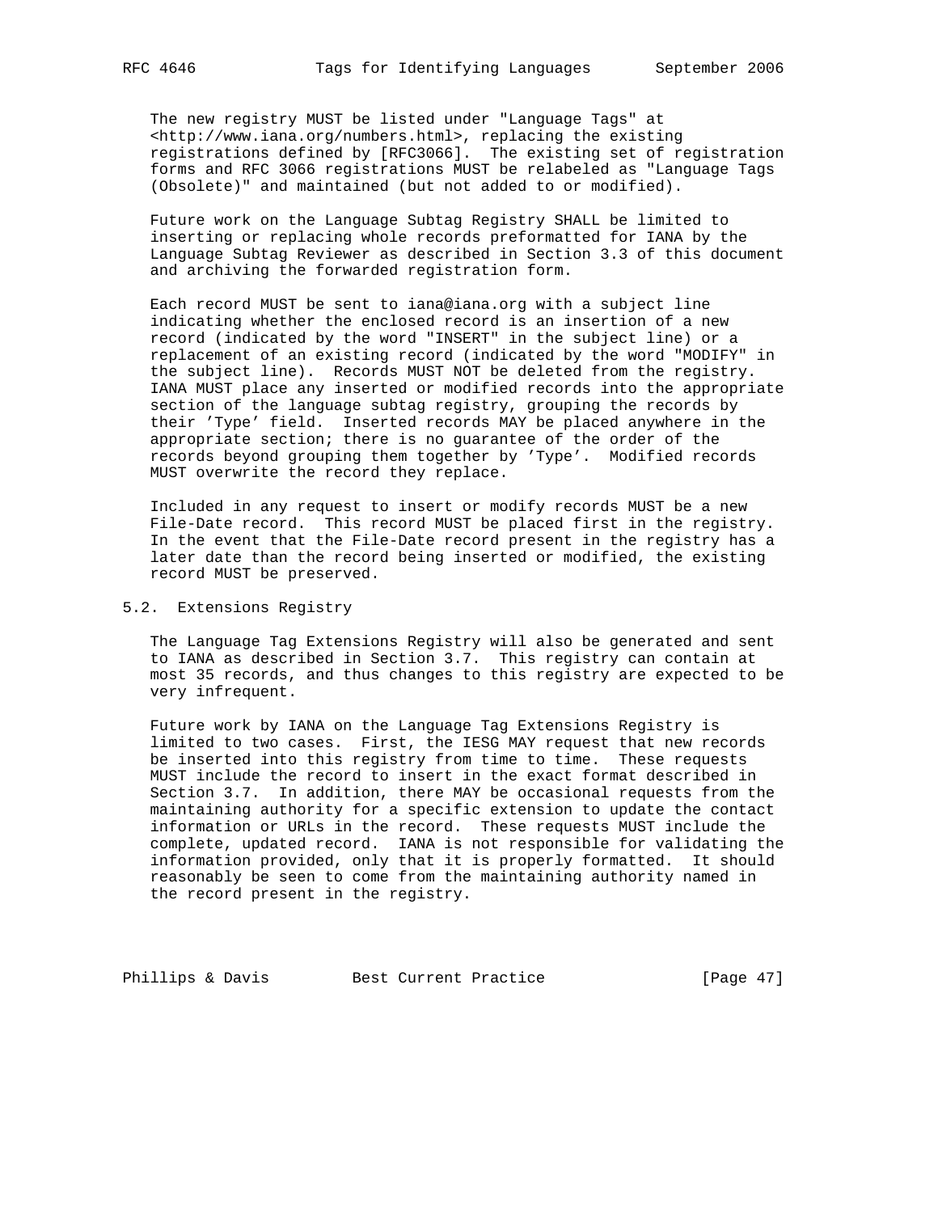The new registry MUST be listed under "Language Tags" at <http://www.iana.org/numbers.html>, replacing the existing registrations defined by [RFC3066]. The existing set of registration forms and RFC 3066 registrations MUST be relabeled as "Language Tags (Obsolete)" and maintained (but not added to or modified).

Future work on the Language Subtag Registry SHALL be limited to inserting or replacing whole records preformatted for IANA by the Language Subtag Reviewer as described in Section 3.3 of this document and archiving the forwarded registration form.

Each record MUST be sent to iana@iana.org with a subject line indicating whether the enclosed record is an insertion of a new record (indicated by the word "INSERT" in the subject line) or a replacement of an existing record (indicated by the word "MODIFY" in the subject line). Records MUST NOT be deleted from the registry. IANA MUST place any inserted or modified records into the appropriate section of the language subtag registry, grouping the records by their 'Type' field. Inserted records MAY be placed anywhere in the appropriate section; there is no guarantee of the order of the records beyond grouping them together by 'Type'. Modified records MUST overwrite the record they replace.

Included in any request to insert or modify records MUST be a new File-Date record. This record MUST be placed first in the registry. In the event that the File-Date record present in the registry has a later date than the record being inserted or modified, the existing record MUST be preserved.

## 5.2. Extensions Registry

The Language Tag Extensions Registry will also be generated and sent to IANA as described in Section 3.7. This registry can contain at most 35 records, and thus changes to this registry are expected to be very infrequent.

Future work by IANA on the Language Tag Extensions Registry is limited to two cases. First, the IESG MAY request that new records be inserted into this registry from time to time. These requests MUST include the record to insert in the exact format described in Section 3.7. In addition, there MAY be occasional requests from the maintaining authority for a specific extension to update the contact information or URLs in the record. These requests MUST include the complete, updated record. IANA is not responsible for validating the information provided, only that it is properly formatted. It should reasonably be seen to come from the maintaining authority named in the record present in the registry.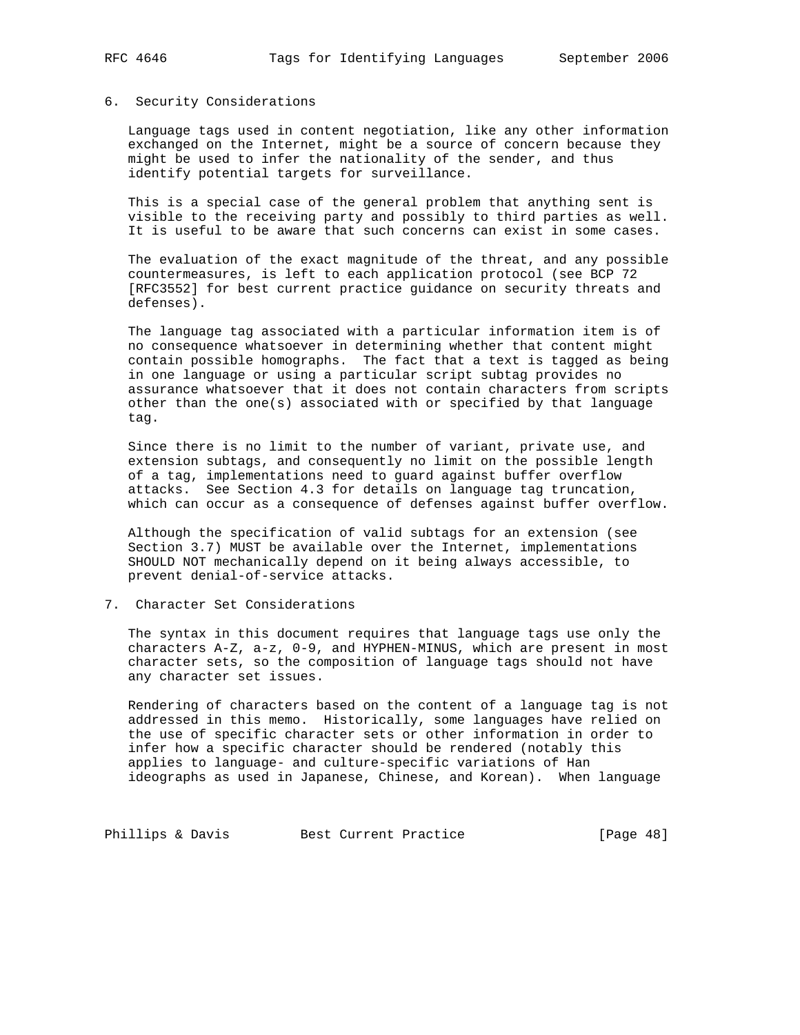## 6. Security Considerations

Language tags used in content negotiation, like any other information exchanged on the Internet, might be a source of concern because they might be used to infer the nationality of the sender, and thus identify potential targets for surveillance.

This is a special case of the general problem that anything sent is visible to the receiving party and possibly to third parties as well. It is useful to be aware that such concerns can exist in some cases.

The evaluation of the exact magnitude of the threat, and any possible countermeasures, is left to each application protocol (see BCP 72 [RFC3552] for best current practice guidance on security threats and defenses).

The language tag associated with a particular information item is of no consequence whatsoever in determining whether that content might contain possible homographs. The fact that a text is tagged as being in one language or using a particular script subtag provides no assurance whatsoever that it does not contain characters from scripts other than the one(s) associated with or specified by that language tag.

Since there is no limit to the number of variant, private use, and extension subtags, and consequently no limit on the possible length of a tag, implementations need to guard against buffer overflow attacks. See Section 4.3 for details on language tag truncation, which can occur as a consequence of defenses against buffer overflow.

Although the specification of valid subtags for an extension (see Section 3.7) MUST be available over the Internet, implementations SHOULD NOT mechanically depend on it being always accessible, to prevent denial-of-service attacks.

## 7. Character Set Considerations

The syntax in this document requires that language tags use only the characters A-Z, a-z, 0-9, and HYPHEN-MINUS, which are present in most character sets, so the composition of language tags should not have any character set issues.

Rendering of characters based on the content of a language tag is not addressed in this memo. Historically, some languages have relied on the use of specific character sets or other information in order to infer how a specific character should be rendered (notably this applies to language- and culture-specific variations of Han ideographs as used in Japanese, Chinese, and Korean). When language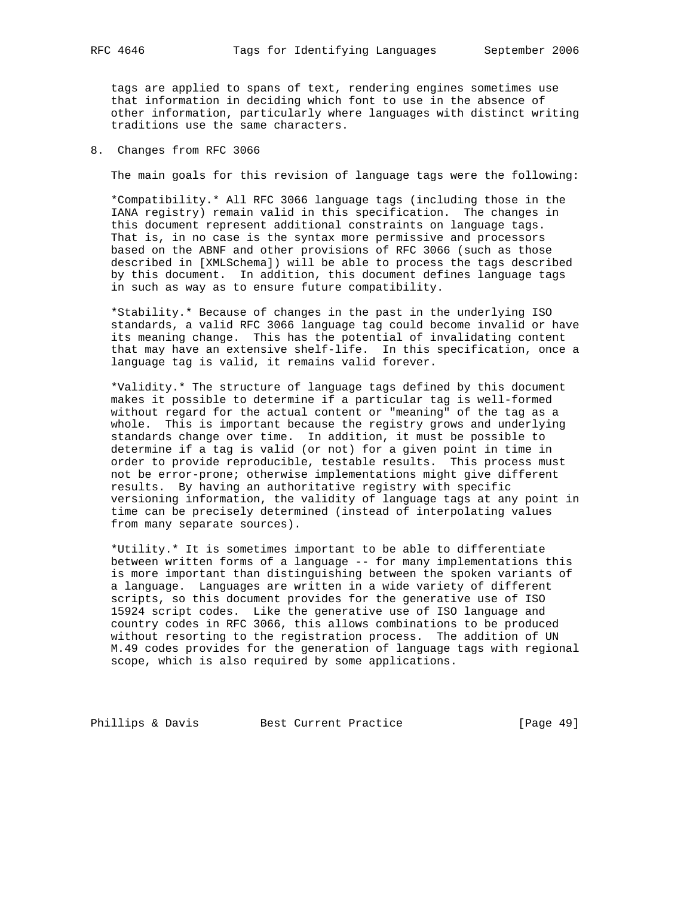tags are applied to spans of text, rendering engines sometimes use that information in deciding which font to use in the absence of other information, particularly where languages with distinct writing traditions use the same characters.

## 8. Changes from RFC 3066

The main goals for this revision of language tags were the following:

*Compatibility.* All RFC 3066 language tags (including those in the IANA registry) remain valid in this specification. The changes in this document represent additional constraints on language tags. That is, in no case is the syntax more permissive and processors based on the ABNF and other provisions of RFC 3066 (such as those described in [XMLSchema]) will be able to process the tags described by this document. In addition, this document defines language tags in such as way as to ensure future compatibility.

*Stability.* Because of changes in the past in the underlying ISO standards, a valid RFC 3066 language tag could become invalid or have its meaning change. This has the potential of invalidating content that may have an extensive shelf-life. In this specification, once a language tag is valid, it remains valid forever.

*Validity.* The structure of language tags defined by this document makes it possible to determine if a particular tag is well-formed without regard for the actual content or "meaning" of the tag as a whole. This is important because the registry grows and underlying standards change over time. In addition, it must be possible to determine if a tag is valid (or not) for a given point in time in order to provide reproducible, testable results. This process must not be error-prone; otherwise implementations might give different results. By having an authoritative registry with specific versioning information, the validity of language tags at any point in time can be precisely determined (instead of interpolating values from many separate sources).

*Utility.* It is sometimes important to be able to differentiate between written forms of a language -- for many implementations this is more important than distinguishing between the spoken variants of a language. Languages are written in a wide variety of different scripts, so this document provides for the generative use of ISO 15924 script codes. Like the generative use of ISO language and country codes in RFC 3066, this allows combinations to be produced without resorting to the registration process. The addition of UN M.49 codes provides for the generation of language tags with regional scope, which is also required by some applications.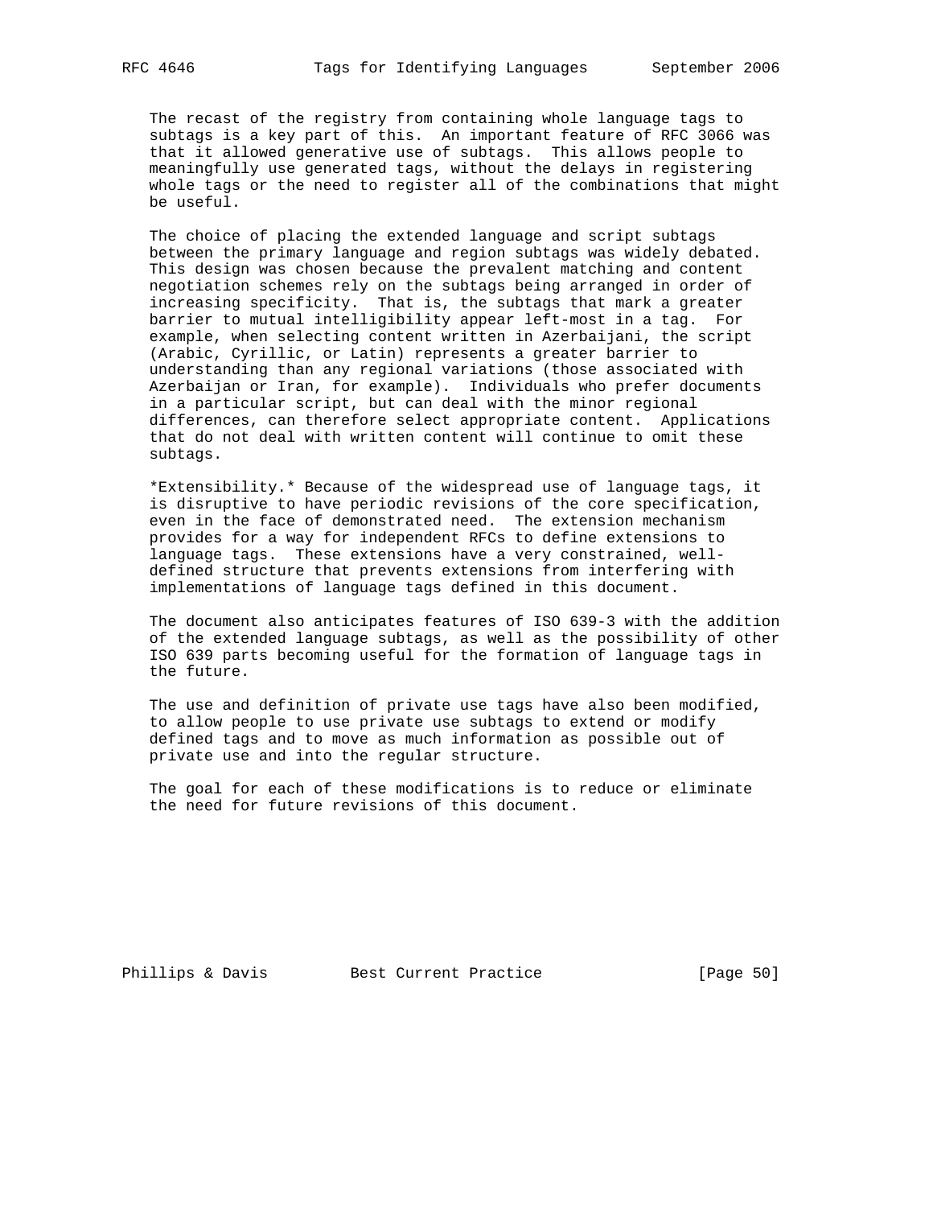The recast of the registry from containing whole language tags to subtags is a key part of this. An important feature of RFC 3066 was that it allowed generative use of subtags. This allows people to meaningfully use generated tags, without the delays in registering whole tags or the need to register all of the combinations that might be useful.

The choice of placing the extended language and script subtags between the primary language and region subtags was widely debated. This design was chosen because the prevalent matching and content negotiation schemes rely on the subtags being arranged in order of increasing specificity. That is, the subtags that mark a greater barrier to mutual intelligibility appear left-most in a tag. For example, when selecting content written in Azerbaijani, the script (Arabic, Cyrillic, or Latin) represents a greater barrier to understanding than any regional variations (those associated with Azerbaijan or Iran, for example). Individuals who prefer documents in a particular script, but can deal with the minor regional differences, can therefore select appropriate content. Applications that do not deal with written content will continue to omit these subtags.

*Extensibility.* Because of the widespread use of language tags, it is disruptive to have periodic revisions of the core specification, even in the face of demonstrated need. The extension mechanism provides for a way for independent RFCs to define extensions to language tags. These extensions have a very constrained, well-defined structure that prevents extensions from interfering with implementations of language tags defined in this document.

The document also anticipates features of ISO 639-3 with the addition of the extended language subtags, as well as the possibility of other ISO 639 parts becoming useful for the formation of language tags in the future.

The use and definition of private use tags have also been modified, to allow people to use private use subtags to extend or modify defined tags and to move as much information as possible out of private use and into the regular structure.

The goal for each of these modifications is to reduce or eliminate the need for future revisions of this document.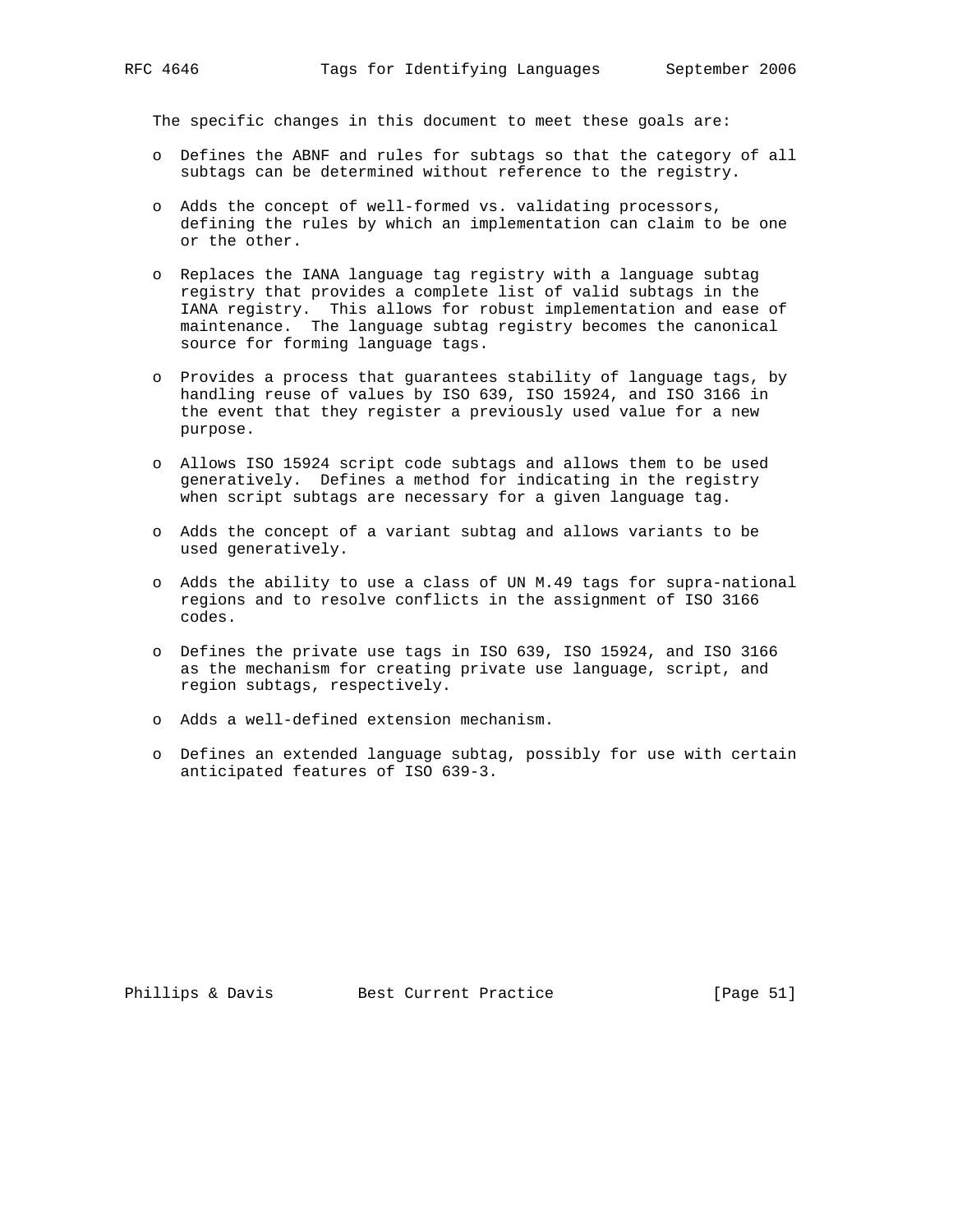The specific changes in this document to meet these goals are:

- Defines the ABNF and rules for subtags so that the category of all subtags can be determined without reference to the registry.
- Adds the concept of well-formed vs. validating processors, defining the rules by which an implementation can claim to be one or the other.
- Replaces the IANA language tag registry with a language subtag registry that provides a complete list of valid subtags in the IANA registry. This allows for robust implementation and ease of maintenance. The language subtag registry becomes the canonical source for forming language tags.
- Provides a process that guarantees stability of language tags, by handling reuse of values by ISO 639, ISO 15924, and ISO 3166 in the event that they register a previously used value for a new purpose.
- Allows ISO 15924 script code subtags and allows them to be used generatively. Defines a method for indicating in the registry when script subtags are necessary for a given language tag.
- Adds the concept of a variant subtag and allows variants to be used generatively.
- Adds the ability to use a class of UN M.49 tags for supra-national regions and to resolve conflicts in the assignment of ISO 3166 codes.
- Defines the private use tags in ISO 639, ISO 15924, and ISO 3166 as the mechanism for creating private use language, script, and region subtags, respectively.
- Adds a well-defined extension mechanism.
- Defines an extended language subtag, possibly for use with certain anticipated features of ISO 639-3.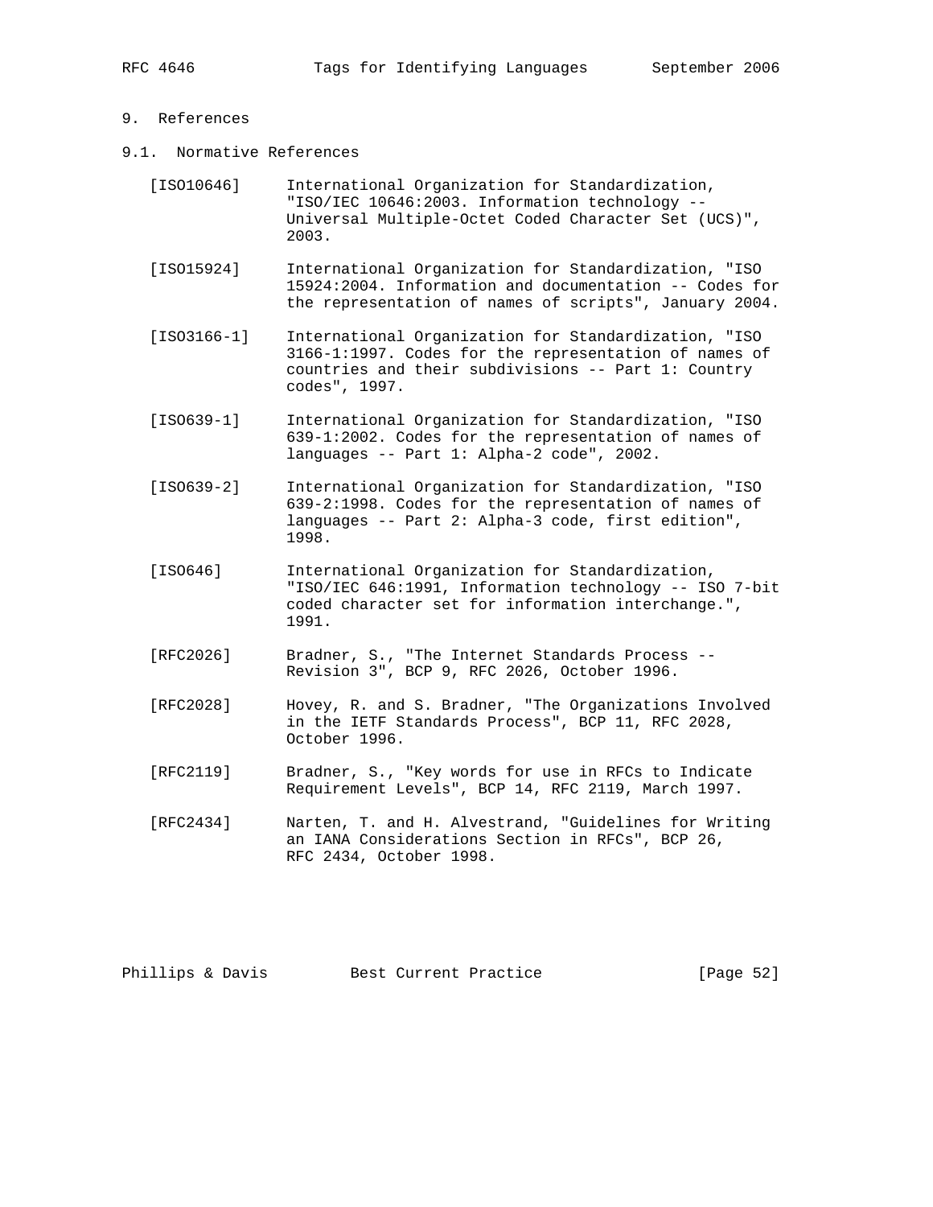## 9. References

### 9.1. Normative References

[ISO10646] International Organization for Standardization, "ISO/IEC 10646:2003. Information technology -- Universal Multiple-Octet Coded Character Set (UCS)", 2003.

[ISO15924] International Organization for Standardization, "ISO 15924:2004. Information and documentation -- Codes for the representation of names of scripts", January 2004.

[ISO3166-1] International Organization for Standardization, "ISO 3166-1:1997. Codes for the representation of names of countries and their subdivisions -- Part 1: Country codes", 1997.

[ISO639-1] International Organization for Standardization, "ISO 639-1:2002. Codes for the representation of names of languages -- Part 1: Alpha-2 code", 2002.

[ISO639-2] International Organization for Standardization, "ISO 639-2:1998. Codes for the representation of names of languages -- Part 2: Alpha-3 code, first edition", 1998.

[ISO646] International Organization for Standardization, "ISO/IEC 646:1991, Information technology -- ISO 7-bit coded character set for information interchange.", 1991.

[RFC2026] Bradner, S., "The Internet Standards Process -- Revision 3", BCP 9, RFC 2026, October 1996.

[RFC2028] Hovey, R. and S. Bradner, "The Organizations Involved in the IETF Standards Process", BCP 11, RFC 2028, October 1996.

[RFC2119] Bradner, S., "Key words for use in RFCs to Indicate Requirement Levels", BCP 14, RFC 2119, March 1997.

[RFC2434] Narten, T. and H. Alvestrand, "Guidelines for Writing an IANA Considerations Section in RFCs", BCP 26, RFC 2434, October 1998.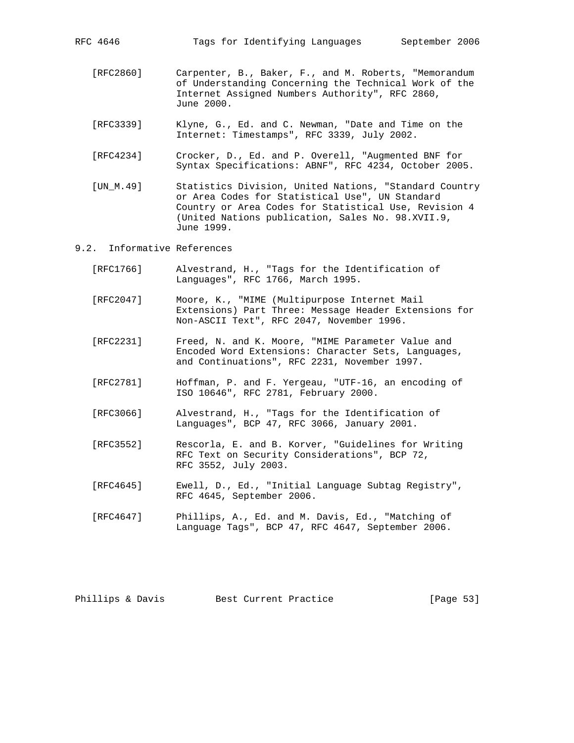[RFC2860] Carpenter, B., Baker, F., and M. Roberts, "Memorandum of Understanding Concerning the Technical Work of the Internet Assigned Numbers Authority", RFC 2860, June 2000.

[RFC3339] Klyne, G., Ed. and C. Newman, "Date and Time on the Internet: Timestamps", RFC 3339, July 2002.

[RFC4234] Crocker, D., Ed. and P. Overell, "Augmented BNF for Syntax Specifications: ABNF", RFC 4234, October 2005.

[UN_M.49] Statistics Division, United Nations, "Standard Country or Area Codes for Statistical Use", UN Standard Country or Area Codes for Statistical Use, Revision 4 (United Nations publication, Sales No. 98.XVII.9, June 1999.

## 9.2. Informative References

[RFC1766] Alvestrand, H., "Tags for the Identification of Languages", RFC 1766, March 1995.

[RFC2047] Moore, K., "MIME (Multipurpose Internet Mail Extensions) Part Three: Message Header Extensions for Non-ASCII Text", RFC 2047, November 1996.

[RFC2231] Freed, N. and K. Moore, "MIME Parameter Value and Encoded Word Extensions: Character Sets, Languages, and Continuations", RFC 2231, November 1997.

[RFC2781] Hoffman, P. and F. Yergeau, "UTF-16, an encoding of ISO 10646", RFC 2781, February 2000.

[RFC3066] Alvestrand, H., "Tags for the Identification of Languages", BCP 47, RFC 3066, January 2001.

[RFC3552] Rescorla, E. and B. Korver, "Guidelines for Writing RFC Text on Security Considerations", BCP 72, RFC 3552, July 2003.

[RFC4645] Ewell, D., Ed., "Initial Language Subtag Registry", RFC 4645, September 2006.

[RFC4647] Phillips, A., Ed. and M. Davis, Ed., "Matching of Language Tags", BCP 47, RFC 4647, September 2006.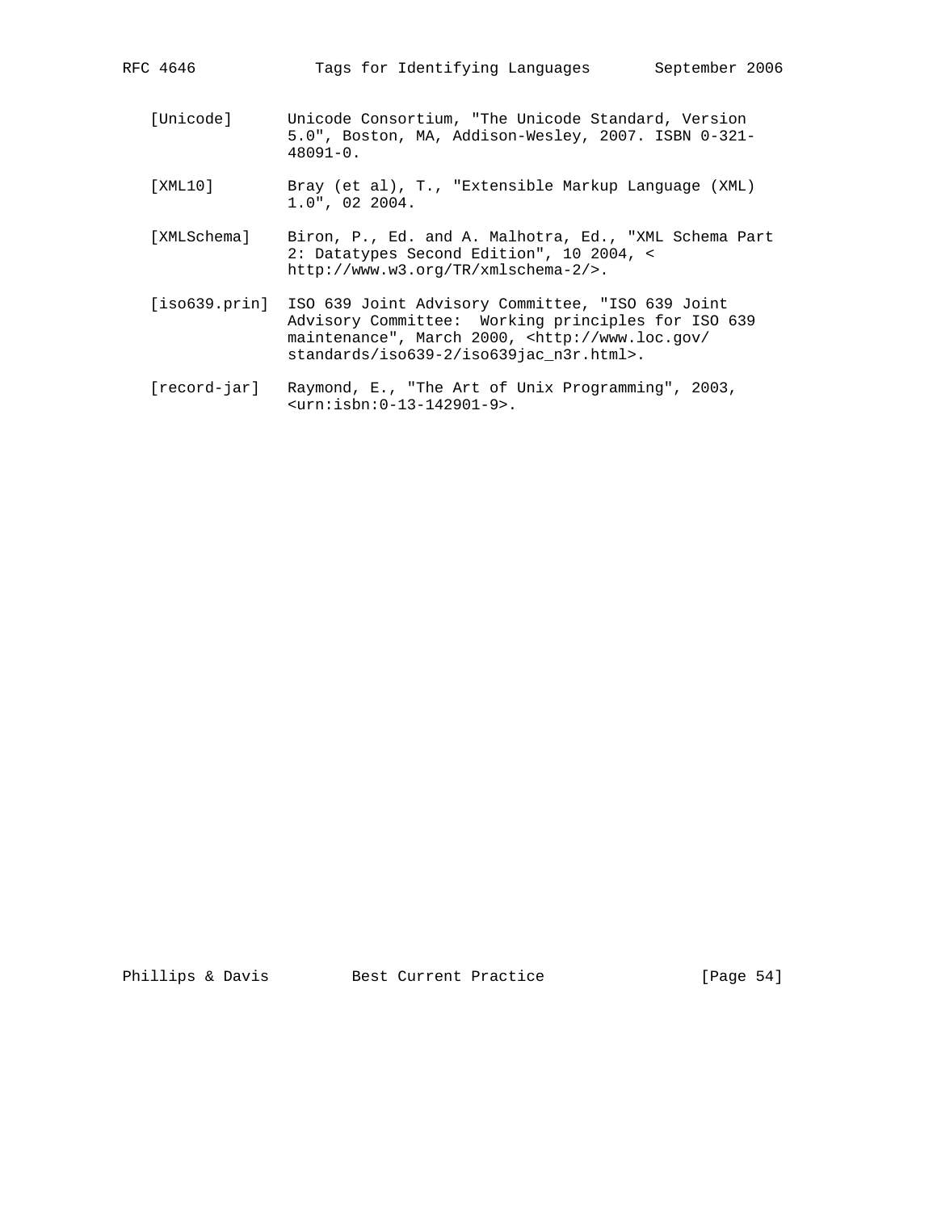[Unicode] Unicode Consortium, "The Unicode Standard, Version 5.0", Boston, MA, Addison-Wesley, 2007. ISBN 0-321-48091-0.

[XML10] Bray (et al), T., "Extensible Markup Language (XML) 1.0", 02 2004.

[XMLSchema] Biron, P., Ed. and A. Malhotra, Ed., "XML Schema Part 2: Datatypes Second Edition", 10 2004, < http://www.w3.org/TR/xmlschema-2/>.

[iso639.prin] ISO 639 Joint Advisory Committee, "ISO 639 Joint Advisory Committee: Working principles for ISO 639 maintenance", March 2000, <http://www.loc.gov/standards/iso639-2/iso639jac_n3r.html>.

[record-jar] Raymond, E., "The Art of Unix Programming", 2003, <urn:isbn:0-13-142901-9>.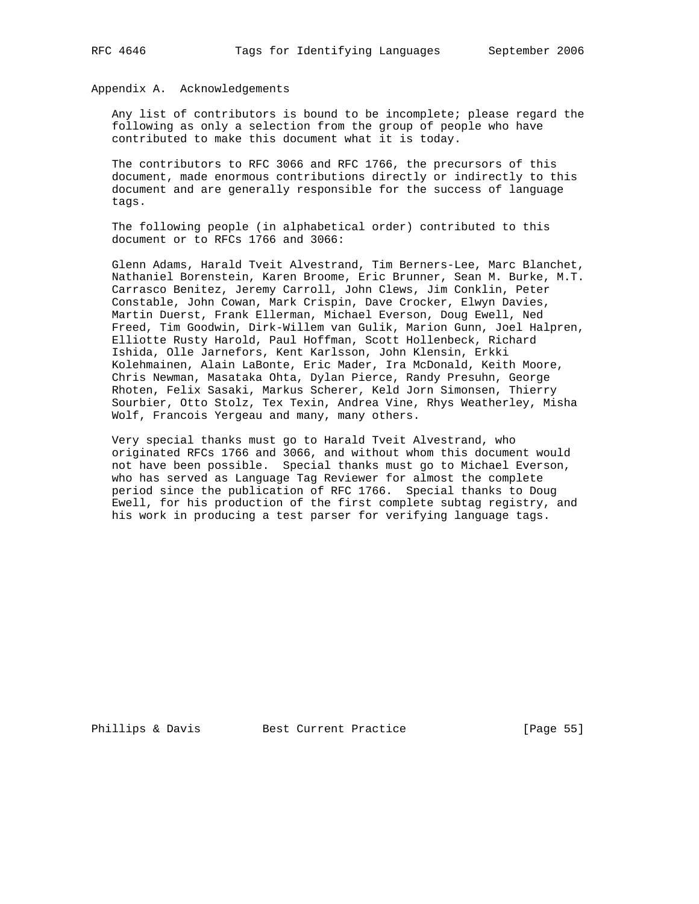## Appendix A. Acknowledgements

Any list of contributors is bound to be incomplete; please regard the following as only a selection from the group of people who have contributed to make this document what it is today.

The contributors to RFC 3066 and RFC 1766, the precursors of this document, made enormous contributions directly or indirectly to this document and are generally responsible for the success of language tags.

The following people (in alphabetical order) contributed to this document or to RFCs 1766 and 3066:

Glenn Adams, Harald Tveit Alvestrand, Tim Berners-Lee, Marc Blanchet, Nathaniel Borenstein, Karen Broome, Eric Brunner, Sean M. Burke, M.T. Carrasco Benitez, Jeremy Carroll, John Clews, Jim Conklin, Peter Constable, John Cowan, Mark Crispin, Dave Crocker, Elwyn Davies, Martin Duerst, Frank Ellerman, Michael Everson, Doug Ewell, Ned Freed, Tim Goodwin, Dirk-Willem van Gulik, Marion Gunn, Joel Halpren, Elliotte Rusty Harold, Paul Hoffman, Scott Hollenbeck, Richard Ishida, Olle Jarnefors, Kent Karlsson, John Klensin, Erkki Kolehmainen, Alain LaBonte, Eric Mader, Ira McDonald, Keith Moore, Chris Newman, Masataka Ohta, Dylan Pierce, Randy Presuhn, George Rhoten, Felix Sasaki, Markus Scherer, Keld Jorn Simonsen, Thierry Sourbier, Otto Stolz, Tex Texin, Andrea Vine, Rhys Weatherley, Misha Wolf, Francois Yergeau and many, many others.

Very special thanks must go to Harald Tveit Alvestrand, who originated RFCs 1766 and 3066, and without whom this document would not have been possible. Special thanks must go to Michael Everson, who has served as Language Tag Reviewer for almost the complete period since the publication of RFC 1766. Special thanks to Doug Ewell, for his production of the first complete subtag registry, and his work in producing a test parser for verifying language tags.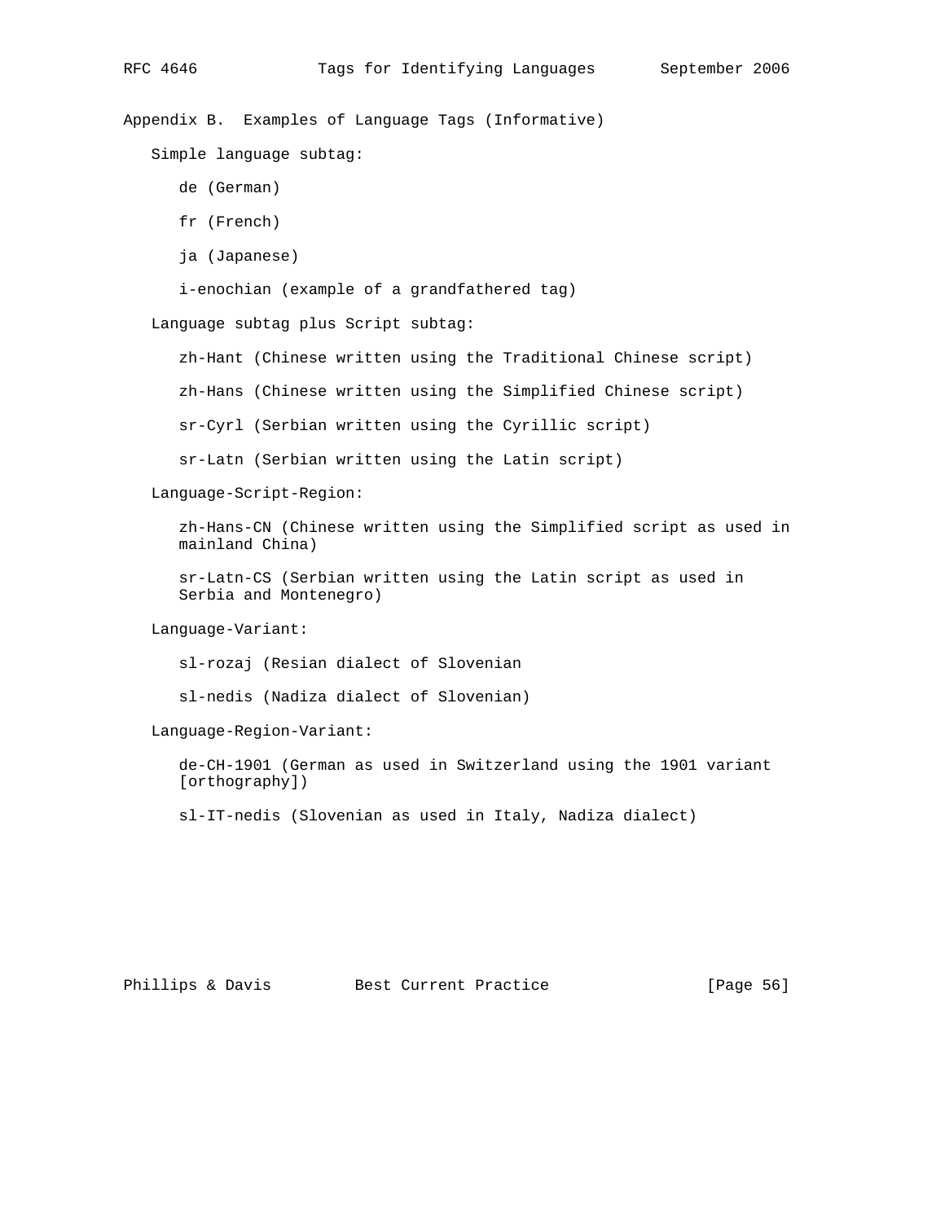## Appendix B. Examples of Language Tags (Informative)

Simple language subtag:

- de (German)
- fr (French)
- ja (Japanese)
- i-enochian (example of a grandfathered tag)

Language subtag plus Script subtag:

- zh-Hant (Chinese written using the Traditional Chinese script)
- zh-Hans (Chinese written using the Simplified Chinese script)
- sr-Cyrl (Serbian written using the Cyrillic script)
- sr-Latn (Serbian written using the Latin script)

Language-Script-Region:

- zh-Hans-CN (Chinese written using the Simplified script as used in mainland China)
- sr-Latn-CS (Serbian written using the Latin script as used in Serbia and Montenegro)

Language-Variant:

- sl-rozaj (Resian dialect of Slovenian
- sl-nedis (Nadiza dialect of Slovenian)

Language-Region-Variant:

- de-CH-1901 (German as used in Switzerland using the 1901 variant [orthography])
- sl-IT-nedis (Slovenian as used in Italy, Nadiza dialect)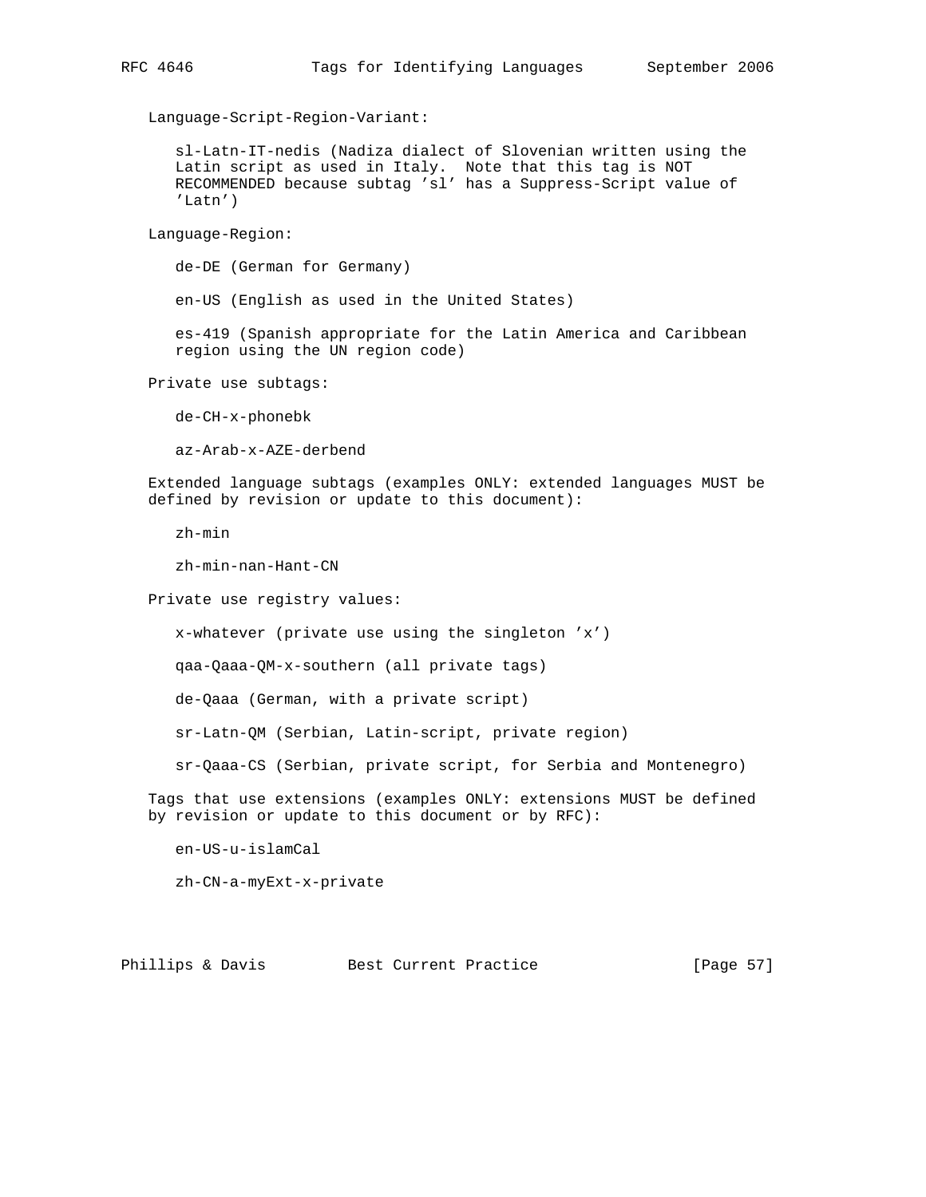Language-Script-Region-Variant:

sl-Latn-IT-nedis (Nadiza dialect of Slovenian written using the Latin script as used in Italy. Note that this tag is NOT RECOMMENDED because subtag 'sl' has a Suppress-Script value of 'Latn')

Language-Region:

de-DE (German for Germany)

en-US (English as used in the United States)

es-419 (Spanish appropriate for the Latin America and Caribbean region using the UN region code)

Private use subtags:

de-CH-x-phonebk

az-Arab-x-AZE-derbend

Extended language subtags (examples ONLY: extended languages MUST be defined by revision or update to this document):

zh-min

zh-min-nan-Hant-CN

Private use registry values:

x-whatever (private use using the singleton 'x')

qaa-Qaaa-QM-x-southern (all private tags)

de-Qaaa (German, with a private script)

sr-Latn-QM (Serbian, Latin-script, private region)

sr-Qaaa-CS (Serbian, private script, for Serbia and Montenegro)

Tags that use extensions (examples ONLY: extensions MUST be defined by revision or update to this document or by RFC):

en-US-u-islamCal

zh-CN-a-myExt-x-private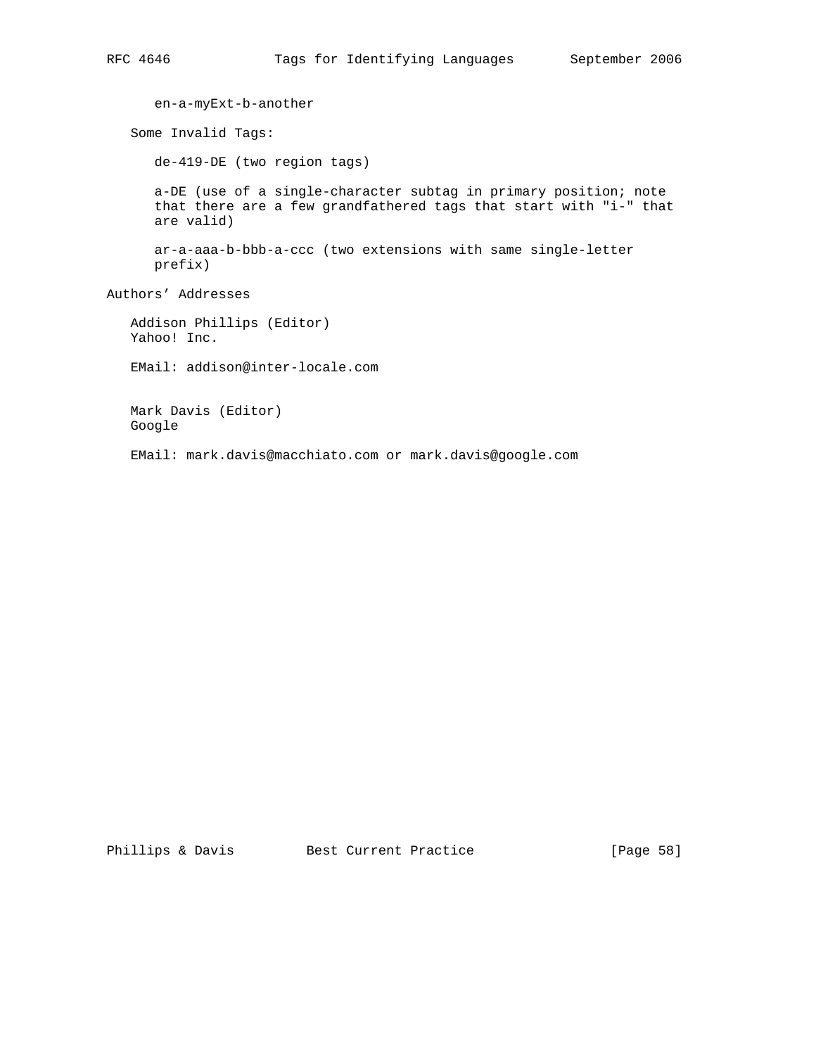en-a-myExt-b-another

Some Invalid Tags:

de-419-DE (two region tags)

a-DE (use of a single-character subtag in primary position; note that there are a few grandfathered tags that start with "i-" that are valid)

ar-a-aaa-b-bbb-a-ccc (two extensions with same single-letter prefix)

## Authors' Addresses

Addison Phillips (Editor)
Yahoo! Inc.

EMail: addison@inter-locale.com

Mark Davis (Editor)
Google

EMail: mark.davis@macchiato.com or mark.davis@google.com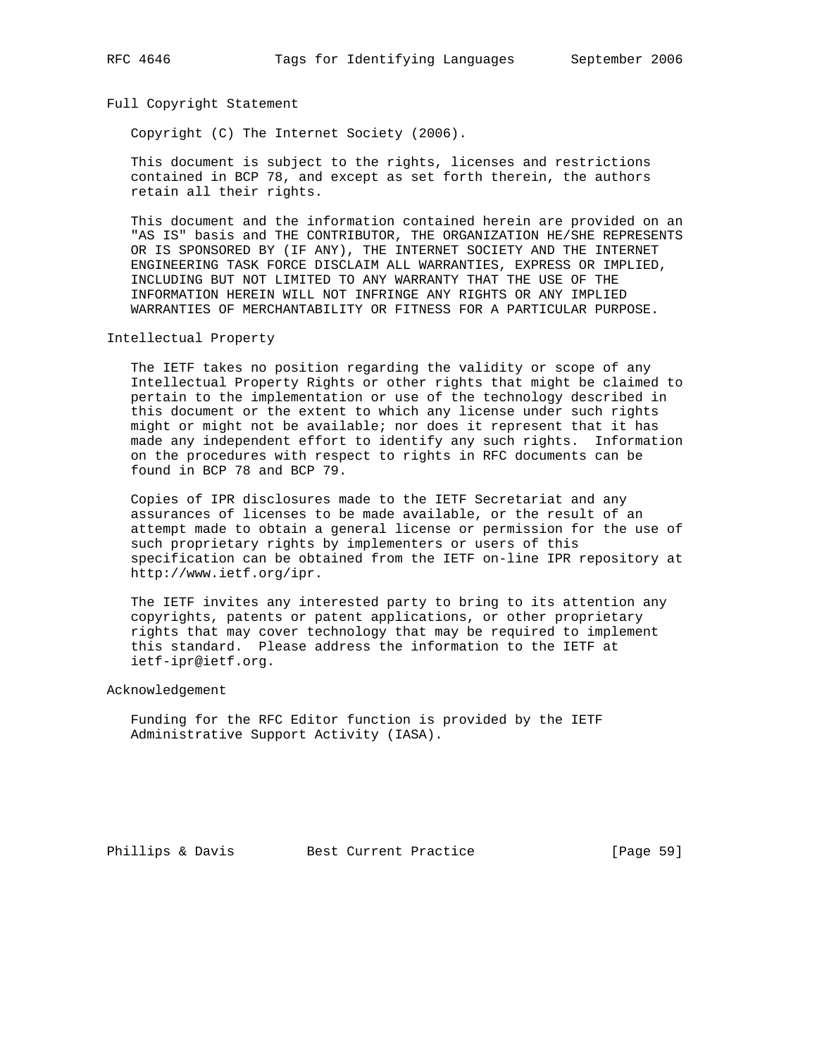## Full Copyright Statement

Copyright (C) The Internet Society (2006).

This document is subject to the rights, licenses and restrictions contained in BCP 78, and except as set forth therein, the authors retain all their rights.

This document and the information contained herein are provided on an "AS IS" basis and THE CONTRIBUTOR, THE ORGANIZATION HE/SHE REPRESENTS OR IS SPONSORED BY (IF ANY), THE INTERNET SOCIETY AND THE INTERNET ENGINEERING TASK FORCE DISCLAIM ALL WARRANTIES, EXPRESS OR IMPLIED, INCLUDING BUT NOT LIMITED TO ANY WARRANTY THAT THE USE OF THE INFORMATION HEREIN WILL NOT INFRINGE ANY RIGHTS OR ANY IMPLIED WARRANTIES OF MERCHANTABILITY OR FITNESS FOR A PARTICULAR PURPOSE.

## Intellectual Property

The IETF takes no position regarding the validity or scope of any Intellectual Property Rights or other rights that might be claimed to pertain to the implementation or use of the technology described in this document or the extent to which any license under such rights might or might not be available; nor does it represent that it has made any independent effort to identify any such rights. Information on the procedures with respect to rights in RFC documents can be found in BCP 78 and BCP 79.

Copies of IPR disclosures made to the IETF Secretariat and any assurances of licenses to be made available, or the result of an attempt made to obtain a general license or permission for the use of such proprietary rights by implementers or users of this specification can be obtained from the IETF on-line IPR repository at http://www.ietf.org/ipr.

The IETF invites any interested party to bring to its attention any copyrights, patents or patent applications, or other proprietary rights that may cover technology that may be required to implement this standard. Please address the information to the IETF at ietf-ipr@ietf.org.

## Acknowledgement

Funding for the RFC Editor function is provided by the IETF Administrative Support Activity (IASA).